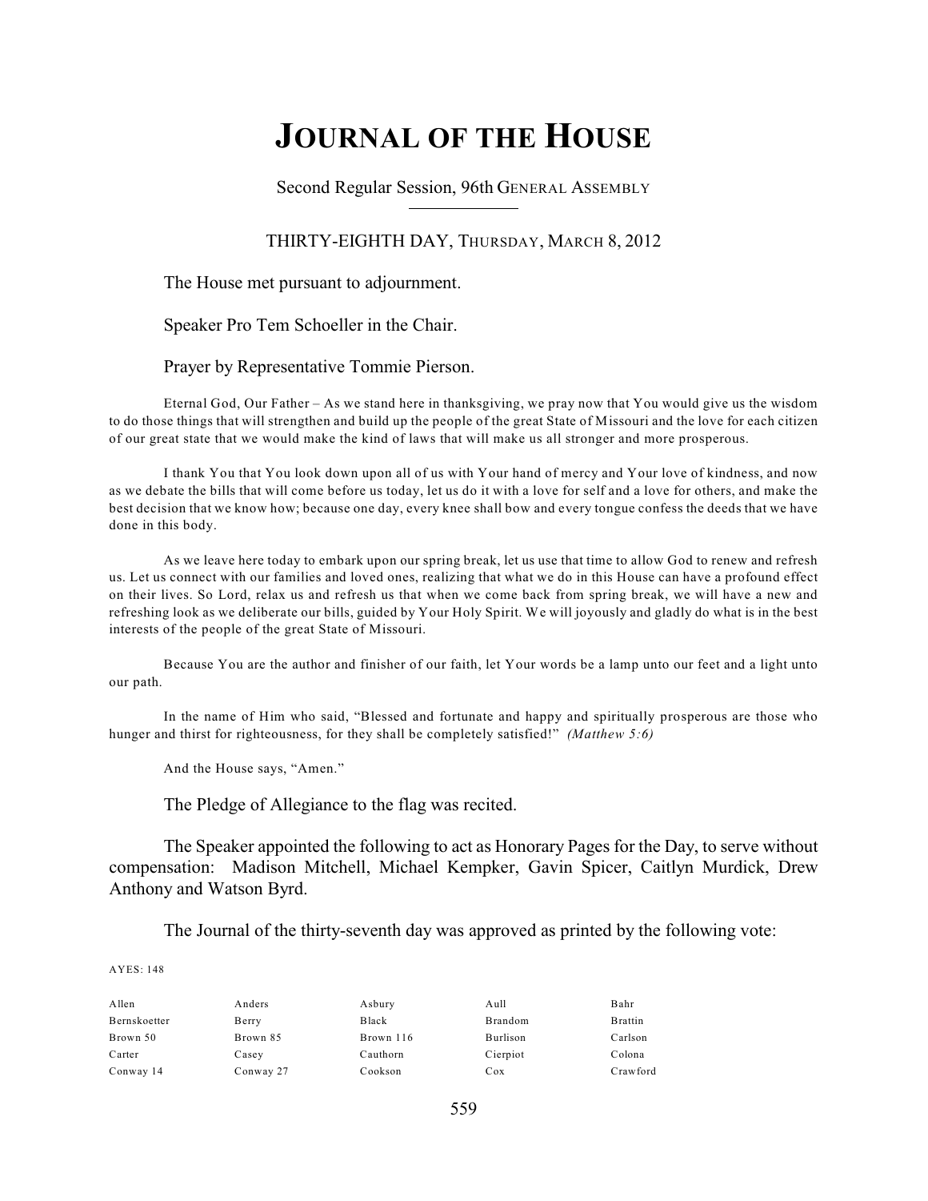# JOURNAL OF THE HOUSE

Second Regular Session, 96th GENERAL ASSEMBLY

THIRTY-EIGHTH DAY, THURSDAY, MARCH 8, 2012

The House met pursuant to adjournment.

Speaker Pro Tem Schoeller in the Chair.

Prayer by Representative Tommie Pierson.

Eternal God, Our Father – As we stand here in thanksgiving, we pray now that You would give us the wisdom to do those things that will strengthen and build up the people of the great State of Missouri and the love for each citizen of our great state that we would make the kind of laws that will make us all stronger and more prosperous.

I thank You that You look down upon all of us with Your hand of mercy and Your love of kindness, and now as we debate the bills that will come before us today, let us do it with a love for self and a love for others, and make the best decision that we know how; because one day, every knee shall bow and every tongue confess the deeds that we have done in this body.

As we leave here today to embark upon our spring break, let us use that time to allow God to renew and refresh us. Let us connect with our families and loved ones, realizing that what we do in this House can have a profound effect on their lives. So Lord, relax us and refresh us that when we come back from spring break, we will have a new and refreshing look as we deliberate our bills, guided by Your Holy Spirit. We will joyously and gladly do what is in the best interests of the people of the great State of Missouri.

Because You are the author and finisher of our faith, let Your words be a lamp unto our feet and a light unto our path.

In the name of Him who said, "Blessed and fortunate and happy and spiritually prosperous are those who hunger and thirst for righteousness, for they shall be completely satisfied!" *(Matthew 5:6)*

And the House says, "Amen."

The Pledge of Allegiance to the flag was recited.

The Speaker appointed the following to act as Honorary Pages for the Day, to serve without compensation: Madison Mitchell, Michael Kempker, Gavin Spicer, Caitlyn Murdick, Drew Anthony and Watson Byrd.

The Journal of the thirty-seventh day was approved as printed by the following vote:

AYES: 148

| | | | | |
|---|---|---|---|---|
| Allen | Anders | Asbury | Aull | Bahr |
| Bernskoetter | Berry | Black | Brandom | Brattin |
| Brown 50 | Brown 85 | Brown 116 | Burlison | Carlson |
| Carter | Casey | Cauthorn | Cierpiot | Colona |
| Conway 14 | Conway 27 | Cookson | Cox | Crawford |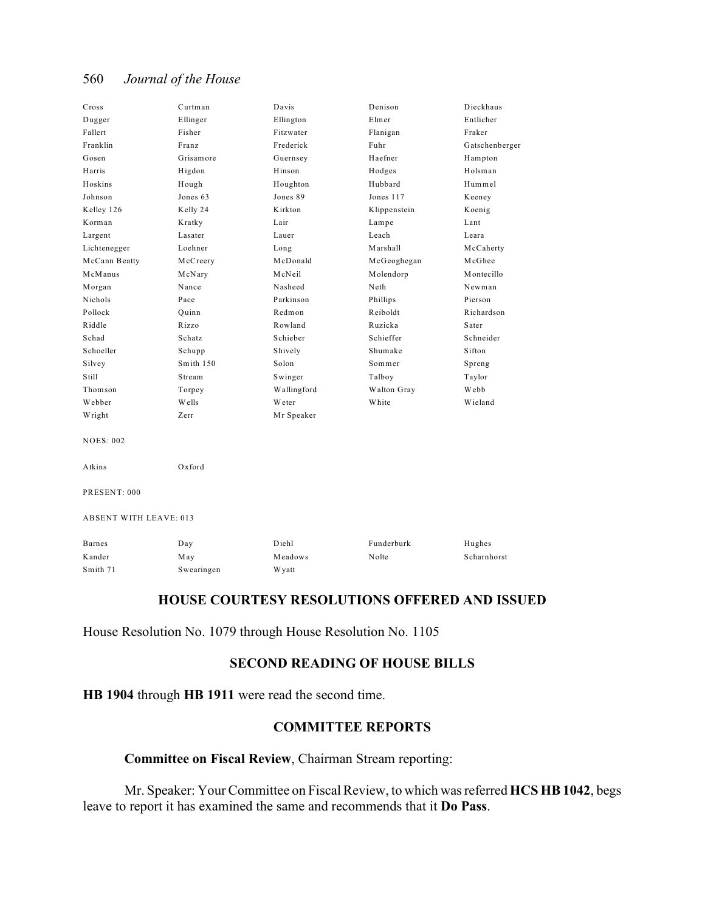| | | | | |
|---|---|---|---|---|
| Cross | Curtman | Davis | Denison | Dieckhaus |
| Dugger | Ellinger | Ellington | Elmer | Entlicher |
| Fallert | Fisher | Fitzwater | Flanigan | Fraker |
| Franklin | Franz | Frederick | Fuhr | Gatschenberger |
| Gosen | Grisamore | Guernsey | Haefner | Hampton |
| Harris | Higdon | Hinson | Hodges | Holsman |
| Hoskins | Hough | Houghton | Hubbard | Hummel |
| Johnson | Jones 63 | Jones 89 | Jones 117 | Keeney |
| Kelley 126 | Kelly 24 | Kirkton | Klippenstein | Koenig |
| Korman | Kratky | Lair | Lampe | Lant |
| Largent | Lasater | Lauer | Leach | Leara |
| Lichtenegger | Loehner | Long | Marshall | McCaherty |
| McCann Beatty | McCreery | McDonald | McGeoghegan | McGhee |
| McManus | McNary | McNeil | Molendorp | Montecillo |
| Morgan | Nance | Nasheed | Neth | Newman |
| Nichols | Pace | Parkinson | Phillips | Pierson |
| Pollock | Quinn | Redmon | Reiboldt | Richardson |
| Riddle | Rizzo | Rowland | Ruzicka | Sater |
| Schad | Schatz | Schieber | Schieffer | Schneider |
| Schoeller | Schupp | Shively | Shumake | Sifton |
| Silvey | Smith 150 | Solon | Sommer | Spreng |
| Still | Stream | Swinger | Talboy | Taylor |
| Thomson | Torpey | Wallingford | Walton Gray | Webb |
| Webber | Wells | Weter | White | Wieland |
| Wright | Zerr | Mr Speaker | | |

NOES: 002

| | |
|---|---|
| Atkins | Oxford |

PRESENT: 000

ABSENT WITH LEAVE: 013

| | | | | |
|---|---|---|---|---|
| Barnes | Day | Diehl | Funderburk | Hughes |
| Kander | May | Meadows | Nolte | Scharnhorst |
| Smith 71 | Swearingen | Wyatt | | |

## HOUSE COURTESY RESOLUTIONS OFFERED AND ISSUED

House Resolution No. 1079 through House Resolution No. 1105

## SECOND READING OF HOUSE BILLS

**HB 1904** through **HB 1911** were read the second time.

## COMMITTEE REPORTS

**Committee on Fiscal Review**, Chairman Stream reporting:

Mr. Speaker: Your Committee on Fiscal Review, to which was referred **HCS HB 1042**, begs leave to report it has examined the same and recommends that it **Do Pass**.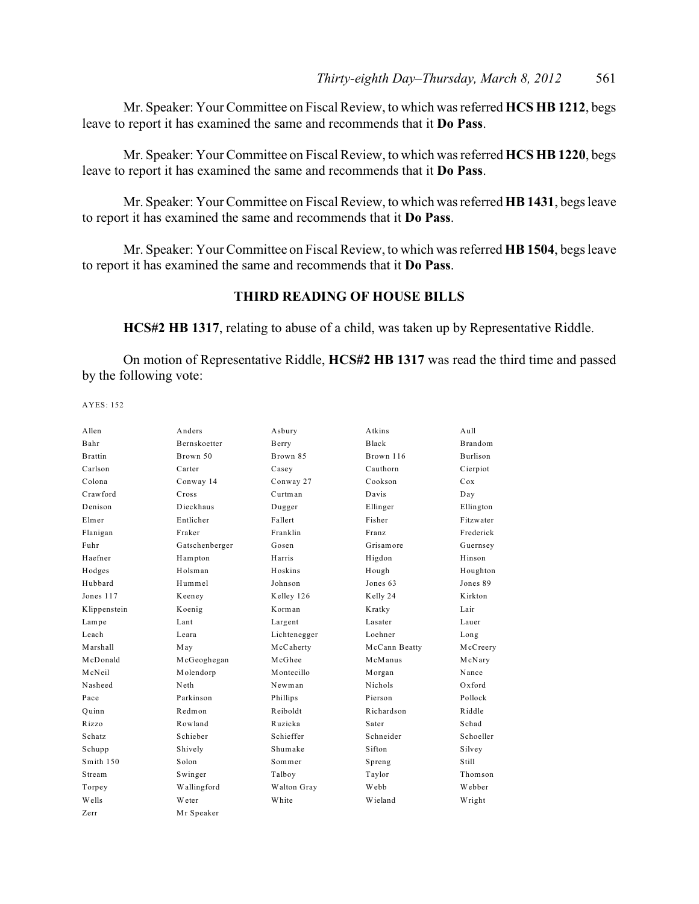Mr. Speaker: Your Committee on Fiscal Review, to which was referred **HCS HB 1212**, begs leave to report it has examined the same and recommends that it **Do Pass**.

Mr. Speaker: Your Committee on Fiscal Review, to which was referred **HCS HB 1220**, begs leave to report it has examined the same and recommends that it **Do Pass**.

Mr. Speaker: Your Committee on Fiscal Review, to which was referred **HB 1431**, begs leave to report it has examined the same and recommends that it **Do Pass**.

Mr. Speaker: Your Committee on Fiscal Review, to which was referred **HB 1504**, begs leave to report it has examined the same and recommends that it **Do Pass**.

## THIRD READING OF HOUSE BILLS

**HCS#2 HB 1317**, relating to abuse of a child, was taken up by Representative Riddle.

On motion of Representative Riddle, **HCS#2 HB 1317** was read the third time and passed by the following vote:

AYES: 152

| | | | | |
|---|---|---|---|---|
| Allen | Anders | Asbury | Atkins | Aull |
| Bahr | Bernskoetter | Berry | Black | Brandom |
| Brattin | Brown 50 | Brown 85 | Brown 116 | Burlison |
| Carlson | Carter | Casey | Cauthorn | Cierpiot |
| Colona | Conway 14 | Conway 27 | Cookson | Cox |
| Crawford | Cross | Curtman | Davis | Day |
| Denison | Dieckhaus | Dugger | Ellinger | Ellington |
| Elmer | Entlicher | Fallert | Fisher | Fitzwater |
| Flanigan | Fraker | Franklin | Franz | Frederick |
| Fuhr | Gatschenberger | Gosen | Grisamore | Guernsey |
| Haefner | Hampton | Harris | Higdon | Hinson |
| Hodges | Holsman | Hoskins | Hough | Houghton |
| Hubbard | Hummel | Johnson | Jones 63 | Jones 89 |
| Jones 117 | Keeney | Kelley 126 | Kelly 24 | Kirkton |
| Klippenstein | Koenig | Korman | Kratky | Lair |
| Lampe | Lant | Largent | Lasater | Lauer |
| Leach | Leara | Lichtenegger | Loehner | Long |
| Marshall | May | McCaherty | McCann Beatty | McCreery |
| McDonald | McGeoghegan | McGhee | McManus | McNary |
| McNeil | Molendorp | Montecillo | Morgan | Nance |
| Nasheed | Neth | Newman | Nichols | Oxford |
| Pace | Parkinson | Phillips | Pierson | Pollock |
| Quinn | Redmon | Reiboldt | Richardson | Riddle |
| Rizzo | Rowland | Ruzicka | Sater | Schad |
| Schatz | Schieber | Schieffer | Schneider | Schoeller |
| Schupp | Shively | Shumake | Sifton | Silvey |
| Smith 150 | Solon | Sommer | Spreng | Still |
| Stream | Swinger | Talboy | Taylor | Thomson |
| Torpey | Wallingford | Walton Gray | Webb | Webber |
| Wells | Weter | White | Wieland | Wright |
| Zerr | Mr Speaker | | | |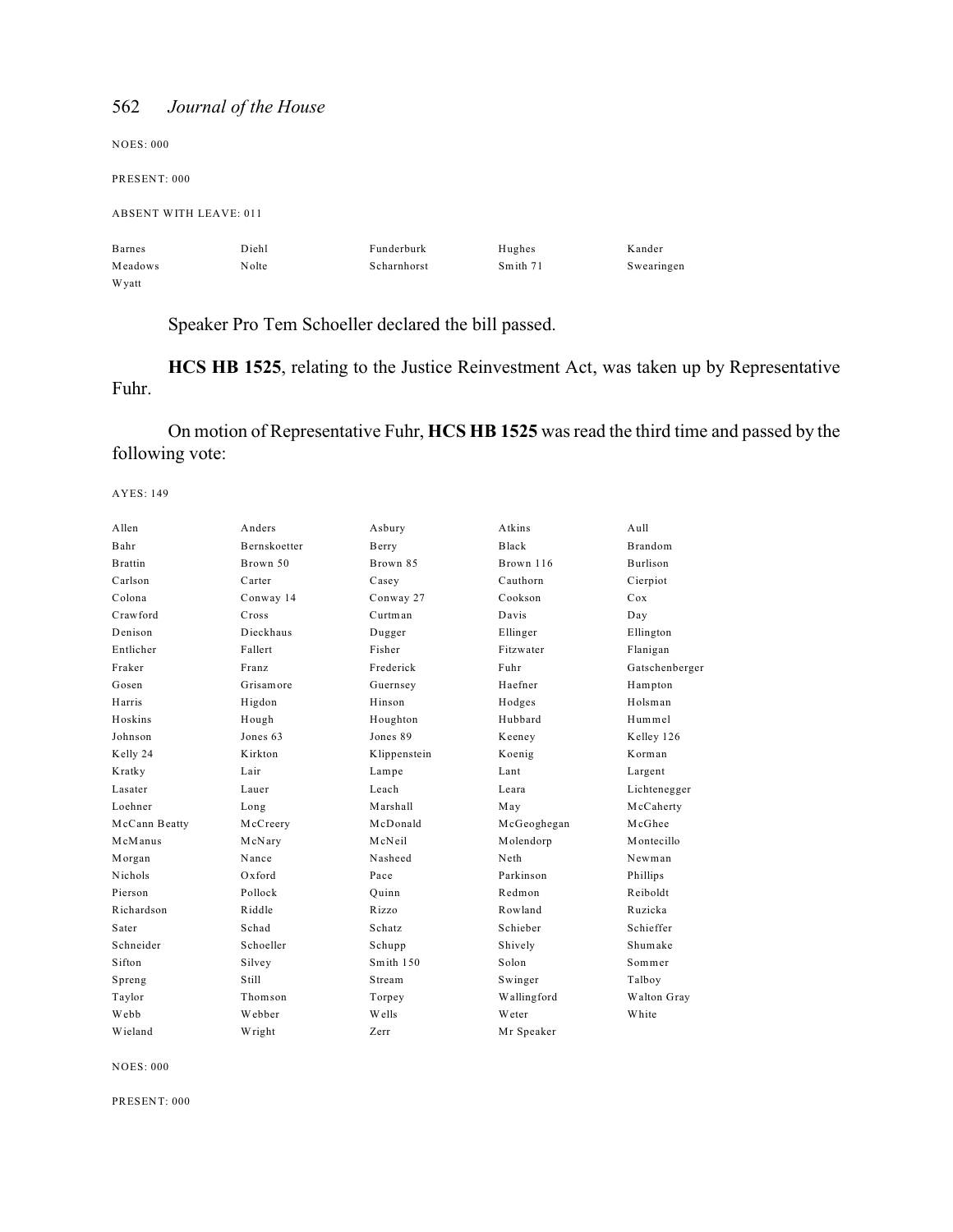NOES: 000

PRESENT: 000

ABSENT WITH LEAVE: 011

| | | | | |
|---|---|---|---|---|
| Barnes | Diehl | Funderburk | Hughes | Kander |
| Meadows | Nolte | Scharnhorst | Smith 71 | Swearingen |
| Wyatt | | | | |

Speaker Pro Tem Schoeller declared the bill passed.

**HCS HB 1525**, relating to the Justice Reinvestment Act, was taken up by Representative Fuhr.

On motion of Representative Fuhr, **HCS HB 1525** was read the third time and passed by the following vote:

AYES: 149

| | | | | |
|---|---|---|---|---|
| Allen | Anders | Asbury | Atkins | Aull |
| Bahr | Bernskoetter | Berry | Black | Brandom |
| Brattin | Brown 50 | Brown 85 | Brown 116 | Burlison |
| Carlson | Carter | Casey | Cauthorn | Cierpiot |
| Colona | Conway 14 | Conway 27 | Cookson | Cox |
| Crawford | Cross | Curtman | Davis | Day |
| Denison | Dieckhaus | Dugger | Ellinger | Ellington |
| Entlicher | Fallert | Fisher | Fitzwater | Flanigan |
| Fraker | Franz | Frederick | Fuhr | Gatschenberger |
| Gosen | Grisamore | Guernsey | Haefner | Hampton |
| Harris | Higdon | Hinson | Hodges | Holsman |
| Hoskins | Hough | Houghton | Hubbard | Hummel |
| Johnson | Jones 63 | Jones 89 | Keeney | Kelley 126 |
| Kelly 24 | Kirkton | Klippenstein | Koenig | Korman |
| Kratky | Lair | Lampe | Lant | Largent |
| Lasater | Lauer | Leach | Leara | Lichtenegger |
| Loehner | Long | Marshall | May | McCaherty |
| McCann Beatty | McCreery | McDonald | McGeoghegan | McGhee |
| McManus | McNary | McNeil | Molendorp | Montecillo |
| Morgan | Nance | Nasheed | Neth | Newman |
| Nichols | Oxford | Pace | Parkinson | Phillips |
| Pierson | Pollock | Quinn | Redmon | Reiboldt |
| Richardson | Riddle | Rizzo | Rowland | Ruzicka |
| Sater | Schad | Schatz | Schieber | Schieffer |
| Schneider | Schoeller | Schupp | Shively | Shumake |
| Sifton | Silvey | Smith 150 | Solon | Sommer |
| Spreng | Still | Stream | Swinger | Talboy |
| Taylor | Thomson | Torpey | Wallingford | Walton Gray |
| Webb | Webber | Wells | Weter | White |
| Wieland | Wright | Zerr | Mr Speaker | |

NOES: 000

PRESENT: 000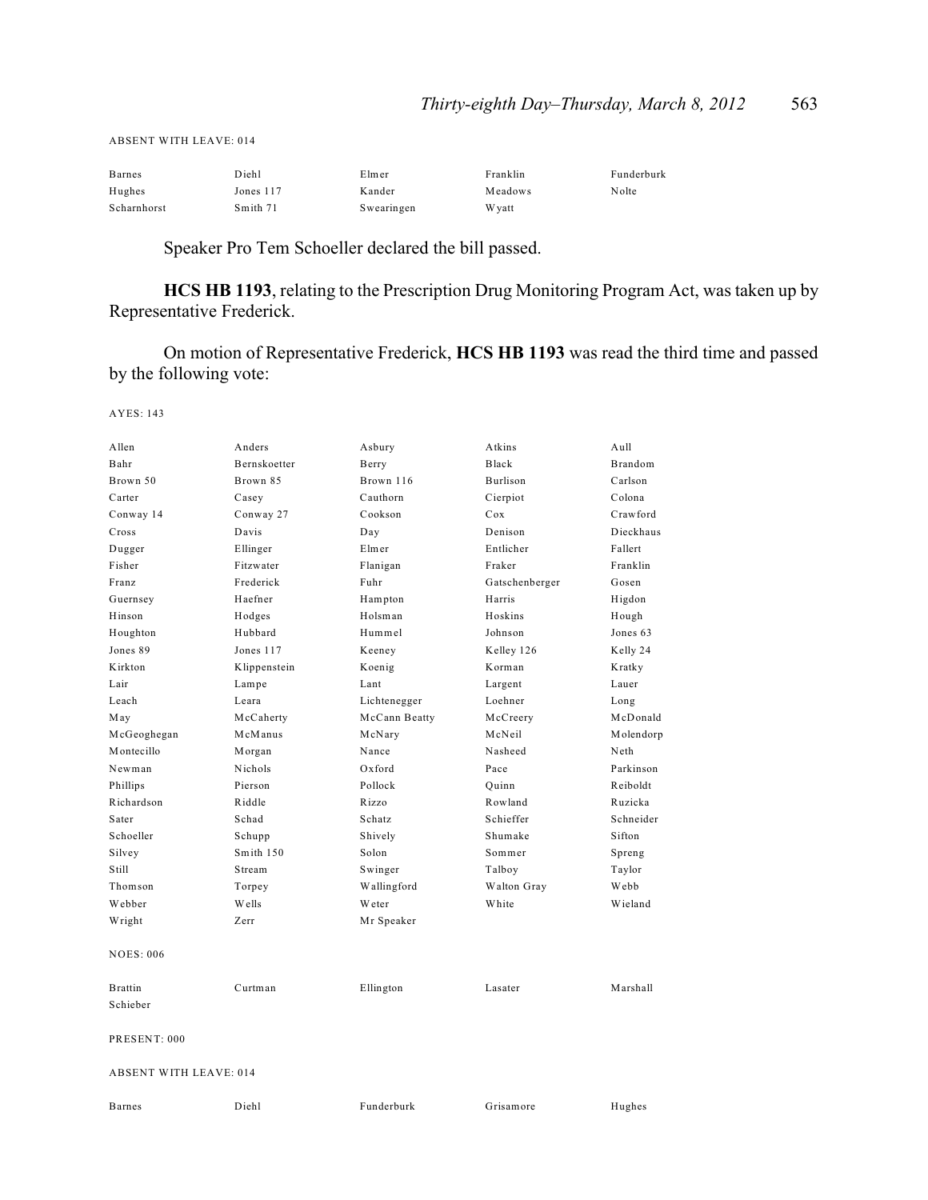ABSENT WITH LEAVE: 014

| | | | | |
|---|---|---|---|---|
| Barnes | Diehl | Elmer | Franklin | Funderburk |
| Hughes | Jones 117 | Kander | Meadows | Nolte |
| Scharnhorst | Smith 71 | Swearingen | Wyatt | |

Speaker Pro Tem Schoeller declared the bill passed.

**HCS HB 1193**, relating to the Prescription Drug Monitoring Program Act, was taken up by Representative Frederick.

On motion of Representative Frederick, **HCS HB 1193** was read the third time and passed by the following vote:

AYES: 143

| | | | | |
|---|---|---|---|---|
| Allen | Anders | Asbury | Atkins | Aull |
| Bahr | Bernskoetter | Berry | Black | Brandom |
| Brown 50 | Brown 85 | Brown 116 | Burlison | Carlson |
| Carter | Casey | Cauthorn | Cierpiot | Colona |
| Conway 14 | Conway 27 | Cookson | Cox | Crawford |
| Cross | Davis | Day | Denison | Dieckhaus |
| Dugger | Ellinger | Elmer | Entlicher | Fallert |
| Fisher | Fitzwater | Flanigan | Fraker | Franklin |
| Franz | Frederick | Fuhr | Gatschenberger | Gosen |
| Guernsey | Haefner | Hampton | Harris | Higdon |
| Hinson | Hodges | Holsman | Hoskins | Hough |
| Houghton | Hubbard | Hummel | Johnson | Jones 63 |
| Jones 89 | Jones 117 | Keeney | Kelley 126 | Kelly 24 |
| Kirkton | Klippenstein | Koenig | Korman | Kratky |
| Lair | Lampe | Lant | Largent | Lauer |
| Leach | Leara | Lichtenegger | Loehner | Long |
| May | McCaherty | McCann Beatty | McCreery | McDonald |
| McGeoghegan | McManus | McNary | McNeil | Molendorp |
| Montecillo | Morgan | Nance | Nasheed | Neth |
| Newman | Nichols | Oxford | Pace | Parkinson |
| Phillips | Pierson | Pollock | Quinn | Reiboldt |
| Richardson | Riddle | Rizzo | Rowland | Ruzicka |
| Sater | Schad | Schatz | Schieffer | Schneider |
| Schoeller | Schupp | Shively | Shumake | Sifton |
| Silvey | Smith 150 | Solon | Sommer | Spreng |
| Still | Stream | Swinger | Talboy | Taylor |
| Thomson | Torpey | Wallingford | Walton Gray | Webb |
| Webber | Wells | Weter | White | Wieland |
| Wright | Zerr | Mr Speaker | | |

NOES: 006

| | | | | |
|---|---|---|---|---|
| Brattin | Curtman | Ellington | Lasater | Marshall |
| Schieber | | | | |

PRESENT: 000

ABSENT WITH LEAVE: 014

| | | | | |
|---|---|---|---|---|
| Barnes | Diehl | Funderburk | Grisamore | Hughes |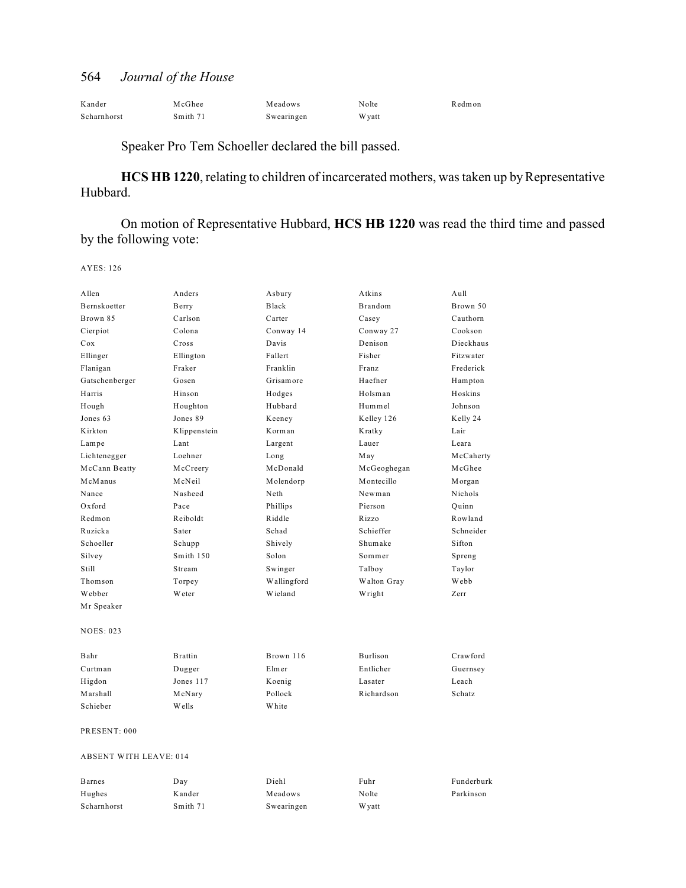| | | | | |
|---|---|---|---|---|
| Kander | McGhee | Meadows | Nolte | Redmon |
| Scharnhorst | Smith 71 | Swearingen | Wyatt | |

Speaker Pro Tem Schoeller declared the bill passed.

**HCS HB 1220**, relating to children of incarcerated mothers, was taken up by Representative Hubbard.

On motion of Representative Hubbard, **HCS HB 1220** was read the third time and passed by the following vote:

AYES: 126

| | | | | |
|---|---|---|---|---|
| Allen | Anders | Asbury | Atkins | Aull |
| Bernskoetter | Berry | Black | Brandom | Brown 50 |
| Brown 85 | Carlson | Carter | Casey | Cauthorn |
| Cierpiot | Colona | Conway 14 | Conway 27 | Cookson |
| Cox | Cross | Davis | Denison | Dieckhaus |
| Ellinger | Ellington | Fallert | Fisher | Fitzwater |
| Flanigan | Fraker | Franklin | Franz | Frederick |
| Gatschenberger | Gosen | Grisamore | Haefner | Hampton |
| Harris | Hinson | Hodges | Holsman | Hoskins |
| Hough | Houghton | Hubbard | Hummel | Johnson |
| Jones 63 | Jones 89 | Keeney | Kelley 126 | Kelly 24 |
| Kirkton | Klippenstein | Korman | Kratky | Lair |
| Lampe | Lant | Largent | Lauer | Leara |
| Lichtenegger | Loehner | Long | May | McCaherty |
| McCann Beatty | McCreery | McDonald | McGeoghegan | McGhee |
| McManus | McNeil | Molendorp | Montecillo | Morgan |
| Nance | Nasheed | Neth | Newman | Nichols |
| Oxford | Pace | Phillips | Pierson | Quinn |
| Redmon | Reiboldt | Riddle | Rizzo | Rowland |
| Ruzicka | Sater | Schad | Schieffer | Schneider |
| Schoeller | Schupp | Shively | Shumake | Sifton |
| Silvey | Smith 150 | Solon | Sommer | Spreng |
| Still | Stream | Swinger | Talboy | Taylor |
| Thomson | Torpey | Wallingford | Walton Gray | Webb |
| Webber | Weter | Wieland | Wright | Zerr |
| Mr Speaker | | | | |

NOES: 023

| | | | | |
|---|---|---|---|---|
| Bahr | Brattin | Brown 116 | Burlison | Crawford |
| Curtman | Dugger | Elmer | Entlicher | Guernsey |
| Higdon | Jones 117 | Koenig | Lasater | Leach |
| Marshall | McNary | Pollock | Richardson | Schatz |
| Schieber | Wells | White | | |

PRESENT: 000

ABSENT WITH LEAVE: 014

| | | | | |
|---|---|---|---|---|
| Barnes | Day | Diehl | Fuhr | Funderburk |
| Hughes | Kander | Meadows | Nolte | Parkinson |
| Scharnhorst | Smith 71 | Swearingen | Wyatt | |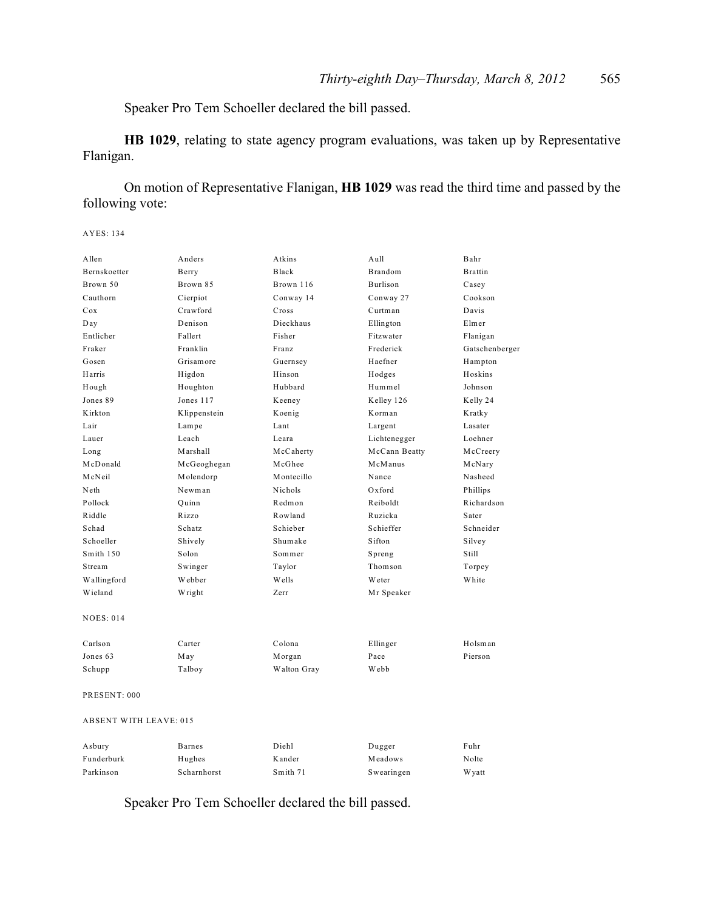Speaker Pro Tem Schoeller declared the bill passed.

**HB 1029**, relating to state agency program evaluations, was taken up by Representative Flanigan.

On motion of Representative Flanigan, **HB 1029** was read the third time and passed by the following vote:

AYES: 134

| | | | | |
|---|---|---|---|---|
| Allen | Anders | Atkins | Aull | Bahr |
| Bernskoetter | Berry | Black | Brandom | Brattin |
| Brown 50 | Brown 85 | Brown 116 | Burlison | Casey |
| Cauthorn | Cierpiot | Conway 14 | Conway 27 | Cookson |
| Cox | Crawford | Cross | Curtman | Davis |
| Day | Denison | Dieckhaus | Ellington | Elmer |
| Entlicher | Fallert | Fisher | Fitzwater | Flanigan |
| Fraker | Franklin | Franz | Frederick | Gatschenberger |
| Gosen | Grisamore | Guernsey | Haefner | Hampton |
| Harris | Higdon | Hinson | Hodges | Hoskins |
| Hough | Houghton | Hubbard | Hummel | Johnson |
| Jones 89 | Jones 117 | Keeney | Kelley 126 | Kelly 24 |
| Kirkton | Klippenstein | Koenig | Korman | Kratky |
| Lair | Lampe | Lant | Largent | Lasater |
| Lauer | Leach | Leara | Lichtenegger | Loehner |
| Long | Marshall | McCaherty | McCann Beatty | McCreery |
| McDonald | McGeoghegan | McGhee | McManus | McNary |
| McNeil | Molendorp | Montecillo | Nance | Nasheed |
| Neth | Newman | Nichols | Oxford | Phillips |
| Pollock | Quinn | Redmon | Reiboldt | Richardson |
| Riddle | Rizzo | Rowland | Ruzicka | Sater |
| Schad | Schatz | Schieber | Schieffer | Schneider |
| Schoeller | Shively | Shumake | Sifton | Silvey |
| Smith 150 | Solon | Sommer | Spreng | Still |
| Stream | Swinger | Taylor | Thomson | Torpey |
| Wallingford | Webber | Wells | Weter | White |
| Wieland | Wright | Zerr | Mr Speaker | |

NOES: 014

| | | | | |
|---|---|---|---|---|
| Carlson | Carter | Colona | Ellinger | Holsman |
| Jones 63 | May | Morgan | Pace | Pierson |
| Schupp | Talboy | Walton Gray | Webb | |

PRESENT: 000

ABSENT WITH LEAVE: 015

| | | | | |
|---|---|---|---|---|
| Asbury | Barnes | Diehl | Dugger | Fuhr |
| Funderburk | Hughes | Kander | Meadows | Nolte |
| Parkinson | Scharnhorst | Smith 71 | Swearingen | Wyatt |

Speaker Pro Tem Schoeller declared the bill passed.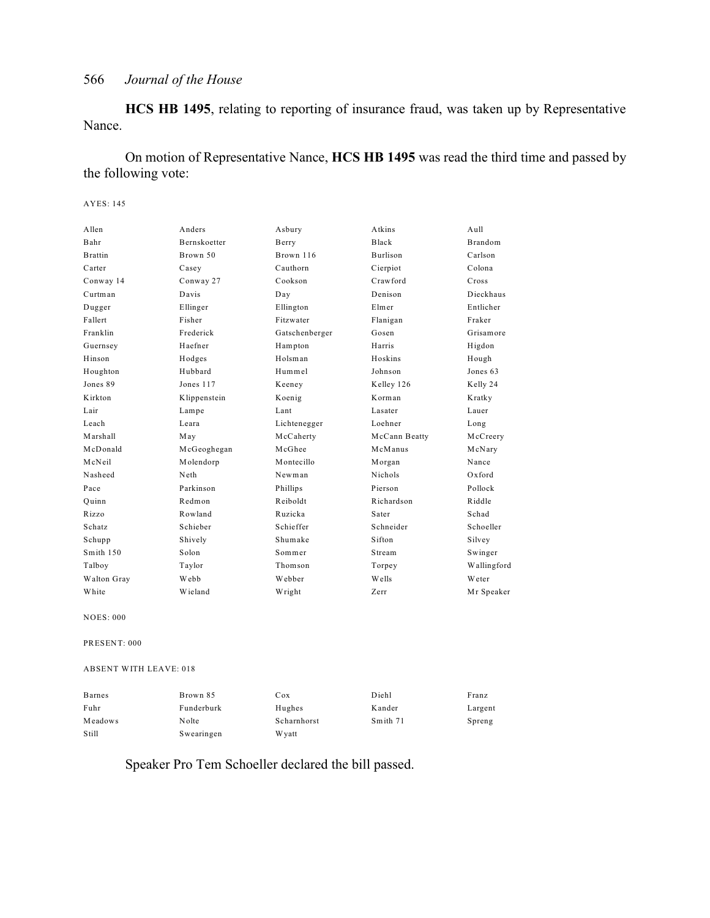**HCS HB 1495**, relating to reporting of insurance fraud, was taken up by Representative Nance.

On motion of Representative Nance, **HCS HB 1495** was read the third time and passed by the following vote:

AYES: 145

| | | | | |
|---|---|---|---|---|
| Allen | Anders | Asbury | Atkins | Aull |
| Bahr | Bernskoetter | Berry | Black | Brandom |
| Brattin | Brown 50 | Brown 116 | Burlison | Carlson |
| Carter | Casey | Cauthorn | Cierpiot | Colona |
| Conway 14 | Conway 27 | Cookson | Crawford | Cross |
| Curtman | Davis | Day | Denison | Dieckhaus |
| Dugger | Ellinger | Ellington | Elmer | Entlicher |
| Fallert | Fisher | Fitzwater | Flanigan | Fraker |
| Franklin | Frederick | Gatschenberger | Gosen | Grisamore |
| Guernsey | Haefner | Hampton | Harris | Higdon |
| Hinson | Hodges | Holsman | Hoskins | Hough |
| Houghton | Hubbard | Hummel | Johnson | Jones 63 |
| Jones 89 | Jones 117 | Keeney | Kelley 126 | Kelly 24 |
| Kirkton | Klippenstein | Koenig | Korman | Kratky |
| Lair | Lampe | Lant | Lasater | Lauer |
| Leach | Leara | Lichtenegger | Loehner | Long |
| Marshall | May | McCaherty | McCann Beatty | McCreery |
| McDonald | McGeoghegan | McGhee | McManus | McNary |
| McNeil | Molendorp | Montecillo | Morgan | Nance |
| Nasheed | Neth | Newman | Nichols | Oxford |
| Pace | Parkinson | Phillips | Pierson | Pollock |
| Quinn | Redmon | Reiboldt | Richardson | Riddle |
| Rizzo | Rowland | Ruzicka | Sater | Schad |
| Schatz | Schieber | Schieffer | Schneider | Schoeller |
| Schupp | Shively | Shumake | Sifton | Silvey |
| Smith 150 | Solon | Sommer | Stream | Swinger |
| Talboy | Taylor | Thomson | Torpey | Wallingford |
| Walton Gray | Webb | Webber | Wells | Weter |
| White | Wieland | Wright | Zerr | Mr Speaker |

NOES: 000

PRESENT: 000

ABSENT WITH LEAVE: 018

| | | | | |
|---|---|---|---|---|
| Barnes | Brown 85 | Cox | Diehl | Franz |
| Fuhr | Funderburk | Hughes | Kander | Largent |
| Meadows | Nolte | Scharnhorst | Smith 71 | Spreng |
| Still | Swearingen | Wyatt | | |

Speaker Pro Tem Schoeller declared the bill passed.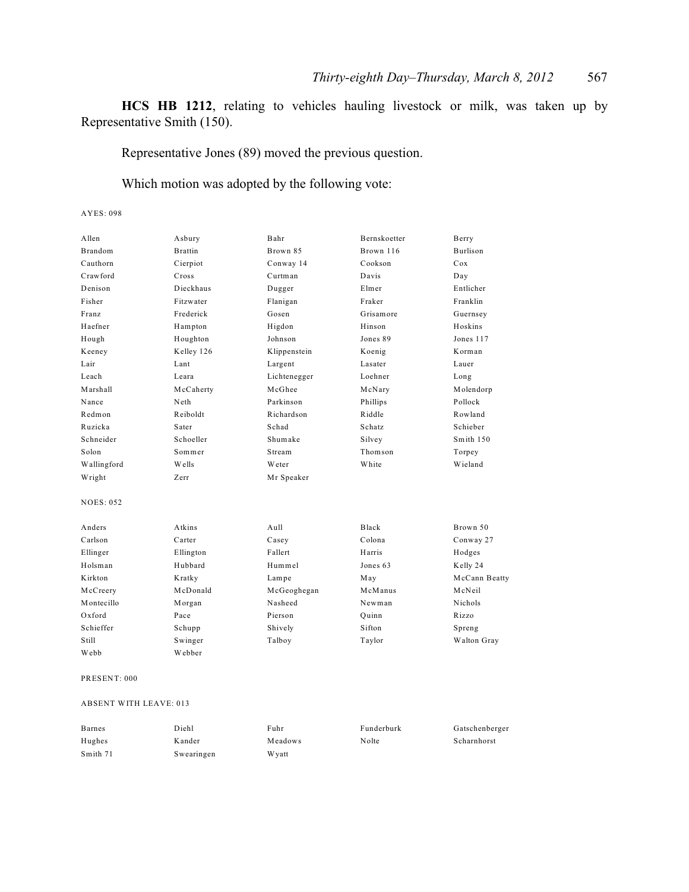**HCS HB 1212**, relating to vehicles hauling livestock or milk, was taken up by Representative Smith (150).

Representative Jones (89) moved the previous question.

Which motion was adopted by the following vote:

AYES: 098

| | | | | |
|---|---|---|---|---|
| Allen | Asbury | Bahr | Bernskoetter | Berry |
| Brandom | Brattin | Brown 85 | Brown 116 | Burlison |
| Cauthorn | Cierpiot | Conway 14 | Cookson | Cox |
| Crawford | Cross | Curtman | Davis | Day |
| Denison | Dieckhaus | Dugger | Elmer | Entlicher |
| Fisher | Fitzwater | Flanigan | Fraker | Franklin |
| Franz | Frederick | Gosen | Grisamore | Guernsey |
| Haefner | Hampton | Higdon | Hinson | Hoskins |
| Hough | Houghton | Johnson | Jones 89 | Jones 117 |
| Keeney | Kelley 126 | Klippenstein | Koenig | Korman |
| Lair | Lant | Largent | Lasater | Lauer |
| Leach | Leara | Lichtenegger | Loehner | Long |
| Marshall | McCaherty | McGhee | McNary | Molendorp |
| Nance | Neth | Parkinson | Phillips | Pollock |
| Redmon | Reiboldt | Richardson | Riddle | Rowland |
| Ruzicka | Sater | Schad | Schatz | Schieber |
| Schneider | Schoeller | Shumake | Silvey | Smith 150 |
| Solon | Sommer | Stream | Thomson | Torpey |
| Wallingford | Wells | Weter | White | Wieland |
| Wright | Zerr | Mr Speaker | | |

NOES: 052

| | | | | |
|---|---|---|---|---|
| Anders | Atkins | Aull | Black | Brown 50 |
| Carlson | Carter | Casey | Colona | Conway 27 |
| Ellinger | Ellington | Fallert | Harris | Hodges |
| Holsman | Hubbard | Hummel | Jones 63 | Kelly 24 |
| Kirkton | Kratky | Lampe | May | McCann Beatty |
| McCreery | McDonald | McGeoghegan | McManus | McNeil |
| Montecillo | Morgan | Nasheed | Newman | Nichols |
| Oxford | Pace | Pierson | Quinn | Rizzo |
| Schieffer | Schupp | Shively | Sifton | Spreng |
| Still | Swinger | Talboy | Taylor | Walton Gray |
| Webb | Webber | | | |

PRESENT: 000

ABSENT WITH LEAVE: 013

| | | | | |
|---|---|---|---|---|
| Barnes | Diehl | Fuhr | Funderburk | Gatschenberger |
| Hughes | Kander | Meadows | Nolte | Scharnhorst |
| Smith 71 | Swearingen | Wyatt | | |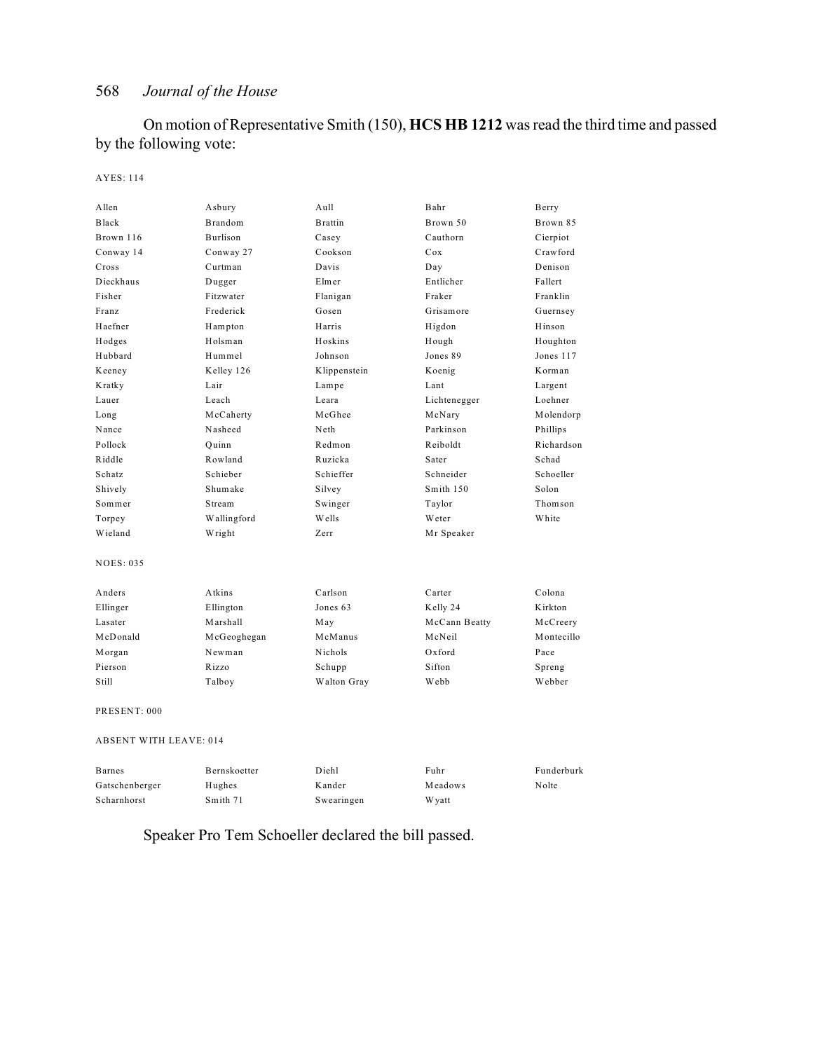On motion of Representative Smith (150), **HCS HB 1212** was read the third time and passed by the following vote:

AYES: 114

| | | | | |
|---|---|---|---|---|
| Allen | Asbury | Aull | Bahr | Berry |
| Black | Brandom | Brattin | Brown 50 | Brown 85 |
| Brown 116 | Burlison | Casey | Cauthorn | Cierpiot |
| Conway 14 | Conway 27 | Cookson | Cox | Crawford |
| Cross | Curtman | Davis | Day | Denison |
| Dieckhaus | Dugger | Elmer | Entlicher | Fallert |
| Fisher | Fitzwater | Flanigan | Fraker | Franklin |
| Franz | Frederick | Gosen | Grisamore | Guernsey |
| Haefner | Hampton | Harris | Higdon | Hinson |
| Hodges | Holsman | Hoskins | Hough | Houghton |
| Hubbard | Hummel | Johnson | Jones 89 | Jones 117 |
| Keeney | Kelley 126 | Klippenstein | Koenig | Korman |
| Kratky | Lair | Lampe | Lant | Largent |
| Lauer | Leach | Leara | Lichtenegger | Loehner |
| Long | McCaherty | McGhee | McNary | Molendorp |
| Nance | Nasheed | Neth | Parkinson | Phillips |
| Pollock | Quinn | Redmon | Reiboldt | Richardson |
| Riddle | Rowland | Ruzicka | Sater | Schad |
| Schatz | Schieber | Schieffer | Schneider | Schoeller |
| Shively | Shumake | Silvey | Smith 150 | Solon |
| Sommer | Stream | Swinger | Taylor | Thomson |
| Torpey | Wallingford | Wells | Weter | White |
| Wieland | Wright | Zerr | Mr Speaker | |

NOES: 035

| | | | | |
|---|---|---|---|---|
| Anders | Atkins | Carlson | Carter | Colona |
| Ellinger | Ellington | Jones 63 | Kelly 24 | Kirkton |
| Lasater | Marshall | May | McCann Beatty | McCreery |
| McDonald | McGeoghegan | McManus | McNeil | Montecillo |
| Morgan | Newman | Nichols | Oxford | Pace |
| Pierson | Rizzo | Schupp | Sifton | Spreng |
| Still | Talboy | Walton Gray | Webb | Webber |

PRESENT: 000

ABSENT WITH LEAVE: 014

| | | | | |
|---|---|---|---|---|
| Barnes | Bernskoetter | Diehl | Fuhr | Funderburk |
| Gatschenberger | Hughes | Kander | Meadows | Nolte |
| Scharnhorst | Smith 71 | Swearingen | Wyatt | |

Speaker Pro Tem Schoeller declared the bill passed.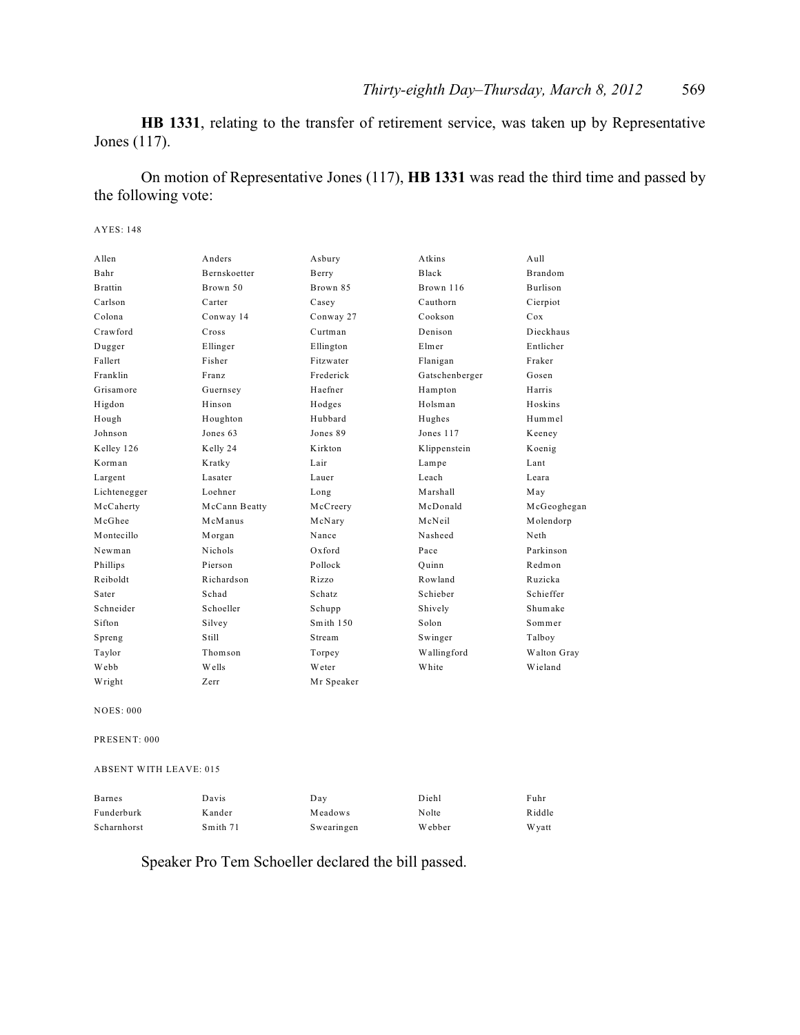**HB 1331**, relating to the transfer of retirement service, was taken up by Representative Jones (117).

On motion of Representative Jones (117), **HB 1331** was read the third time and passed by the following vote:

AYES: 148

| | | | | |
|---|---|---|---|---|
| Allen | Anders | Asbury | Atkins | Aull |
| Bahr | Bernskoetter | Berry | Black | Brandom |
| Brattin | Brown 50 | Brown 85 | Brown 116 | Burlison |
| Carlson | Carter | Casey | Cauthorn | Cierpiot |
| Colona | Conway 14 | Conway 27 | Cookson | Cox |
| Crawford | Cross | Curtman | Denison | Dieckhaus |
| Dugger | Ellinger | Ellington | Elmer | Entlicher |
| Fallert | Fisher | Fitzwater | Flanigan | Fraker |
| Franklin | Franz | Frederick | Gatschenberger | Gosen |
| Grisamore | Guernsey | Haefner | Hampton | Harris |
| Higdon | Hinson | Hodges | Holsman | Hoskins |
| Hough | Houghton | Hubbard | Hughes | Hummel |
| Johnson | Jones 63 | Jones 89 | Jones 117 | Keeney |
| Kelley 126 | Kelly 24 | Kirkton | Klippenstein | Koenig |
| Korman | Kratky | Lair | Lampe | Lant |
| Largent | Lasater | Lauer | Leach | Leara |
| Lichtenegger | Loehner | Long | Marshall | May |
| McCaherty | McCann Beatty | McCreery | McDonald | McGeoghegan |
| McGhee | McManus | McNary | McNeil | Molendorp |
| Montecillo | Morgan | Nance | Nasheed | Neth |
| Newman | Nichols | Oxford | Pace | Parkinson |
| Phillips | Pierson | Pollock | Quinn | Redmon |
| Reiboldt | Richardson | Rizzo | Rowland | Ruzicka |
| Sater | Schad | Schatz | Schieber | Schieffer |
| Schneider | Schoeller | Schupp | Shively | Shumake |
| Sifton | Silvey | Smith 150 | Solon | Sommer |
| Spreng | Still | Stream | Swinger | Talboy |
| Taylor | Thomson | Torpey | Wallingford | Walton Gray |
| Webb | Wells | Weter | White | Wieland |
| Wright | Zerr | Mr Speaker | | |

NOES: 000

PRESENT: 000

ABSENT WITH LEAVE: 015

| | | | | |
|---|---|---|---|---|
| Barnes | Davis | Day | Diehl | Fuhr |
| Funderburk | Kander | Meadows | Nolte | Riddle |
| Scharnhorst | Smith 71 | Swearingen | Webber | Wyatt |

Speaker Pro Tem Schoeller declared the bill passed.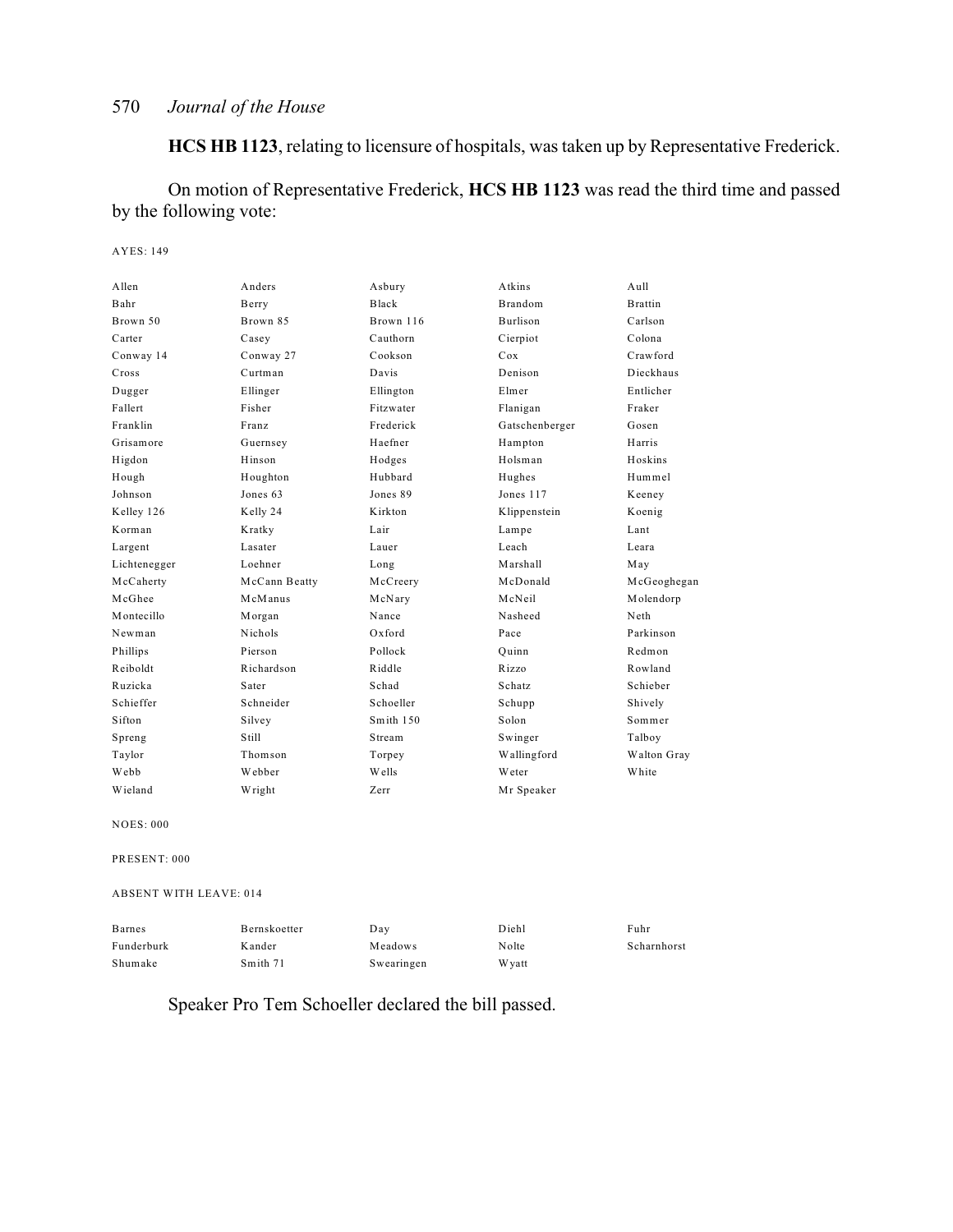**HCS HB 1123**, relating to licensure of hospitals, was taken up by Representative Frederick.

On motion of Representative Frederick, **HCS HB 1123** was read the third time and passed by the following vote:

AYES: 149

| | | | | |
|---|---|---|---|---|
| Allen | Anders | Asbury | Atkins | Aull |
| Bahr | Berry | Black | Brandom | Brattin |
| Brown 50 | Brown 85 | Brown 116 | Burlison | Carlson |
| Carter | Casey | Cauthorn | Cierpiot | Colona |
| Conway 14 | Conway 27 | Cookson | Cox | Crawford |
| Cross | Curtman | Davis | Denison | Dieckhaus |
| Dugger | Ellinger | Ellington | Elmer | Entlicher |
| Fallert | Fisher | Fitzwater | Flanigan | Fraker |
| Franklin | Franz | Frederick | Gatschenberger | Gosen |
| Grisamore | Guernsey | Haefner | Hampton | Harris |
| Higdon | Hinson | Hodges | Holsman | Hoskins |
| Hough | Houghton | Hubbard | Hughes | Hummel |
| Johnson | Jones 63 | Jones 89 | Jones 117 | Keeney |
| Kelley 126 | Kelly 24 | Kirkton | Klippenstein | Koenig |
| Korman | Kratky | Lair | Lampe | Lant |
| Largent | Lasater | Lauer | Leach | Leara |
| Lichtenegger | Loehner | Long | Marshall | May |
| McCaherty | McCann Beatty | McCreery | McDonald | McGeoghegan |
| McGhee | McManus | McNary | McNeil | Molendorp |
| Montecillo | Morgan | Nance | Nasheed | Neth |
| Newman | Nichols | Oxford | Pace | Parkinson |
| Phillips | Pierson | Pollock | Quinn | Redmon |
| Reiboldt | Richardson | Riddle | Rizzo | Rowland |
| Ruzicka | Sater | Schad | Schatz | Schieber |
| Schieffer | Schneider | Schoeller | Schupp | Shively |
| Sifton | Silvey | Smith 150 | Solon | Sommer |
| Spreng | Still | Stream | Swinger | Talboy |
| Taylor | Thomson | Torpey | Wallingford | Walton Gray |
| Webb | Webber | Wells | Weter | White |
| Wieland | Wright | Zerr | Mr Speaker | |

NOES: 000

PRESENT: 000

ABSENT WITH LEAVE: 014

| | | | | |
|---|---|---|---|---|
| Barnes | Bernskoetter | Day | Diehl | Fuhr |
| Funderburk | Kander | Meadows | Nolte | Scharnhorst |
| Shumake | Smith 71 | Swearingen | Wyatt | |

Speaker Pro Tem Schoeller declared the bill passed.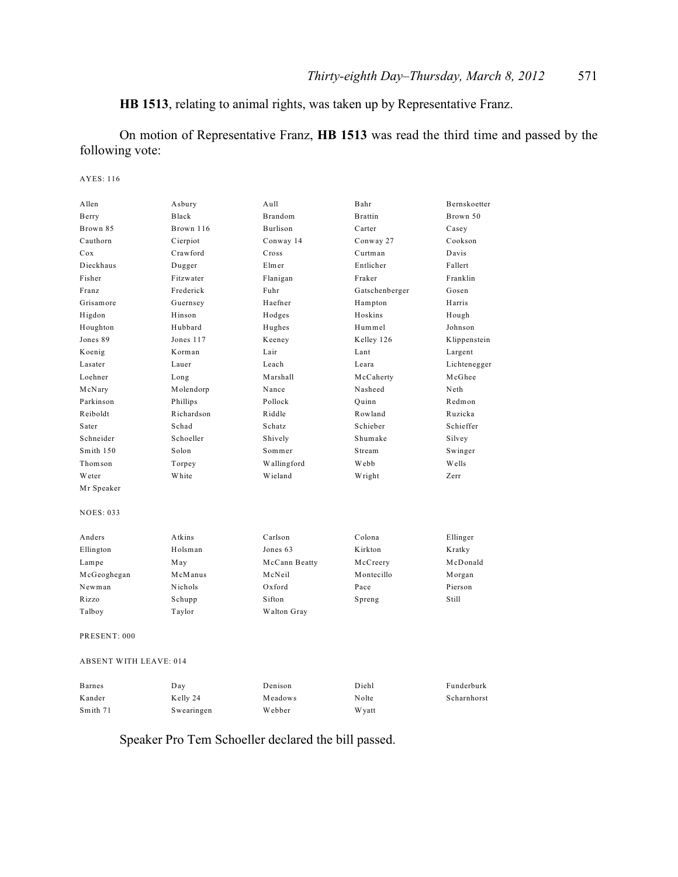**HB 1513**, relating to animal rights, was taken up by Representative Franz.

On motion of Representative Franz, **HB 1513** was read the third time and passed by the following vote:

AYES: 116

| | | | | |
|---|---|---|---|---|
| Allen | Asbury | Aull | Bahr | Bernskoetter |
| Berry | Black | Brandom | Brattin | Brown 50 |
| Brown 85 | Brown 116 | Burlison | Carter | Casey |
| Cauthorn | Cierpiot | Conway 14 | Conway 27 | Cookson |
| Cox | Crawford | Cross | Curtman | Davis |
| Dieckhaus | Dugger | Elmer | Entlicher | Fallert |
| Fisher | Fitzwater | Flanigan | Fraker | Franklin |
| Franz | Frederick | Fuhr | Gatschenberger | Gosen |
| Grisamore | Guernsey | Haefner | Hampton | Harris |
| Higdon | Hinson | Hodges | Hoskins | Hough |
| Houghton | Hubbard | Hughes | Hummel | Johnson |
| Jones 89 | Jones 117 | Keeney | Kelley 126 | Klippenstein |
| Koenig | Korman | Lair | Lant | Largent |
| Lasater | Lauer | Leach | Leara | Lichtenegger |
| Loehner | Long | Marshall | McCaherty | McGhee |
| McNary | Molendorp | Nance | Nasheed | Neth |
| Parkinson | Phillips | Pollock | Quinn | Redmon |
| Reiboldt | Richardson | Riddle | Rowland | Ruzicka |
| Sater | Schad | Schatz | Schieber | Schieffer |
| Schneider | Schoeller | Shively | Shumake | Silvey |
| Smith 150 | Solon | Sommer | Stream | Swinger |
| Thomson | Torpey | Wallingford | Webb | Wells |
| Weter | White | Wieland | Wright | Zerr |
| Mr Speaker | | | | |

NOES: 033

| | | | | |
|---|---|---|---|---|
| Anders | Atkins | Carlson | Colona | Ellinger |
| Ellington | Holsman | Jones 63 | Kirkton | Kratky |
| Lampe | May | McCann Beatty | McCreery | McDonald |
| McGeoghegan | McManus | McNeil | Montecillo | Morgan |
| Newman | Nichols | Oxford | Pace | Pierson |
| Rizzo | Schupp | Sifton | Spreng | Still |
| Talboy | Taylor | Walton Gray | | |

PRESENT: 000

ABSENT WITH LEAVE: 014

| | | | | |
|---|---|---|---|---|
| Barnes | Day | Denison | Diehl | Funderburk |
| Kander | Kelly 24 | Meadows | Nolte | Scharnhorst |
| Smith 71 | Swearingen | Webber | Wyatt | |

Speaker Pro Tem Schoeller declared the bill passed.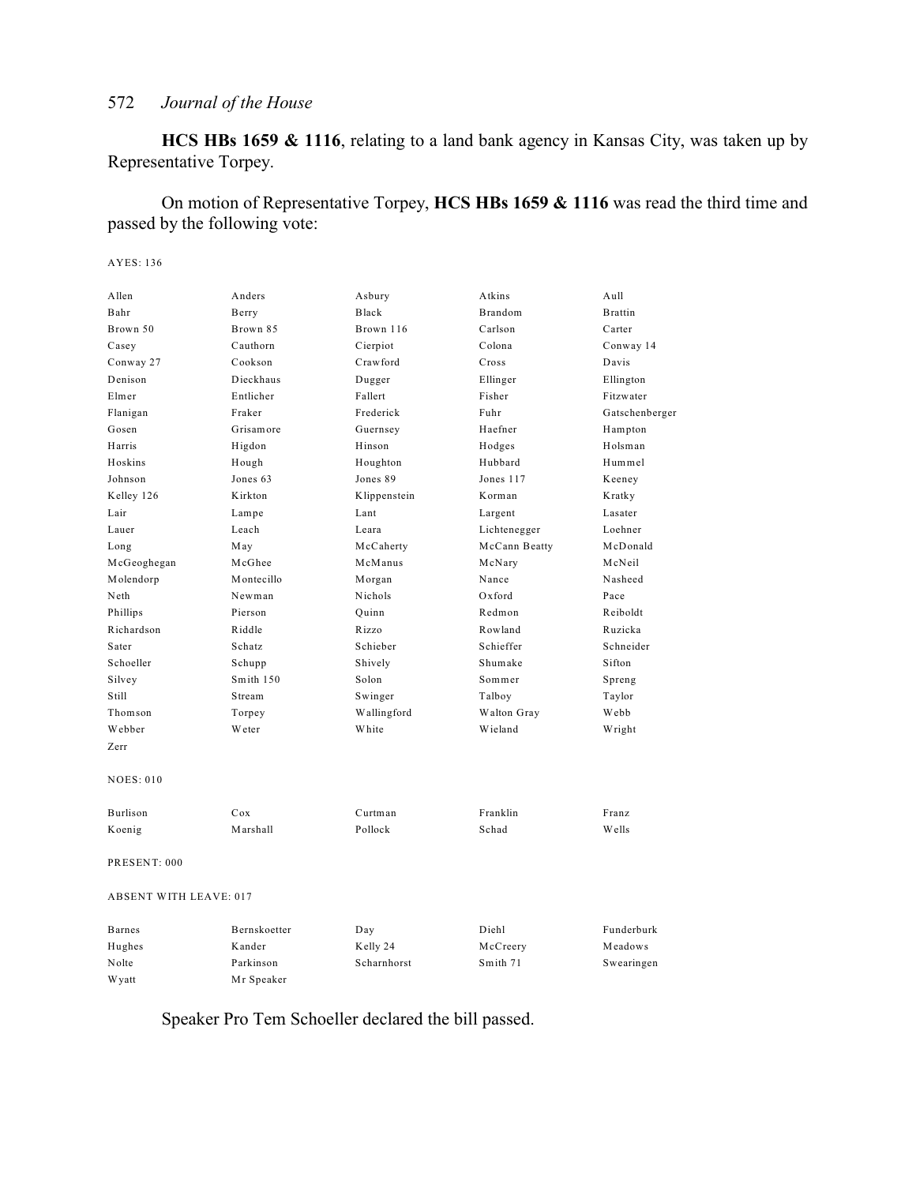**HCS HBs 1659 & 1116**, relating to a land bank agency in Kansas City, was taken up by Representative Torpey.

On motion of Representative Torpey, **HCS HBs 1659 & 1116** was read the third time and passed by the following vote:

AYES: 136

| | | | | |
|---|---|---|---|---|
| Allen | Anders | Asbury | Atkins | Aull |
| Bahr | Berry | Black | Brandom | Brattin |
| Brown 50 | Brown 85 | Brown 116 | Carlson | Carter |
| Casey | Cauthorn | Cierpiot | Colona | Conway 14 |
| Conway 27 | Cookson | Crawford | Cross | Davis |
| Denison | Dieckhaus | Dugger | Ellinger | Ellington |
| Elmer | Entlicher | Fallert | Fisher | Fitzwater |
| Flanigan | Fraker | Frederick | Fuhr | Gatschenberger |
| Gosen | Grisamore | Guernsey | Haefner | Hampton |
| Harris | Higdon | Hinson | Hodges | Holsman |
| Hoskins | Hough | Houghton | Hubbard | Hummel |
| Johnson | Jones 63 | Jones 89 | Jones 117 | Keeney |
| Kelley 126 | Kirkton | Klippenstein | Korman | Kratky |
| Lair | Lampe | Lant | Largent | Lasater |
| Lauer | Leach | Leara | Lichtenegger | Loehner |
| Long | May | McCaherty | McCann Beatty | McDonald |
| McGeoghegan | McGhee | McManus | McNary | McNeil |
| Molendorp | Montecillo | Morgan | Nance | Nasheed |
| Neth | Newman | Nichols | Oxford | Pace |
| Phillips | Pierson | Quinn | Redmon | Reiboldt |
| Richardson | Riddle | Rizzo | Rowland | Ruzicka |
| Sater | Schatz | Schieber | Schieffer | Schneider |
| Schoeller | Schupp | Shively | Shumake | Sifton |
| Silvey | Smith 150 | Solon | Sommer | Spreng |
| Still | Stream | Swinger | Talboy | Taylor |
| Thomson | Torpey | Wallingford | Walton Gray | Webb |
| Webber | Weter | White | Wieland | Wright |
| Zerr | | | | |

NOES: 010

| | | | | |
|---|---|---|---|---|
| Burlison | Cox | Curtman | Franklin | Franz |
| Koenig | Marshall | Pollock | Schad | Wells |

PRESENT: 000

ABSENT WITH LEAVE: 017

| | | | | |
|---|---|---|---|---|
| Barnes | Bernskoetter | Day | Diehl | Funderburk |
| Hughes | Kander | Kelly 24 | McCreery | Meadows |
| Nolte | Parkinson | Scharnhorst | Smith 71 | Swearingen |
| Wyatt | Mr Speaker | | | |

Speaker Pro Tem Schoeller declared the bill passed.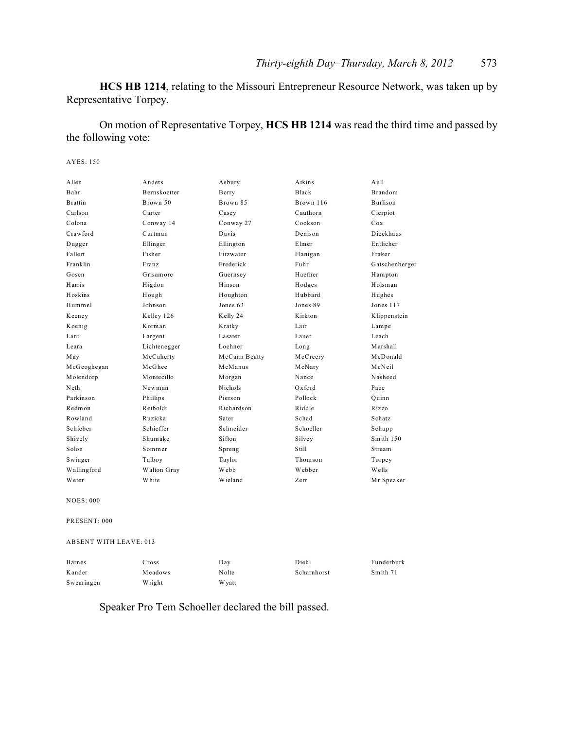**HCS HB 1214**, relating to the Missouri Entrepreneur Resource Network, was taken up by Representative Torpey.

On motion of Representative Torpey, **HCS HB 1214** was read the third time and passed by the following vote:

AYES: 150

| | | | | |
|---|---|---|---|---|
| Allen | Anders | Asbury | Atkins | Aull |
| Bahr | Bernskoetter | Berry | Black | Brandom |
| Brattin | Brown 50 | Brown 85 | Brown 116 | Burlison |
| Carlson | Carter | Casey | Cauthorn | Cierpiot |
| Colona | Conway 14 | Conway 27 | Cookson | Cox |
| Crawford | Curtman | Davis | Denison | Dieckhaus |
| Dugger | Ellinger | Ellington | Elmer | Entlicher |
| Fallert | Fisher | Fitzwater | Flanigan | Fraker |
| Franklin | Franz | Frederick | Fuhr | Gatschenberger |
| Gosen | Grisamore | Guernsey | Haefner | Hampton |
| Harris | Higdon | Hinson | Hodges | Holsman |
| Hoskins | Hough | Houghton | Hubbard | Hughes |
| Hummel | Johnson | Jones 63 | Jones 89 | Jones 117 |
| Keeney | Kelley 126 | Kelly 24 | Kirkton | Klippenstein |
| Koenig | Korman | Kratky | Lair | Lampe |
| Lant | Largent | Lasater | Lauer | Leach |
| Leara | Lichtenegger | Loehner | Long | Marshall |
| May | McCaherty | McCann Beatty | McCreery | McDonald |
| McGeoghegan | McGhee | McManus | McNary | McNeil |
| Molendorp | Montecillo | Morgan | Nance | Nasheed |
| Neth | Newman | Nichols | Oxford | Pace |
| Parkinson | Phillips | Pierson | Pollock | Quinn |
| Redmon | Reiboldt | Richardson | Riddle | Rizzo |
| Rowland | Ruzicka | Sater | Schad | Schatz |
| Schieber | Schieffer | Schneider | Schoeller | Schupp |
| Shively | Shumake | Sifton | Silvey | Smith 150 |
| Solon | Sommer | Spreng | Still | Stream |
| Swinger | Talboy | Taylor | Thomson | Torpey |
| Wallingford | Walton Gray | Webb | Webber | Wells |
| Weter | White | Wieland | Zerr | Mr Speaker |

NOES: 000

PRESENT: 000

ABSENT WITH LEAVE: 013

| | | | | |
|---|---|---|---|---|
| Barnes | Cross | Day | Diehl | Funderburk |
| Kander | Meadows | Nolte | Scharnhorst | Smith 71 |
| Swearingen | Wright | Wyatt | | |

Speaker Pro Tem Schoeller declared the bill passed.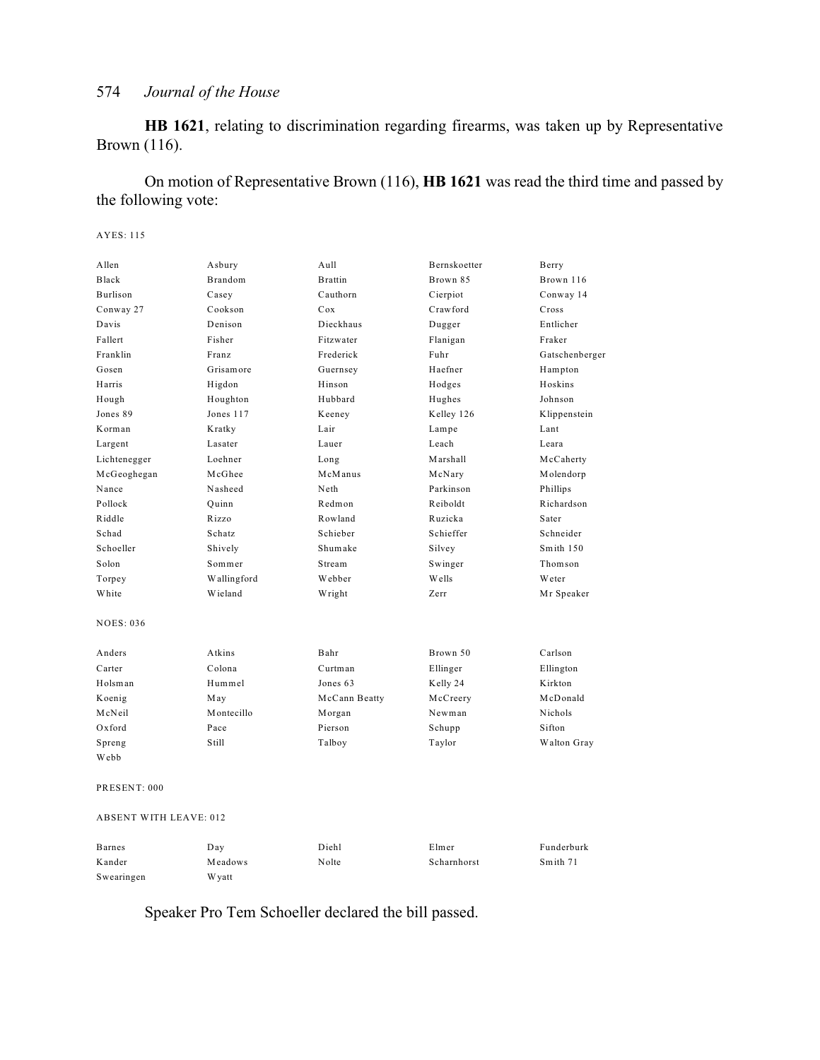**HB 1621**, relating to discrimination regarding firearms, was taken up by Representative Brown (116).

On motion of Representative Brown (116), **HB 1621** was read the third time and passed by the following vote:

AYES: 115

| | | | | |
|---|---|---|---|---|
| Allen | Asbury | Aull | Bernskoetter | Berry |
| Black | Brandom | Brattin | Brown 85 | Brown 116 |
| Burlison | Casey | Cauthorn | Cierpiot | Conway 14 |
| Conway 27 | Cookson | Cox | Crawford | Cross |
| Davis | Denison | Dieckhaus | Dugger | Entlicher |
| Fallert | Fisher | Fitzwater | Flanigan | Fraker |
| Franklin | Franz | Frederick | Fuhr | Gatschenberger |
| Gosen | Grisamore | Guernsey | Haefner | Hampton |
| Harris | Higdon | Hinson | Hodges | Hoskins |
| Hough | Houghton | Hubbard | Hughes | Johnson |
| Jones 89 | Jones 117 | Keeney | Kelley 126 | Klippenstein |
| Korman | Kratky | Lair | Lampe | Lant |
| Largent | Lasater | Lauer | Leach | Leara |
| Lichtenegger | Loehner | Long | Marshall | McCaherty |
| McGeoghegan | McGhee | McManus | McNary | Molendorp |
| Nance | Nasheed | Neth | Parkinson | Phillips |
| Pollock | Quinn | Redmon | Reiboldt | Richardson |
| Riddle | Rizzo | Rowland | Ruzicka | Sater |
| Schad | Schatz | Schieber | Schieffer | Schneider |
| Schoeller | Shively | Shumake | Silvey | Smith 150 |
| Solon | Sommer | Stream | Swinger | Thomson |
| Torpey | Wallingford | Webber | Wells | Weter |
| White | Wieland | Wright | Zerr | Mr Speaker |

NOES: 036

| | | | | |
|---|---|---|---|---|
| Anders | Atkins | Bahr | Brown 50 | Carlson |
| Carter | Colona | Curtman | Ellinger | Ellington |
| Holsman | Hummel | Jones 63 | Kelly 24 | Kirkton |
| Koenig | May | McCann Beatty | McCreery | McDonald |
| McNeil | Montecillo | Morgan | Newman | Nichols |
| Oxford | Pace | Pierson | Schupp | Sifton |
| Spreng | Still | Talboy | Taylor | Walton Gray |
| Webb | | | | |

PRESENT: 000

ABSENT WITH LEAVE: 012

| | | | | |
|---|---|---|---|---|
| Barnes | Day | Diehl | Elmer | Funderburk |
| Kander | Meadows | Nolte | Scharnhorst | Smith 71 |
| Swearingen | Wyatt | | | |

Speaker Pro Tem Schoeller declared the bill passed.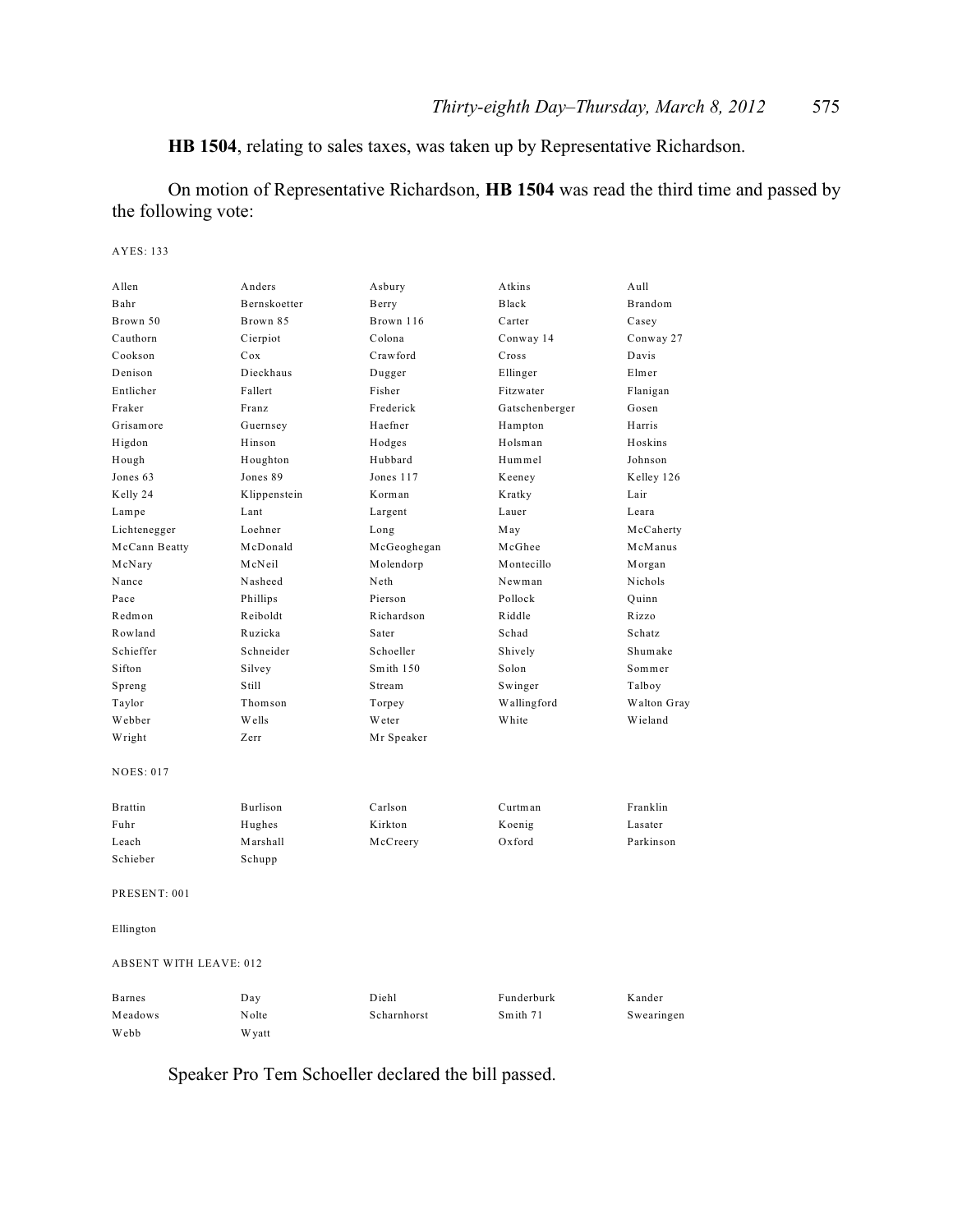**HB 1504**, relating to sales taxes, was taken up by Representative Richardson.

On motion of Representative Richardson, **HB 1504** was read the third time and passed by the following vote:

AYES: 133

| | | | | |
|---|---|---|---|---|
| Allen | Anders | Asbury | Atkins | Aull |
| Bahr | Bernskoetter | Berry | Black | Brandom |
| Brown 50 | Brown 85 | Brown 116 | Carter | Casey |
| Cauthorn | Cierpiot | Colona | Conway 14 | Conway 27 |
| Cookson | Cox | Crawford | Cross | Davis |
| Denison | Dieckhaus | Dugger | Ellinger | Elmer |
| Entlicher | Fallert | Fisher | Fitzwater | Flanigan |
| Fraker | Franz | Frederick | Gatschenberger | Gosen |
| Grisamore | Guernsey | Haefner | Hampton | Harris |
| Higdon | Hinson | Hodges | Holsman | Hoskins |
| Hough | Houghton | Hubbard | Hummel | Johnson |
| Jones 63 | Jones 89 | Jones 117 | Keeney | Kelley 126 |
| Kelly 24 | Klippenstein | Korman | Kratky | Lair |
| Lampe | Lant | Largent | Lauer | Leara |
| Lichtenegger | Loehner | Long | May | McCaherty |
| McCann Beatty | McDonald | McGeoghegan | McGhee | McManus |
| McNary | McNeil | Molendorp | Montecillo | Morgan |
| Nance | Nasheed | Neth | Newman | Nichols |
| Pace | Phillips | Pierson | Pollock | Quinn |
| Redmon | Reiboldt | Richardson | Riddle | Rizzo |
| Rowland | Ruzicka | Sater | Schad | Schatz |
| Schieffer | Schneider | Schoeller | Shively | Shumake |
| Sifton | Silvey | Smith 150 | Solon | Sommer |
| Spreng | Still | Stream | Swinger | Talboy |
| Taylor | Thomson | Torpey | Wallingford | Walton Gray |
| Webber | Wells | Weter | White | Wieland |
| Wright | Zerr | Mr Speaker | | |

NOES: 017

| | | | | |
|---|---|---|---|---|
| Brattin | Burlison | Carlson | Curtman | Franklin |
| Fuhr | Hughes | Kirkton | Koenig | Lasater |
| Leach | Marshall | McCreery | Oxford | Parkinson |
| Schieber | Schupp | | | |

PRESENT: 001

Ellington

ABSENT WITH LEAVE: 012

| | | | | |
|---|---|---|---|---|
| Barnes | Day | Diehl | Funderburk | Kander |
| Meadows | Nolte | Scharnhorst | Smith 71 | Swearingen |
| Webb | Wyatt | | | |

Speaker Pro Tem Schoeller declared the bill passed.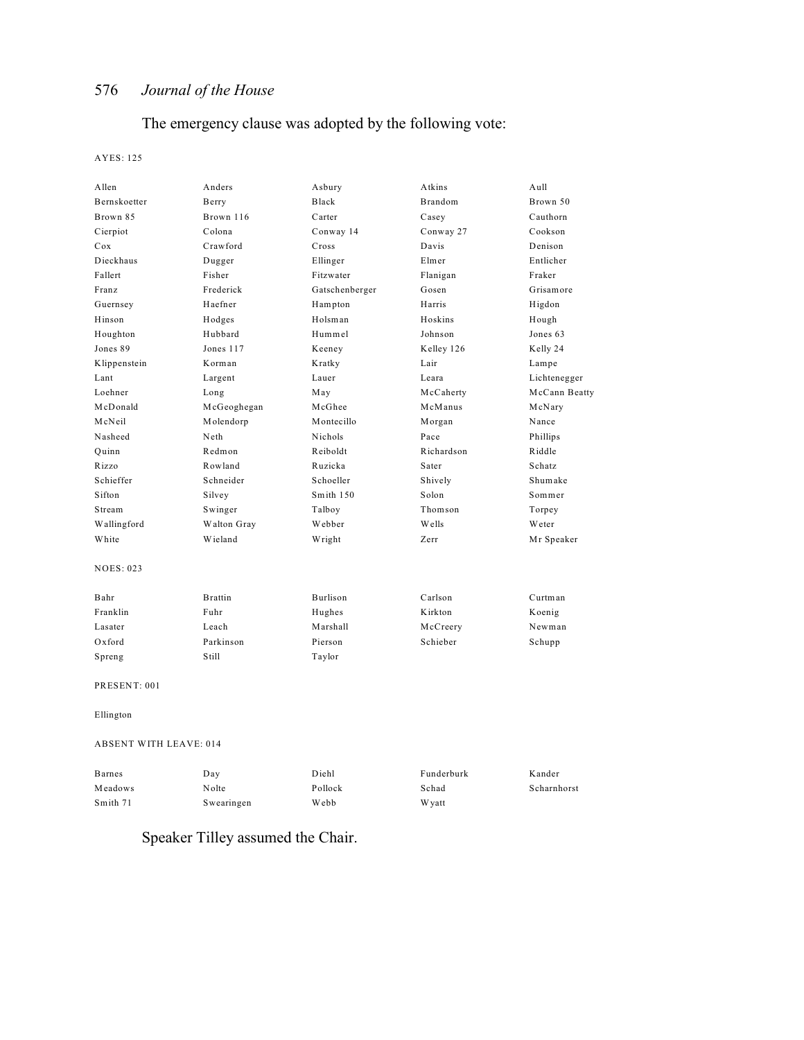The emergency clause was adopted by the following vote:

AYES: 125

| | | | | |
|---|---|---|---|---|
| Allen | Anders | Asbury | Atkins | Aull |
| Bernskoetter | Berry | Black | Brandom | Brown 50 |
| Brown 85 | Brown 116 | Carter | Casey | Cauthorn |
| Cierpiot | Colona | Conway 14 | Conway 27 | Cookson |
| Cox | Crawford | Cross | Davis | Denison |
| Dieckhaus | Dugger | Ellinger | Elmer | Entlicher |
| Fallert | Fisher | Fitzwater | Flanigan | Fraker |
| Franz | Frederick | Gatschenberger | Gosen | Grisamore |
| Guernsey | Haefner | Hampton | Harris | Higdon |
| Hinson | Hodges | Holsman | Hoskins | Hough |
| Houghton | Hubbard | Hummel | Johnson | Jones 63 |
| Jones 89 | Jones 117 | Keeney | Kelley 126 | Kelly 24 |
| Klippenstein | Korman | Kratky | Lair | Lampe |
| Lant | Largent | Lauer | Leara | Lichtenegger |
| Loehner | Long | May | McCaherty | McCann Beatty |
| McDonald | McGeoghegan | McGhee | McManus | McNary |
| McNeil | Molendorp | Montecillo | Morgan | Nance |
| Nasheed | Neth | Nichols | Pace | Phillips |
| Quinn | Redmon | Reiboldt | Richardson | Riddle |
| Rizzo | Rowland | Ruzicka | Sater | Schatz |
| Schieffer | Schneider | Schoeller | Shively | Shumake |
| Sifton | Silvey | Smith 150 | Solon | Sommer |
| Stream | Swinger | Talboy | Thomson | Torpey |
| Wallingford | Walton Gray | Webber | Wells | Weter |
| White | Wieland | Wright | Zerr | Mr Speaker |

NOES: 023

| | | | | |
|---|---|---|---|---|
| Bahr | Brattin | Burlison | Carlson | Curtman |
| Franklin | Fuhr | Hughes | Kirkton | Koenig |
| Lasater | Leach | Marshall | McCreery | Newman |
| Oxford | Parkinson | Pierson | Schieber | Schupp |
| Spreng | Still | Taylor | | |

PRESENT: 001

Ellington

ABSENT WITH LEAVE: 014

| | | | | |
|---|---|---|---|---|
| Barnes | Day | Diehl | Funderburk | Kander |
| Meadows | Nolte | Pollock | Schad | Scharnhorst |
| Smith 71 | Swearingen | Webb | Wyatt | |

Speaker Tilley assumed the Chair.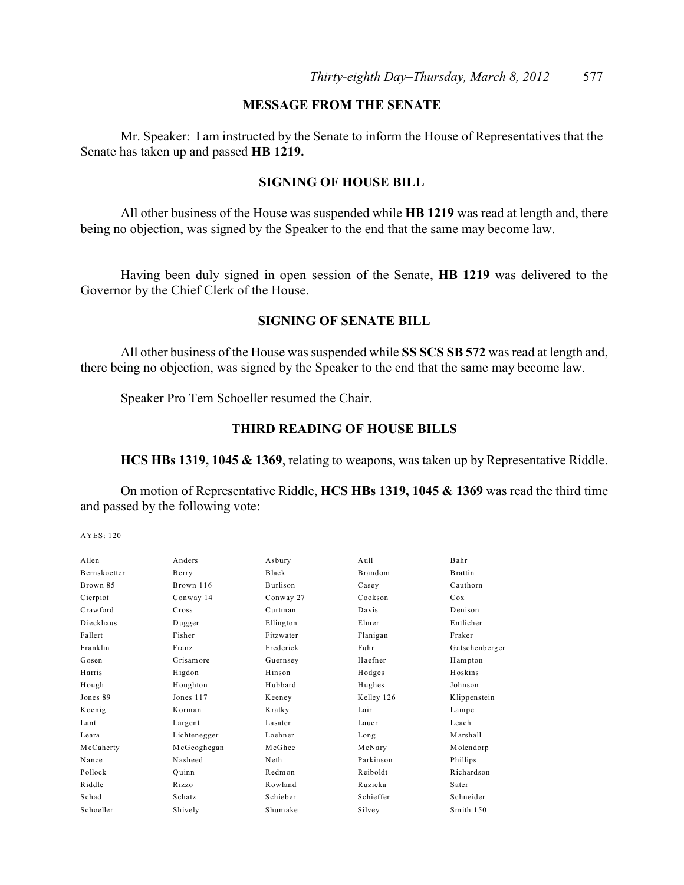## MESSAGE FROM THE SENATE

Mr. Speaker: I am instructed by the Senate to inform the House of Representatives that the Senate has taken up and passed **HB 1219.**

## SIGNING OF HOUSE BILL

All other business of the House was suspended while **HB 1219** was read at length and, there being no objection, was signed by the Speaker to the end that the same may become law.

Having been duly signed in open session of the Senate, **HB 1219** was delivered to the Governor by the Chief Clerk of the House.

## SIGNING OF SENATE BILL

All other business of the House was suspended while **SS SCS SB 572** was read at length and, there being no objection, was signed by the Speaker to the end that the same may become law.

Speaker Pro Tem Schoeller resumed the Chair.

## THIRD READING OF HOUSE BILLS

**HCS HBs 1319, 1045 & 1369**, relating to weapons, was taken up by Representative Riddle.

On motion of Representative Riddle, **HCS HBs 1319, 1045 & 1369** was read the third time and passed by the following vote:

AYES: 120

| | | | | |
|---|---|---|---|---|
| Allen | Anders | Asbury | Aull | Bahr |
| Bernskoetter | Berry | Black | Brandom | Brattin |
| Brown 85 | Brown 116 | Burlison | Casey | Cauthorn |
| Cierpiot | Conway 14 | Conway 27 | Cookson | Cox |
| Crawford | Cross | Curtman | Davis | Denison |
| Dieckhaus | Dugger | Ellington | Elmer | Entlicher |
| Fallert | Fisher | Fitzwater | Flanigan | Fraker |
| Franklin | Franz | Frederick | Fuhr | Gatschenberger |
| Gosen | Grisamore | Guernsey | Haefner | Hampton |
| Harris | Higdon | Hinson | Hodges | Hoskins |
| Hough | Houghton | Hubbard | Hughes | Johnson |
| Jones 89 | Jones 117 | Keeney | Kelley 126 | Klippenstein |
| Koenig | Korman | Kratky | Lair | Lampe |
| Lant | Largent | Lasater | Lauer | Leach |
| Leara | Lichtenegger | Loehner | Long | Marshall |
| McCaherty | McGeoghegan | McGhee | McNary | Molendorp |
| Nance | Nasheed | Neth | Parkinson | Phillips |
| Pollock | Quinn | Redmon | Reiboldt | Richardson |
| Riddle | Rizzo | Rowland | Ruzicka | Sater |
| Schad | Schatz | Schieber | Schieffer | Schneider |
| Schoeller | Shively | Shumake | Silvey | Smith 150 |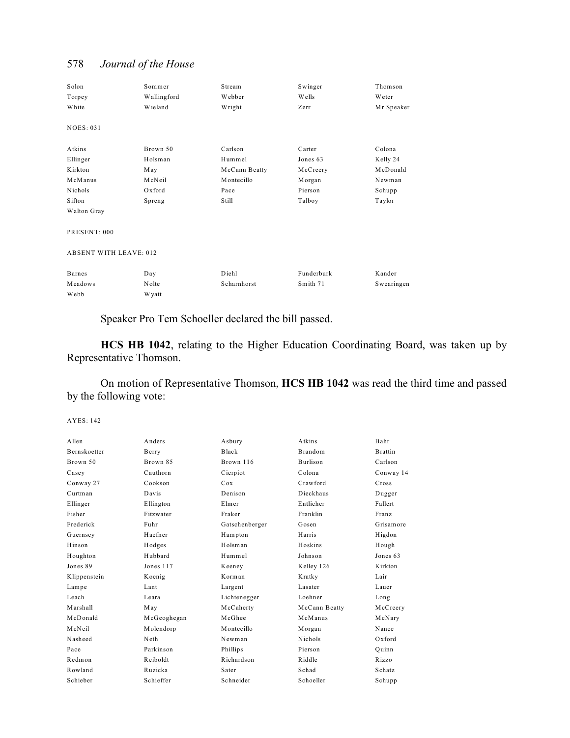| | | | | |
|---|---|---|---|---|
| Solon | Sommer | Stream | Swinger | Thomson |
| Torpey | Wallingford | Webber | Wells | Weter |
| White | Wieland | Wright | Zerr | Mr Speaker |

NOES: 031

| | | | | |
|---|---|---|---|---|
| Atkins | Brown 50 | Carlson | Carter | Colona |
| Ellinger | Holsman | Hummel | Jones 63 | Kelly 24 |
| Kirkton | May | McCann Beatty | McCreery | McDonald |
| McManus | McNeil | Montecillo | Morgan | Newman |
| Nichols | Oxford | Pace | Pierson | Schupp |
| Sifton | Spreng | Still | Talboy | Taylor |
| Walton Gray | | | | |

PRESENT: 000

ABSENT WITH LEAVE: 012

| | | | | |
|---|---|---|---|---|
| Barnes | Day | Diehl | Funderburk | Kander |
| Meadows | Nolte | Scharnhorst | Smith 71 | Swearingen |
| Webb | Wyatt | | | |

Speaker Pro Tem Schoeller declared the bill passed.

**HCS HB 1042**, relating to the Higher Education Coordinating Board, was taken up by Representative Thomson.

On motion of Representative Thomson, **HCS HB 1042** was read the third time and passed by the following vote:

AYES: 142

| | | | | |
|---|---|---|---|---|
| Allen | Anders | Asbury | Atkins | Bahr |
| Bernskoetter | Berry | Black | Brandom | Brattin |
| Brown 50 | Brown 85 | Brown 116 | Burlison | Carlson |
| Casey | Cauthorn | Cierpiot | Colona | Conway 14 |
| Conway 27 | Cookson | Cox | Crawford | Cross |
| Curtman | Davis | Denison | Dieckhaus | Dugger |
| Ellinger | Ellington | Elmer | Entlicher | Fallert |
| Fisher | Fitzwater | Fraker | Franklin | Franz |
| Frederick | Fuhr | Gatschenberger | Gosen | Grisamore |
| Guernsey | Haefner | Hampton | Harris | Higdon |
| Hinson | Hodges | Holsman | Hoskins | Hough |
| Houghton | Hubbard | Hummel | Johnson | Jones 63 |
| Jones 89 | Jones 117 | Keeney | Kelley 126 | Kirkton |
| Klippenstein | Koenig | Korman | Kratky | Lair |
| Lampe | Lant | Largent | Lasater | Lauer |
| Leach | Leara | Lichtenegger | Loehner | Long |
| Marshall | May | McCaherty | McCann Beatty | McCreery |
| McDonald | McGeoghegan | McGhee | McManus | McNary |
| McNeil | Molendorp | Montecillo | Morgan | Nance |
| Nasheed | Neth | Newman | Nichols | Oxford |
| Pace | Parkinson | Phillips | Pierson | Quinn |
| Redmon | Reiboldt | Richardson | Riddle | Rizzo |
| Rowland | Ruzicka | Sater | Schad | Schatz |
| Schieber | Schieffer | Schneider | Schoeller | Schupp |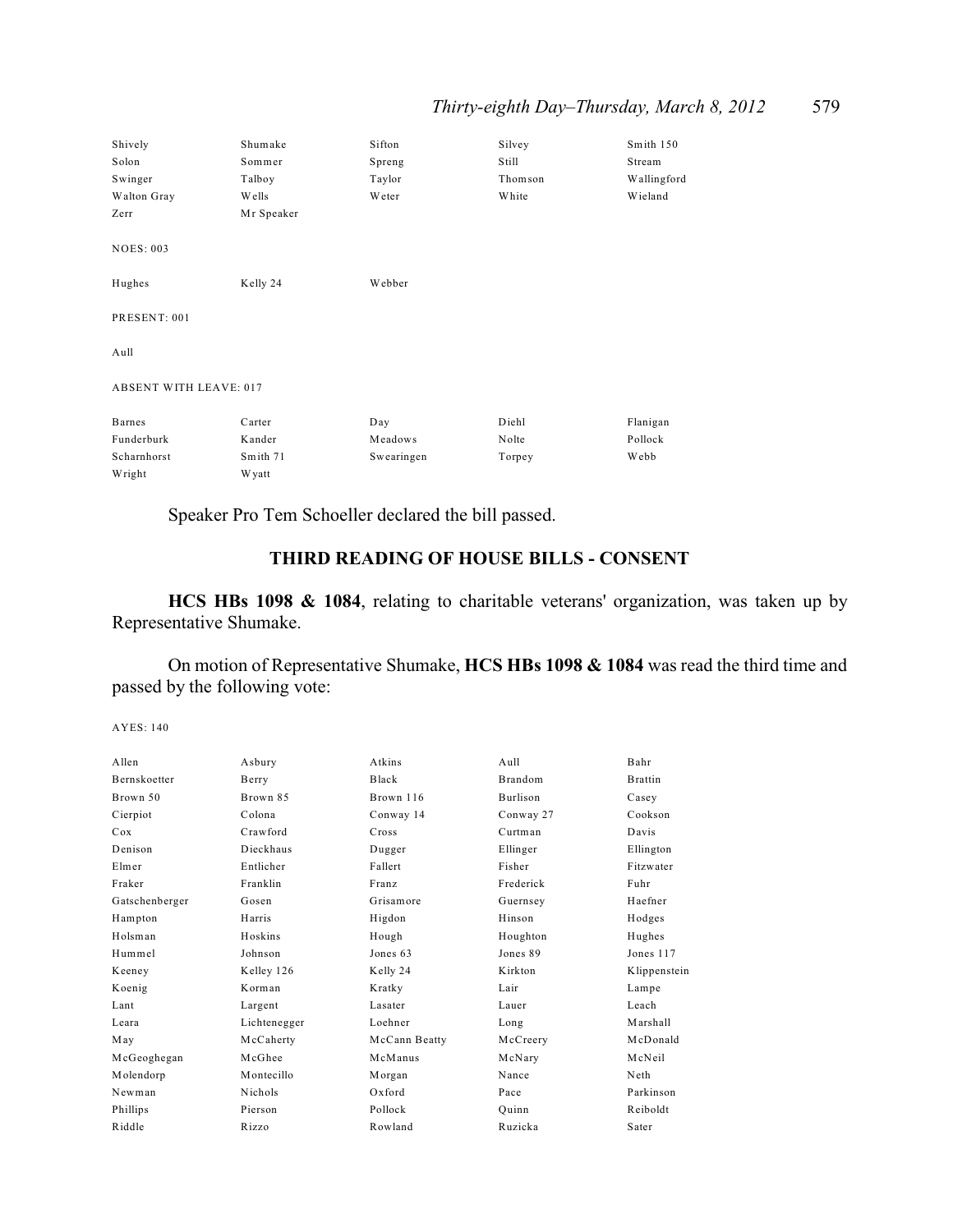| | | | | |
|---|---|---|---|---|
| Shively | Shumake | Sifton | Silvey | Smith 150 |
| Solon | Sommer | Spreng | Still | Stream |
| Swinger | Talboy | Taylor | Thomson | Wallingford |
| Walton Gray | Wells | Weter | White | Wieland |
| Zerr | Mr Speaker | | | |

NOES: 003

| | | |
|---|---|---|
| Hughes | Kelly 24 | Webber |

PRESENT: 001

Aull

ABSENT WITH LEAVE: 017

| | | | | |
|---|---|---|---|---|
| Barnes | Carter | Day | Diehl | Flanigan |
| Funderburk | Kander | Meadows | Nolte | Pollock |
| Scharnhorst | Smith 71 | Swearingen | Torpey | Webb |
| Wright | Wyatt | | | |

Speaker Pro Tem Schoeller declared the bill passed.

## THIRD READING OF HOUSE BILLS - CONSENT

**HCS HBs 1098 & 1084**, relating to charitable veterans' organization, was taken up by Representative Shumake.

On motion of Representative Shumake, **HCS HBs 1098 & 1084** was read the third time and passed by the following vote:

AYES: 140

| | | | | |
|---|---|---|---|---|
| Allen | Asbury | Atkins | Aull | Bahr |
| Bernskoetter | Berry | Black | Brandom | Brattin |
| Brown 50 | Brown 85 | Brown 116 | Burlison | Casey |
| Cierpiot | Colona | Conway 14 | Conway 27 | Cookson |
| Cox | Crawford | Cross | Curtman | Davis |
| Denison | Dieckhaus | Dugger | Ellinger | Ellington |
| Elmer | Entlicher | Fallert | Fisher | Fitzwater |
| Fraker | Franklin | Franz | Frederick | Fuhr |
| Gatschenberger | Gosen | Grisamore | Guernsey | Haefner |
| Hampton | Harris | Higdon | Hinson | Hodges |
| Holsman | Hoskins | Hough | Houghton | Hughes |
| Hummel | Johnson | Jones 63 | Jones 89 | Jones 117 |
| Keeney | Kelley 126 | Kelly 24 | Kirkton | Klippenstein |
| Koenig | Korman | Kratky | Lair | Lampe |
| Lant | Largent | Lasater | Lauer | Leach |
| Leara | Lichtenegger | Loehner | Long | Marshall |
| May | McCaherty | McCann Beatty | McCreery | McDonald |
| McGeoghegan | McGhee | McManus | McNary | McNeil |
| Molendorp | Montecillo | Morgan | Nance | Neth |
| Newman | Nichols | Oxford | Pace | Parkinson |
| Phillips | Pierson | Pollock | Quinn | Reiboldt |
| Riddle | Rizzo | Rowland | Ruzicka | Sater |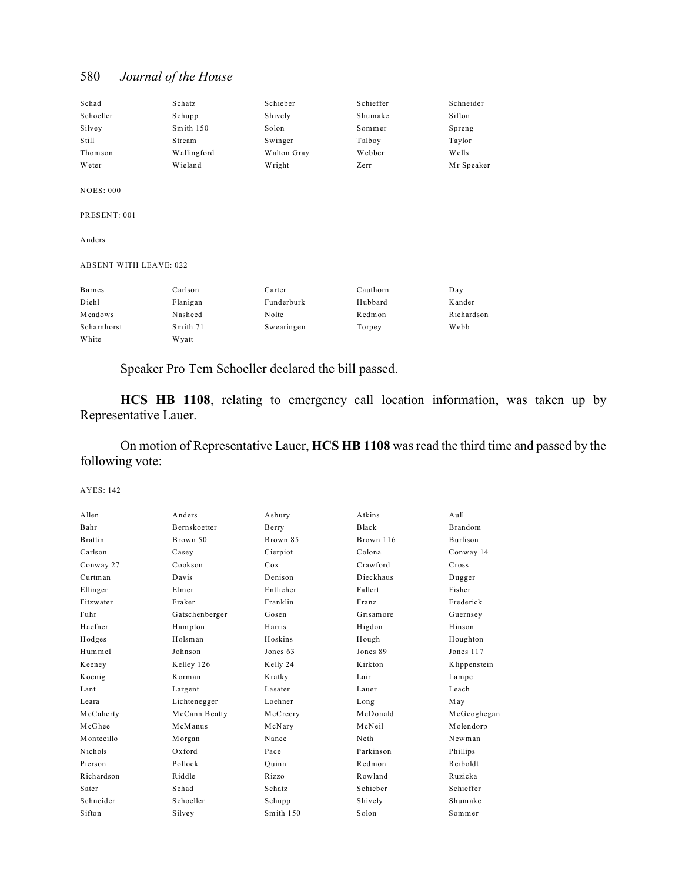| | | | | |
|---|---|---|---|---|
| Schad | Schatz | Schieber | Schieffer | Schneider |
| Schoeller | Schupp | Shively | Shumake | Sifton |
| Silvey | Smith 150 | Solon | Sommer | Spreng |
| Still | Stream | Swinger | Talboy | Taylor |
| Thomson | Wallingford | Walton Gray | Webber | Wells |
| Weter | Wieland | Wright | Zerr | Mr Speaker |

NOES: 000

PRESENT: 001

Anders

ABSENT WITH LEAVE: 022

| | | | | |
|---|---|---|---|---|
| Barnes | Carlson | Carter | Cauthorn | Day |
| Diehl | Flanigan | Funderburk | Hubbard | Kander |
| Meadows | Nasheed | Nolte | Redmon | Richardson |
| Scharnhorst | Smith 71 | Swearingen | Torpey | Webb |
| White | Wyatt | | | |

Speaker Pro Tem Schoeller declared the bill passed.

**HCS HB 1108**, relating to emergency call location information, was taken up by Representative Lauer.

On motion of Representative Lauer, **HCS HB 1108** was read the third time and passed by the following vote:

AYES: 142

| | | | | |
|---|---|---|---|---|
| Allen | Anders | Asbury | Atkins | Aull |
| Bahr | Bernskoetter | Berry | Black | Brandom |
| Brattin | Brown 50 | Brown 85 | Brown 116 | Burlison |
| Carlson | Casey | Cierpiot | Colona | Conway 14 |
| Conway 27 | Cookson | Cox | Crawford | Cross |
| Curtman | Davis | Denison | Dieckhaus | Dugger |
| Ellinger | Elmer | Entlicher | Fallert | Fisher |
| Fitzwater | Fraker | Franklin | Franz | Frederick |
| Fuhr | Gatschenberger | Gosen | Grisamore | Guernsey |
| Haefner | Hampton | Harris | Higdon | Hinson |
| Hodges | Holsman | Hoskins | Hough | Houghton |
| Hummel | Johnson | Jones 63 | Jones 89 | Jones 117 |
| Keeney | Kelley 126 | Kelly 24 | Kirkton | Klippenstein |
| Koenig | Korman | Kratky | Lair | Lampe |
| Lant | Largent | Lasater | Lauer | Leach |
| Leara | Lichtenegger | Loehner | Long | May |
| McCaherty | McCann Beatty | McCreery | McDonald | McGeoghegan |
| McGhee | McManus | McNary | McNeil | Molendorp |
| Montecillo | Morgan | Nance | Neth | Newman |
| Nichols | Oxford | Pace | Parkinson | Phillips |
| Pierson | Pollock | Quinn | Redmon | Reiboldt |
| Richardson | Riddle | Rizzo | Rowland | Ruzicka |
| Sater | Schad | Schatz | Schieber | Schieffer |
| Schneider | Schoeller | Schupp | Shively | Shumake |
| Sifton | Silvey | Smith 150 | Solon | Sommer |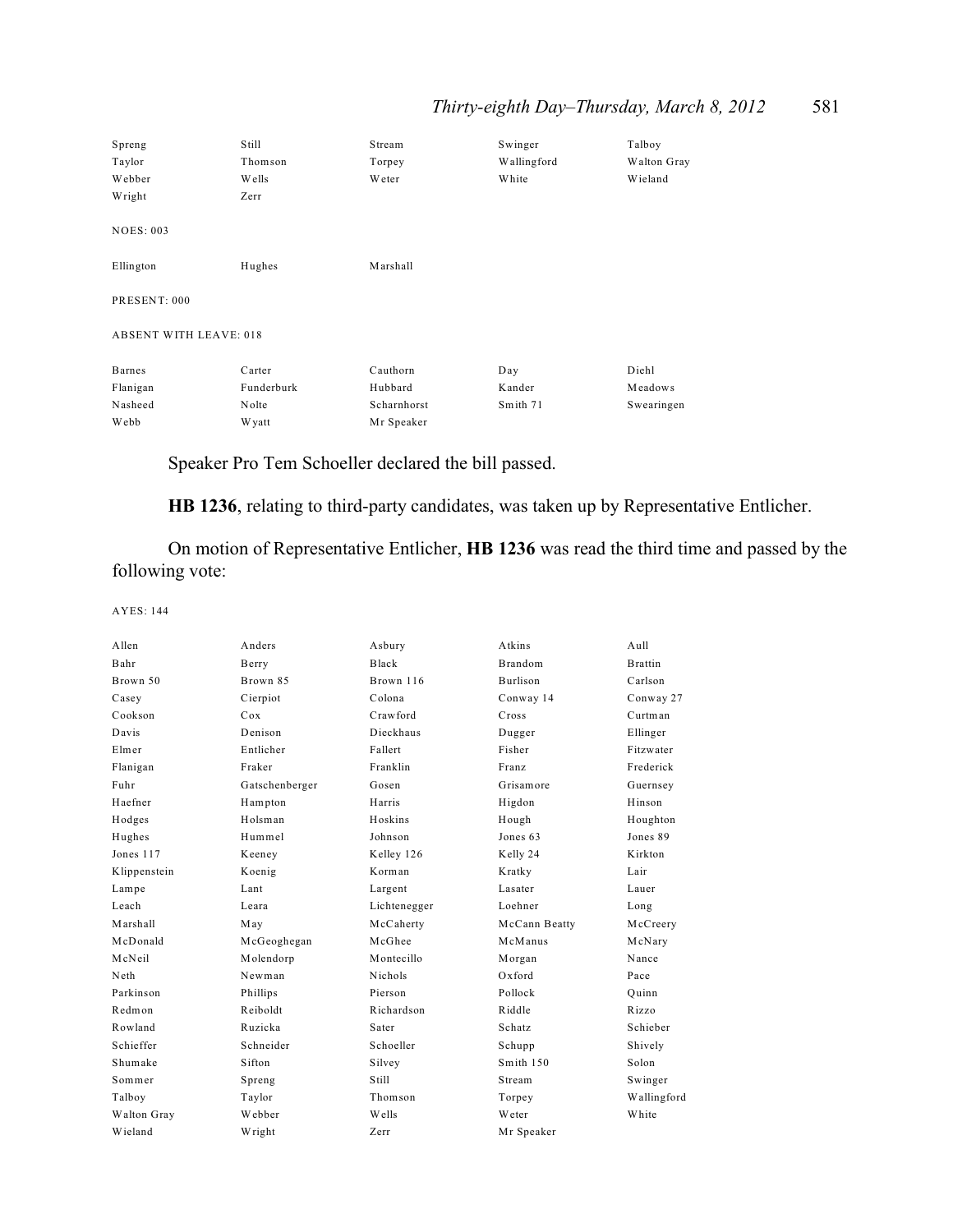| | | | | |
|---|---|---|---|---|
| Spreng | Still | Stream | Swinger | Talboy |
| Taylor | Thomson | Torpey | Wallingford | Walton Gray |
| Webber | Wells | Weter | White | Wieland |
| Wright | Zerr | | | |

NOES: 003

| | | |
|---|---|---|
| Ellington | Hughes | Marshall |

PRESENT: 000

ABSENT WITH LEAVE: 018

| | | | | |
|---|---|---|---|---|
| Barnes | Carter | Cauthorn | Day | Diehl |
| Flanigan | Funderburk | Hubbard | Kander | Meadows |
| Nasheed | Nolte | Scharnhorst | Smith 71 | Swearingen |
| Webb | Wyatt | Mr Speaker | | |

Speaker Pro Tem Schoeller declared the bill passed.

**HB 1236**, relating to third-party candidates, was taken up by Representative Entlicher.

On motion of Representative Entlicher, **HB 1236** was read the third time and passed by the following vote:

AYES: 144

| | | | | |
|---|---|---|---|---|
| Allen | Anders | Asbury | Atkins | Aull |
| Bahr | Berry | Black | Brandom | Brattin |
| Brown 50 | Brown 85 | Brown 116 | Burlison | Carlson |
| Casey | Cierpiot | Colona | Conway 14 | Conway 27 |
| Cookson | Cox | Crawford | Cross | Curtman |
| Davis | Denison | Dieckhaus | Dugger | Ellinger |
| Elmer | Entlicher | Fallert | Fisher | Fitzwater |
| Flanigan | Fraker | Franklin | Franz | Frederick |
| Fuhr | Gatschenberger | Gosen | Grisamore | Guernsey |
| Haefner | Hampton | Harris | Higdon | Hinson |
| Hodges | Holsman | Hoskins | Hough | Houghton |
| Hughes | Hummel | Johnson | Jones 63 | Jones 89 |
| Jones 117 | Keeney | Kelley 126 | Kelly 24 | Kirkton |
| Klippenstein | Koenig | Korman | Kratky | Lair |
| Lampe | Lant | Largent | Lasater | Lauer |
| Leach | Leara | Lichtenegger | Loehner | Long |
| Marshall | May | McCaherty | McCann Beatty | McCreery |
| McDonald | McGeoghegan | McGhee | McManus | McNary |
| McNeil | Molendorp | Montecillo | Morgan | Nance |
| Neth | Newman | Nichols | Oxford | Pace |
| Parkinson | Phillips | Pierson | Pollock | Quinn |
| Redmon | Reiboldt | Richardson | Riddle | Rizzo |
| Rowland | Ruzicka | Sater | Schatz | Schieber |
| Schieffer | Schneider | Schoeller | Schupp | Shively |
| Shumake | Sifton | Silvey | Smith 150 | Solon |
| Sommer | Spreng | Still | Stream | Swinger |
| Talboy | Taylor | Thomson | Torpey | Wallingford |
| Walton Gray | Webber | Wells | Weter | White |
| Wieland | Wright | Zerr | Mr Speaker | |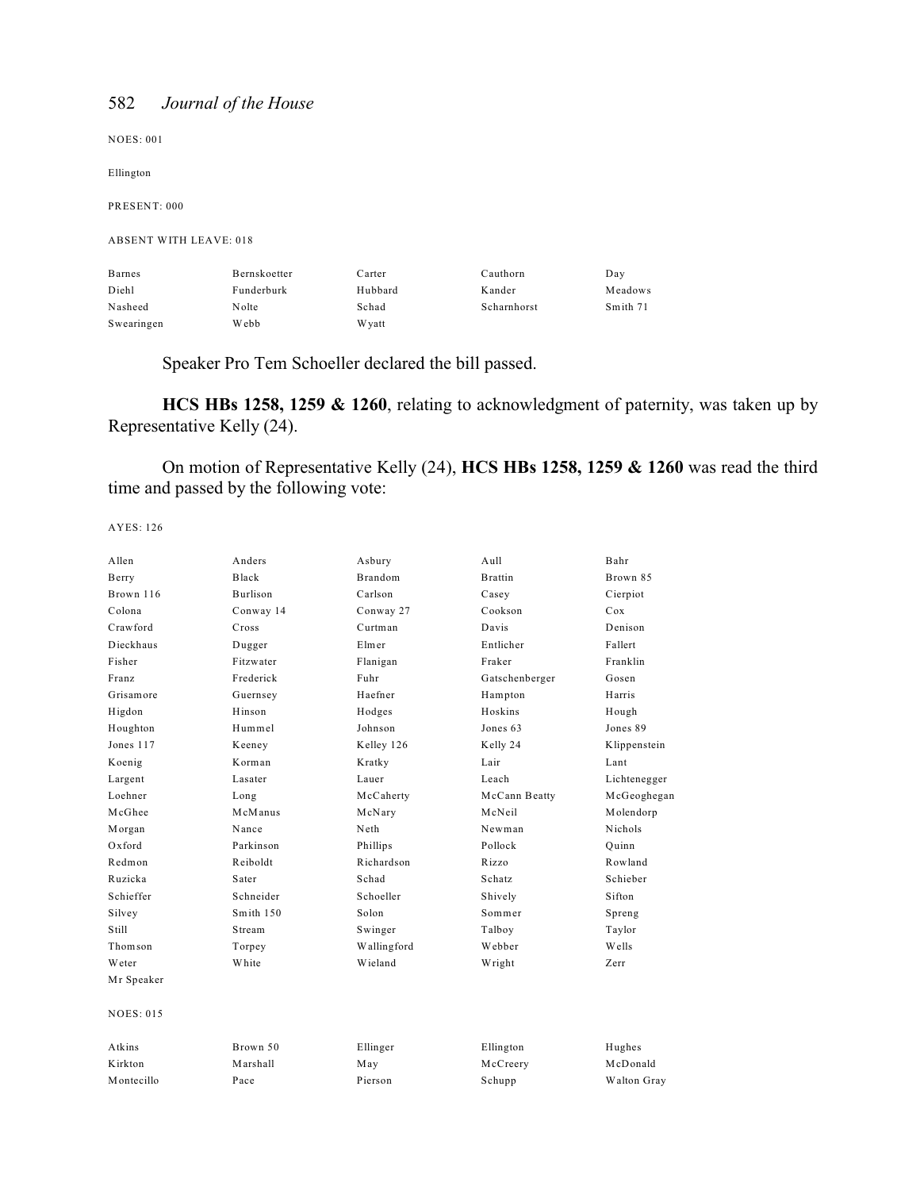NOES: 001

Ellington

PRESENT: 000

ABSENT WITH LEAVE: 018

| | | | | |
|---|---|---|---|---|
| Barnes | Bernskoetter | Carter | Cauthorn | Day |
| Diehl | Funderburk | Hubbard | Kander | Meadows |
| Nasheed | Nolte | Schad | Scharnhorst | Smith 71 |
| Swearingen | Webb | Wyatt | | |

Speaker Pro Tem Schoeller declared the bill passed.

**HCS HBs 1258, 1259 & 1260**, relating to acknowledgment of paternity, was taken up by Representative Kelly (24).

On motion of Representative Kelly (24), **HCS HBs 1258, 1259 & 1260** was read the third time and passed by the following vote:

AYES: 126

| | | | | |
|---|---|---|---|---|
| Allen | Anders | Asbury | Aull | Bahr |
| Berry | Black | Brandom | Brattin | Brown 85 |
| Brown 116 | Burlison | Carlson | Casey | Cierpiot |
| Colona | Conway 14 | Conway 27 | Cookson | Cox |
| Crawford | Cross | Curtman | Davis | Denison |
| Dieckhaus | Dugger | Elmer | Entlicher | Fallert |
| Fisher | Fitzwater | Flanigan | Fraker | Franklin |
| Franz | Frederick | Fuhr | Gatschenberger | Gosen |
| Grisamore | Guernsey | Haefner | Hampton | Harris |
| Higdon | Hinson | Hodges | Hoskins | Hough |
| Houghton | Hummel | Johnson | Jones 63 | Jones 89 |
| Jones 117 | Keeney | Kelley 126 | Kelly 24 | Klippenstein |
| Koenig | Korman | Kratky | Lair | Lant |
| Largent | Lasater | Lauer | Leach | Lichtenegger |
| Loehner | Long | McCaherty | McCann Beatty | McGeoghegan |
| McGhee | McManus | McNary | McNeil | Molendorp |
| Morgan | Nance | Neth | Newman | Nichols |
| Oxford | Parkinson | Phillips | Pollock | Quinn |
| Redmon | Reiboldt | Richardson | Rizzo | Rowland |
| Ruzicka | Sater | Schad | Schatz | Schieber |
| Schieffer | Schneider | Schoeller | Shively | Sifton |
| Silvey | Smith 150 | Solon | Sommer | Spreng |
| Still | Stream | Swinger | Talboy | Taylor |
| Thomson | Torpey | Wallingford | Webber | Wells |
| Weter | White | Wieland | Wright | Zerr |
| Mr Speaker | | | | |

NOES: 015

| | | | | |
|---|---|---|---|---|
| Atkins | Brown 50 | Ellinger | Ellington | Hughes |
| Kirkton | Marshall | May | McCreery | McDonald |
| Montecillo | Pace | Pierson | Schupp | Walton Gray |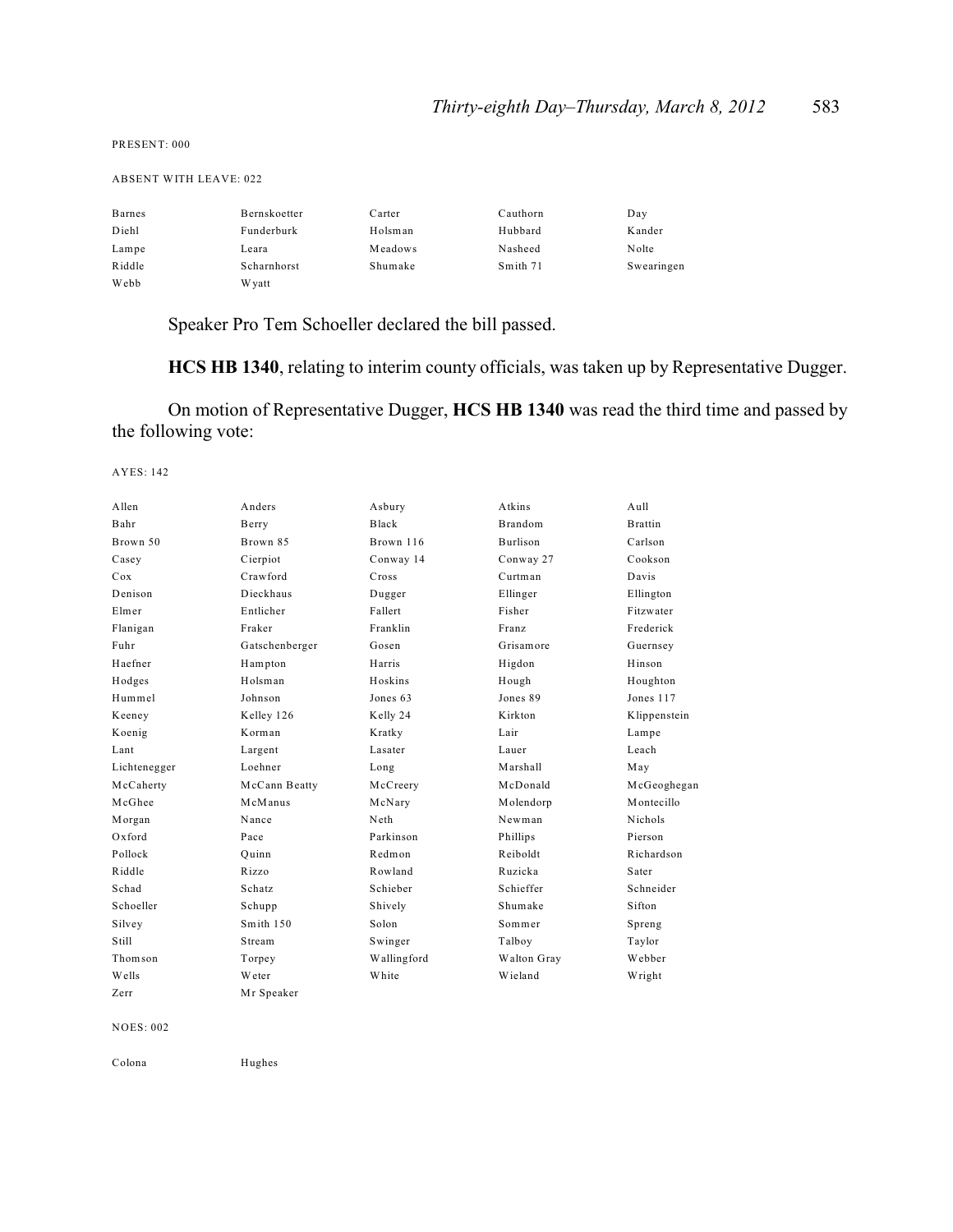PRESENT: 000

ABSENT WITH LEAVE: 022

| | | | | |
|---|---|---|---|---|
| Barnes | Bernskoetter | Carter | Cauthorn | Day |
| Diehl | Funderburk | Holsman | Hubbard | Kander |
| Lampe | Leara | Meadows | Nasheed | Nolte |
| Riddle | Scharnhorst | Shumake | Smith 71 | Swearingen |
| Webb | Wyatt | | | |

Speaker Pro Tem Schoeller declared the bill passed.

**HCS HB 1340**, relating to interim county officials, was taken up by Representative Dugger.

On motion of Representative Dugger, **HCS HB 1340** was read the third time and passed by the following vote:

AYES: 142

| | | | | |
|---|---|---|---|---|
| Allen | Anders | Asbury | Atkins | Aull |
| Bahr | Berry | Black | Brandom | Brattin |
| Brown 50 | Brown 85 | Brown 116 | Burlison | Carlson |
| Casey | Cierpiot | Conway 14 | Conway 27 | Cookson |
| Cox | Crawford | Cross | Curtman | Davis |
| Denison | Dieckhaus | Dugger | Ellinger | Ellington |
| Elmer | Entlicher | Fallert | Fisher | Fitzwater |
| Flanigan | Fraker | Franklin | Franz | Frederick |
| Fuhr | Gatschenberger | Gosen | Grisamore | Guernsey |
| Haefner | Hampton | Harris | Higdon | Hinson |
| Hodges | Holsman | Hoskins | Hough | Houghton |
| Hummel | Johnson | Jones 63 | Jones 89 | Jones 117 |
| Keeney | Kelley 126 | Kelly 24 | Kirkton | Klippenstein |
| Koenig | Korman | Kratky | Lair | Lampe |
| Lant | Largent | Lasater | Lauer | Leach |
| Lichtenegger | Loehner | Long | Marshall | May |
| McCaherty | McCann Beatty | McCreery | McDonald | McGeoghegan |
| McGhee | McManus | McNary | Molendorp | Montecillo |
| Morgan | Nance | Neth | Newman | Nichols |
| Oxford | Pace | Parkinson | Phillips | Pierson |
| Pollock | Quinn | Redmon | Reiboldt | Richardson |
| Riddle | Rizzo | Rowland | Ruzicka | Sater |
| Schad | Schatz | Schieber | Schieffer | Schneider |
| Schoeller | Schupp | Shively | Shumake | Sifton |
| Silvey | Smith 150 | Solon | Sommer | Spreng |
| Still | Stream | Swinger | Talboy | Taylor |
| Thomson | Torpey | Wallingford | Walton Gray | Webber |
| Wells | Weter | White | Wieland | Wright |
| Zerr | Mr Speaker | | | |

NOES: 002

| | |
|---|---|
| Colona | Hughes |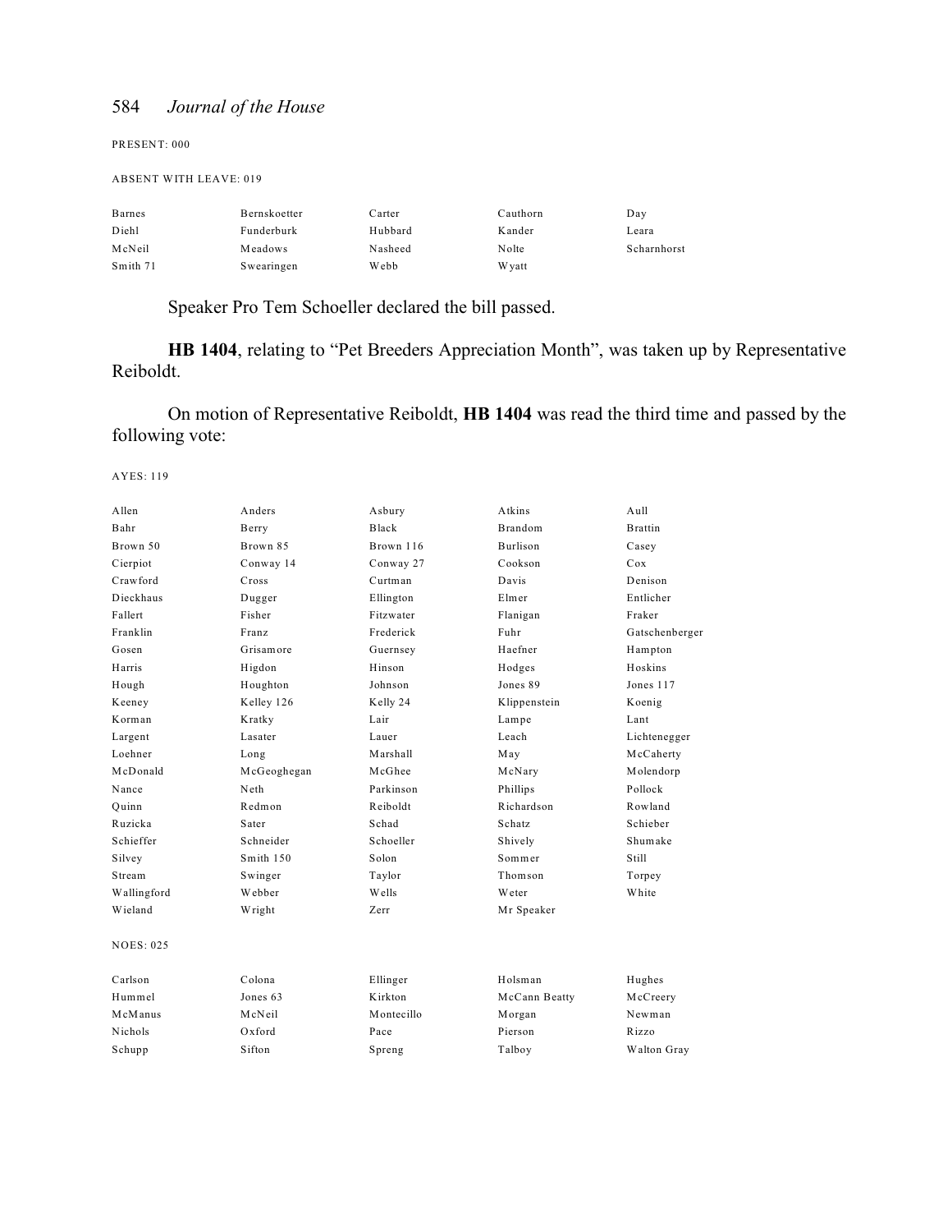PRESENT: 000

ABSENT WITH LEAVE: 019

| | | | | |
|---|---|---|---|---|
| Barnes | Bernskoetter | Carter | Cauthorn | Day |
| Diehl | Funderburk | Hubbard | Kander | Leara |
| McNeil | Meadows | Nasheed | Nolte | Scharnhorst |
| Smith 71 | Swearingen | Webb | Wyatt | |

Speaker Pro Tem Schoeller declared the bill passed.

**HB 1404**, relating to “Pet Breeders Appreciation Month”, was taken up by Representative Reiboldt.

On motion of Representative Reiboldt, **HB 1404** was read the third time and passed by the following vote:

AYES: 119

| | | | | |
|---|---|---|---|---|
| Allen | Anders | Asbury | Atkins | Aull |
| Bahr | Berry | Black | Brandom | Brattin |
| Brown 50 | Brown 85 | Brown 116 | Burlison | Casey |
| Cierpiot | Conway 14 | Conway 27 | Cookson | Cox |
| Crawford | Cross | Curtman | Davis | Denison |
| Dieckhaus | Dugger | Ellington | Elmer | Entlicher |
| Fallert | Fisher | Fitzwater | Flanigan | Fraker |
| Franklin | Franz | Frederick | Fuhr | Gatschenberger |
| Gosen | Grisamore | Guernsey | Haefner | Hampton |
| Harris | Higdon | Hinson | Hodges | Hoskins |
| Hough | Houghton | Johnson | Jones 89 | Jones 117 |
| Keeney | Kelley 126 | Kelly 24 | Klippenstein | Koenig |
| Korman | Kratky | Lair | Lampe | Lant |
| Largent | Lasater | Lauer | Leach | Lichtenegger |
| Loehner | Long | Marshall | May | McCaherty |
| McDonald | McGeoghegan | McGhee | McNary | Molendorp |
| Nance | Neth | Parkinson | Phillips | Pollock |
| Quinn | Redmon | Reiboldt | Richardson | Rowland |
| Ruzicka | Sater | Schad | Schatz | Schieber |
| Schieffer | Schneider | Schoeller | Shively | Shumake |
| Silvey | Smith 150 | Solon | Sommer | Still |
| Stream | Swinger | Taylor | Thomson | Torpey |
| Wallingford | Webber | Wells | Weter | White |
| Wieland | Wright | Zerr | Mr Speaker | |

NOES: 025

| | | | | |
|---|---|---|---|---|
| Carlson | Colona | Ellinger | Holsman | Hughes |
| Hummel | Jones 63 | Kirkton | McCann Beatty | McCreery |
| McManus | McNeil | Montecillo | Morgan | Newman |
| Nichols | Oxford | Pace | Pierson | Rizzo |
| Schupp | Sifton | Spreng | Talboy | Walton Gray |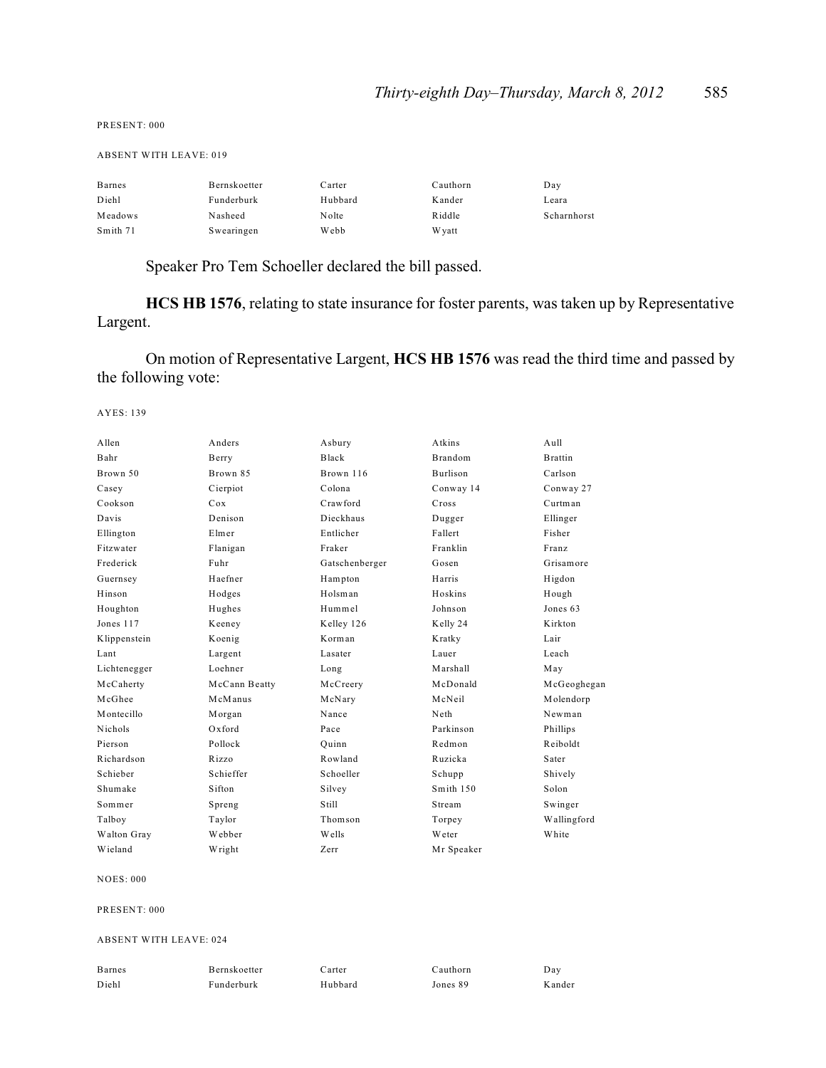PRESENT: 000

ABSENT WITH LEAVE: 019

| | | | | |
|---|---|---|---|---|
| Barnes | Bernskoetter | Carter | Cauthorn | Day |
| Diehl | Funderburk | Hubbard | Kander | Leara |
| Meadows | Nasheed | Nolte | Riddle | Scharnhorst |
| Smith 71 | Swearingen | Webb | Wyatt | |

Speaker Pro Tem Schoeller declared the bill passed.

**HCS HB 1576**, relating to state insurance for foster parents, was taken up by Representative Largent.

On motion of Representative Largent, **HCS HB 1576** was read the third time and passed by the following vote:

AYES: 139

| | | | | |
|---|---|---|---|---|
| Allen | Anders | Asbury | Atkins | Aull |
| Bahr | Berry | Black | Brandom | Brattin |
| Brown 50 | Brown 85 | Brown 116 | Burlison | Carlson |
| Casey | Cierpiot | Colona | Conway 14 | Conway 27 |
| Cookson | Cox | Crawford | Cross | Curtman |
| Davis | Denison | Dieckhaus | Dugger | Ellinger |
| Ellington | Elmer | Entlicher | Fallert | Fisher |
| Fitzwater | Flanigan | Fraker | Franklin | Franz |
| Frederick | Fuhr | Gatschenberger | Gosen | Grisamore |
| Guernsey | Haefner | Hampton | Harris | Higdon |
| Hinson | Hodges | Holsman | Hoskins | Hough |
| Houghton | Hughes | Hummel | Johnson | Jones 63 |
| Jones 117 | Keeney | Kelley 126 | Kelly 24 | Kirkton |
| Klippenstein | Koenig | Korman | Kratky | Lair |
| Lant | Largent | Lasater | Lauer | Leach |
| Lichtenegger | Loehner | Long | Marshall | May |
| McCaherty | McCann Beatty | McCreery | McDonald | McGeoghegan |
| McGhee | McManus | McNary | McNeil | Molendorp |
| Montecillo | Morgan | Nance | Neth | Newman |
| Nichols | Oxford | Pace | Parkinson | Phillips |
| Pierson | Pollock | Quinn | Redmon | Reiboldt |
| Richardson | Rizzo | Rowland | Ruzicka | Sater |
| Schieber | Schieffer | Schoeller | Schupp | Shively |
| Shumake | Sifton | Silvey | Smith 150 | Solon |
| Sommer | Spreng | Still | Stream | Swinger |
| Talboy | Taylor | Thomson | Torpey | Wallingford |
| Walton Gray | Webber | Wells | Weter | White |
| Wieland | Wright | Zerr | Mr Speaker | |

NOES: 000

PRESENT: 000

ABSENT WITH LEAVE: 024

| | | | | |
|---|---|---|---|---|
| Barnes | Bernskoetter | Carter | Cauthorn | Day |
| Diehl | Funderburk | Hubbard | Jones 89 | Kander |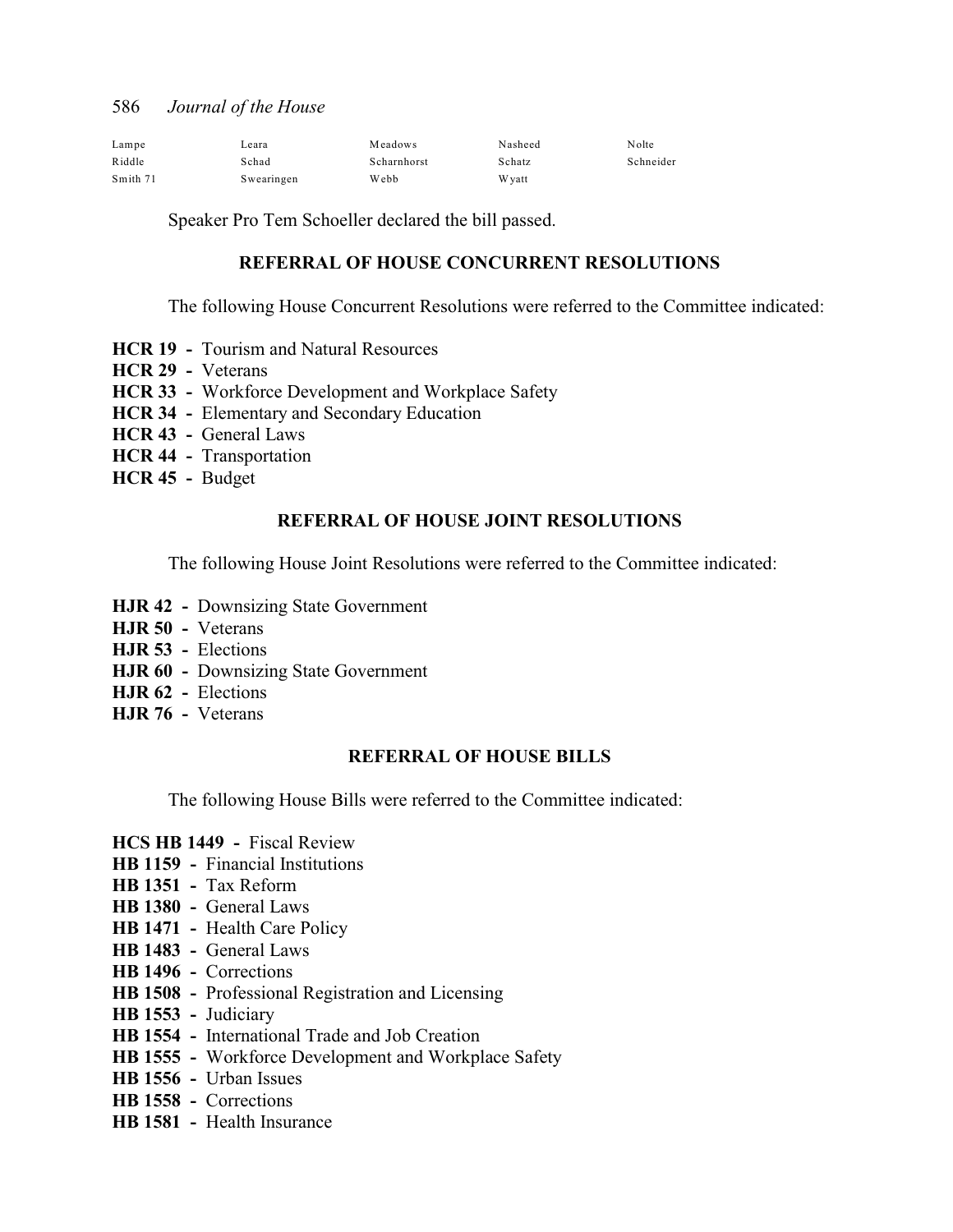| Lampe | Leara | Meadows | Nasheed | Nolte |
| --- | --- | --- | --- | --- |
| Riddle | Schad | Scharnhorst | Schatz | Schneider |
| Smith 71 | Swearingen | Webb | Wyatt | |

Speaker Pro Tem Schoeller declared the bill passed.

## REFERRAL OF HOUSE CONCURRENT RESOLUTIONS

The following House Concurrent Resolutions were referred to the Committee indicated:

**HCR 19 -** Tourism and Natural Resources
**HCR 29 -** Veterans
**HCR 33 -** Workforce Development and Workplace Safety
**HCR 34 -** Elementary and Secondary Education
**HCR 43 -** General Laws
**HCR 44 -** Transportation
**HCR 45 -** Budget

## REFERRAL OF HOUSE JOINT RESOLUTIONS

The following House Joint Resolutions were referred to the Committee indicated:

**HJR 42 -** Downsizing State Government
**HJR 50 -** Veterans
**HJR 53 -** Elections
**HJR 60 -** Downsizing State Government
**HJR 62 -** Elections
**HJR 76 -** Veterans

## REFERRAL OF HOUSE BILLS

The following House Bills were referred to the Committee indicated:

**HCS HB 1449 -** Fiscal Review
**HB 1159 -** Financial Institutions
**HB 1351 -** Tax Reform
**HB 1380 -** General Laws
**HB 1471 -** Health Care Policy
**HB 1483 -** General Laws
**HB 1496 -** Corrections
**HB 1508 -** Professional Registration and Licensing
**HB 1553 -** Judiciary
**HB 1554 -** International Trade and Job Creation
**HB 1555 -** Workforce Development and Workplace Safety
**HB 1556 -** Urban Issues
**HB 1558 -** Corrections
**HB 1581 -** Health Insurance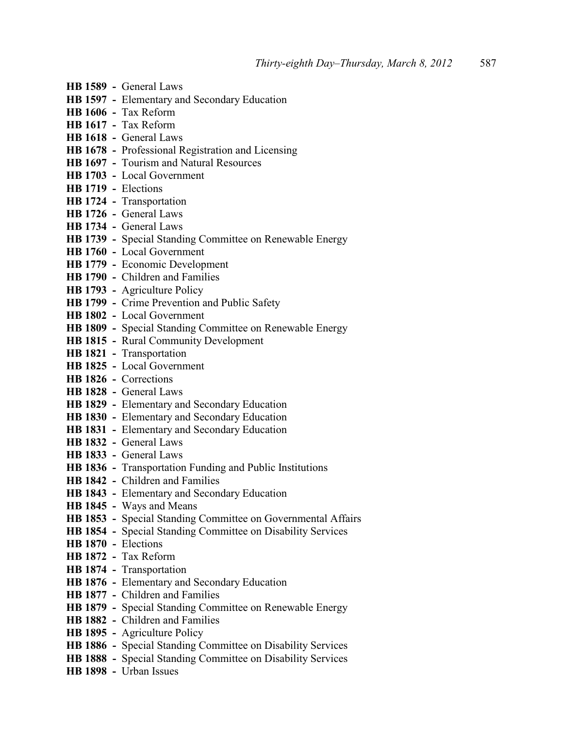**HB 1589 -** General Laws
**HB 1597 -** Elementary and Secondary Education
**HB 1606 -** Tax Reform
**HB 1617 -** Tax Reform
**HB 1618 -** General Laws
**HB 1678 -** Professional Registration and Licensing
**HB 1697 -** Tourism and Natural Resources
**HB 1703 -** Local Government
**HB 1719 -** Elections
**HB 1724 -** Transportation
**HB 1726 -** General Laws
**HB 1734 -** General Laws
**HB 1739 -** Special Standing Committee on Renewable Energy
**HB 1760 -** Local Government
**HB 1779 -** Economic Development
**HB 1790 -** Children and Families
**HB 1793 -** Agriculture Policy
**HB 1799 -** Crime Prevention and Public Safety
**HB 1802 -** Local Government
**HB 1809 -** Special Standing Committee on Renewable Energy
**HB 1815 -** Rural Community Development
**HB 1821 -** Transportation
**HB 1825 -** Local Government
**HB 1826 -** Corrections
**HB 1828 -** General Laws
**HB 1829 -** Elementary and Secondary Education
**HB 1830 -** Elementary and Secondary Education
**HB 1831 -** Elementary and Secondary Education
**HB 1832 -** General Laws
**HB 1833 -** General Laws
**HB 1836 -** Transportation Funding and Public Institutions
**HB 1842 -** Children and Families
**HB 1843 -** Elementary and Secondary Education
**HB 1845 -** Ways and Means
**HB 1853 -** Special Standing Committee on Governmental Affairs
**HB 1854 -** Special Standing Committee on Disability Services
**HB 1870 -** Elections
**HB 1872 -** Tax Reform
**HB 1874 -** Transportation
**HB 1876 -** Elementary and Secondary Education
**HB 1877 -** Children and Families
**HB 1879 -** Special Standing Committee on Renewable Energy
**HB 1882 -** Children and Families
**HB 1895 -** Agriculture Policy
**HB 1886 -** Special Standing Committee on Disability Services
**HB 1888 -** Special Standing Committee on Disability Services
**HB 1898 -** Urban Issues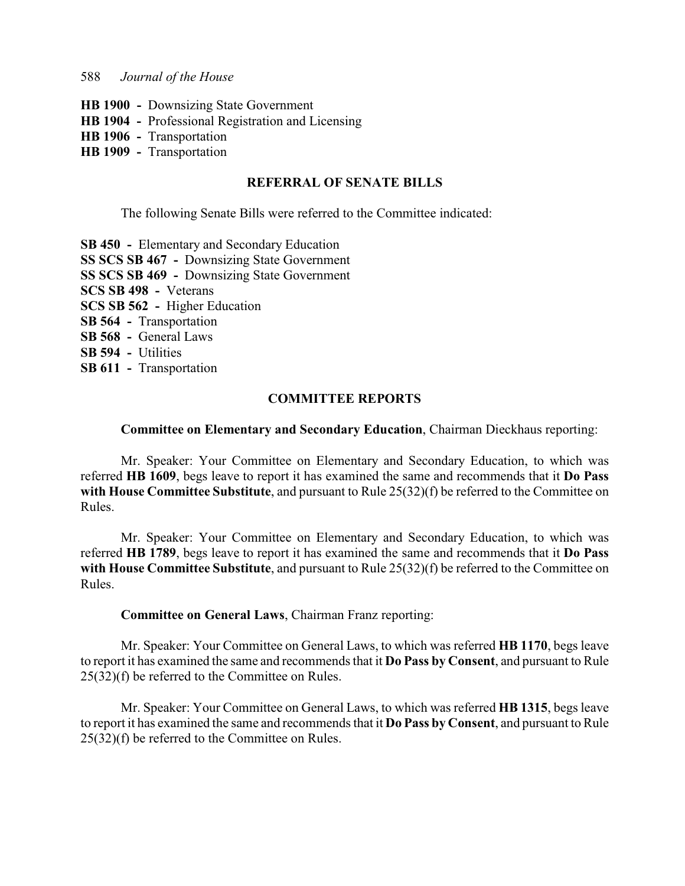**HB 1900** - Downsizing State Government
**HB 1904** - Professional Registration and Licensing
**HB 1906** - Transportation
**HB 1909** - Transportation

## REFERRAL OF SENATE BILLS

The following Senate Bills were referred to the Committee indicated:

**SB 450** - Elementary and Secondary Education
**SS SCS SB 467** - Downsizing State Government
**SS SCS SB 469** - Downsizing State Government
**SCS SB 498** - Veterans
**SCS SB 562** - Higher Education
**SB 564** - Transportation
**SB 568** - General Laws
**SB 594** - Utilities
**SB 611** - Transportation

## COMMITTEE REPORTS

**Committee on Elementary and Secondary Education**, Chairman Dieckhaus reporting:

Mr. Speaker: Your Committee on Elementary and Secondary Education, to which was referred **HB 1609**, begs leave to report it has examined the same and recommends that it **Do Pass with House Committee Substitute**, and pursuant to Rule 25(32)(f) be referred to the Committee on Rules.

Mr. Speaker: Your Committee on Elementary and Secondary Education, to which was referred **HB 1789**, begs leave to report it has examined the same and recommends that it **Do Pass with House Committee Substitute**, and pursuant to Rule 25(32)(f) be referred to the Committee on Rules.

**Committee on General Laws**, Chairman Franz reporting:

Mr. Speaker: Your Committee on General Laws, to which was referred **HB 1170**, begs leave to report it has examined the same and recommends that it **Do Pass by Consent**, and pursuant to Rule 25(32)(f) be referred to the Committee on Rules.

Mr. Speaker: Your Committee on General Laws, to which was referred **HB 1315**, begs leave to report it has examined the same and recommends that it **Do Pass by Consent**, and pursuant to Rule 25(32)(f) be referred to the Committee on Rules.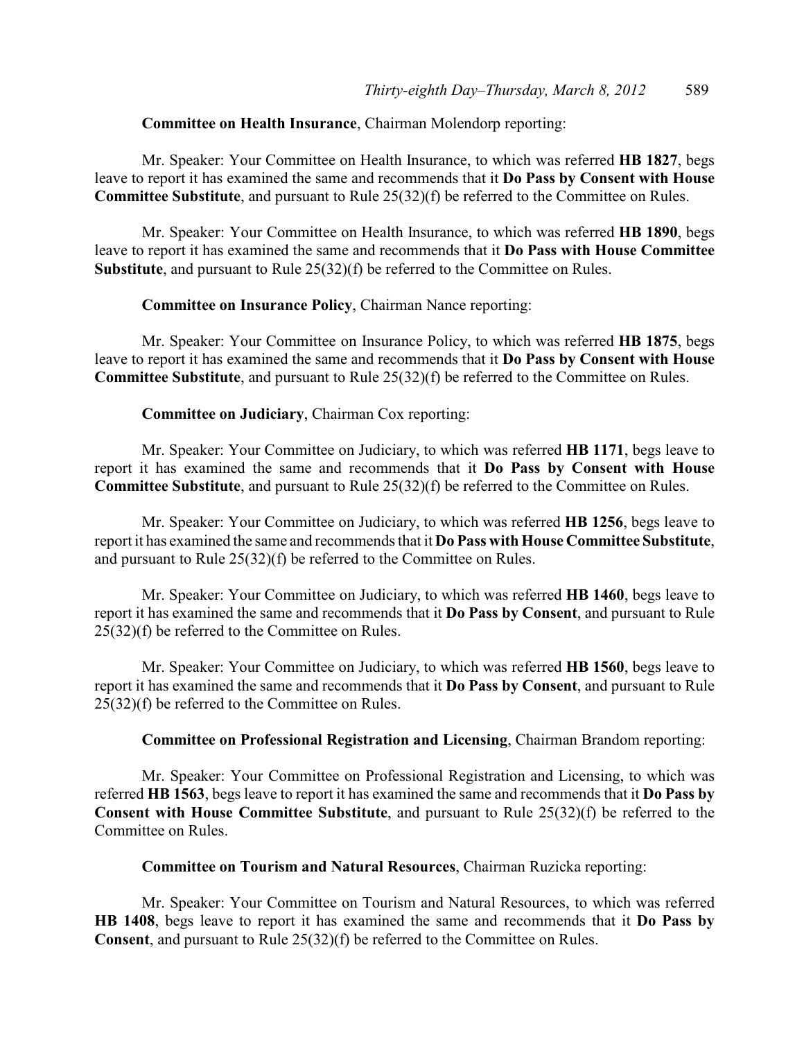**Committee on Health Insurance**, Chairman Molendorp reporting:

Mr. Speaker: Your Committee on Health Insurance, to which was referred **HB 1827**, begs leave to report it has examined the same and recommends that it **Do Pass by Consent with House Committee Substitute**, and pursuant to Rule 25(32)(f) be referred to the Committee on Rules.

Mr. Speaker: Your Committee on Health Insurance, to which was referred **HB 1890**, begs leave to report it has examined the same and recommends that it **Do Pass with House Committee Substitute**, and pursuant to Rule 25(32)(f) be referred to the Committee on Rules.

**Committee on Insurance Policy**, Chairman Nance reporting:

Mr. Speaker: Your Committee on Insurance Policy, to which was referred **HB 1875**, begs leave to report it has examined the same and recommends that it **Do Pass by Consent with House Committee Substitute**, and pursuant to Rule 25(32)(f) be referred to the Committee on Rules.

**Committee on Judiciary**, Chairman Cox reporting:

Mr. Speaker: Your Committee on Judiciary, to which was referred **HB 1171**, begs leave to report it has examined the same and recommends that it **Do Pass by Consent with House Committee Substitute**, and pursuant to Rule 25(32)(f) be referred to the Committee on Rules.

Mr. Speaker: Your Committee on Judiciary, to which was referred **HB 1256**, begs leave to report it has examined the same and recommends that it **Do Pass with House Committee Substitute**, and pursuant to Rule 25(32)(f) be referred to the Committee on Rules.

Mr. Speaker: Your Committee on Judiciary, to which was referred **HB 1460**, begs leave to report it has examined the same and recommends that it **Do Pass by Consent**, and pursuant to Rule 25(32)(f) be referred to the Committee on Rules.

Mr. Speaker: Your Committee on Judiciary, to which was referred **HB 1560**, begs leave to report it has examined the same and recommends that it **Do Pass by Consent**, and pursuant to Rule 25(32)(f) be referred to the Committee on Rules.

**Committee on Professional Registration and Licensing**, Chairman Brandom reporting:

Mr. Speaker: Your Committee on Professional Registration and Licensing, to which was referred **HB 1563**, begs leave to report it has examined the same and recommends that it **Do Pass by Consent with House Committee Substitute**, and pursuant to Rule 25(32)(f) be referred to the Committee on Rules.

**Committee on Tourism and Natural Resources**, Chairman Ruzicka reporting:

Mr. Speaker: Your Committee on Tourism and Natural Resources, to which was referred **HB 1408**, begs leave to report it has examined the same and recommends that it **Do Pass by Consent**, and pursuant to Rule 25(32)(f) be referred to the Committee on Rules.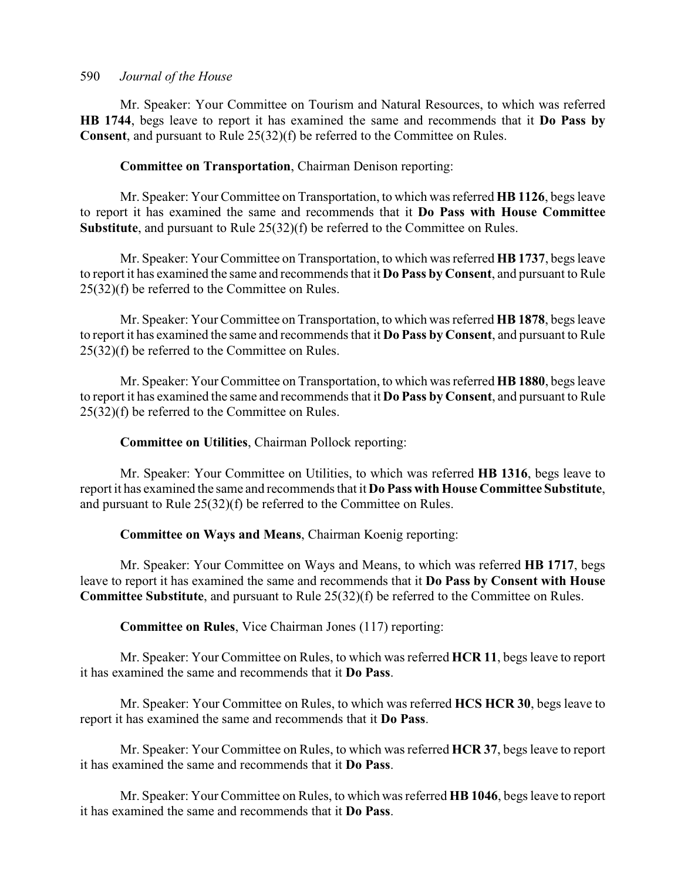Mr. Speaker: Your Committee on Tourism and Natural Resources, to which was referred **HB 1744**, begs leave to report it has examined the same and recommends that it **Do Pass by Consent**, and pursuant to Rule 25(32)(f) be referred to the Committee on Rules.

**Committee on Transportation**, Chairman Denison reporting:

Mr. Speaker: Your Committee on Transportation, to which was referred **HB 1126**, begs leave to report it has examined the same and recommends that it **Do Pass with House Committee Substitute**, and pursuant to Rule 25(32)(f) be referred to the Committee on Rules.

Mr. Speaker: Your Committee on Transportation, to which was referred **HB 1737**, begs leave to report it has examined the same and recommends that it **Do Pass by Consent**, and pursuant to Rule 25(32)(f) be referred to the Committee on Rules.

Mr. Speaker: Your Committee on Transportation, to which was referred **HB 1878**, begs leave to report it has examined the same and recommends that it **Do Pass by Consent**, and pursuant to Rule 25(32)(f) be referred to the Committee on Rules.

Mr. Speaker: Your Committee on Transportation, to which was referred **HB 1880**, begs leave to report it has examined the same and recommends that it **Do Pass by Consent**, and pursuant to Rule 25(32)(f) be referred to the Committee on Rules.

**Committee on Utilities**, Chairman Pollock reporting:

Mr. Speaker: Your Committee on Utilities, to which was referred **HB 1316**, begs leave to report it has examined the same and recommends that it **Do Pass with House Committee Substitute**, and pursuant to Rule 25(32)(f) be referred to the Committee on Rules.

**Committee on Ways and Means**, Chairman Koenig reporting:

Mr. Speaker: Your Committee on Ways and Means, to which was referred **HB 1717**, begs leave to report it has examined the same and recommends that it **Do Pass by Consent with House Committee Substitute**, and pursuant to Rule 25(32)(f) be referred to the Committee on Rules.

**Committee on Rules**, Vice Chairman Jones (117) reporting:

Mr. Speaker: Your Committee on Rules, to which was referred **HCR 11**, begs leave to report it has examined the same and recommends that it **Do Pass**.

Mr. Speaker: Your Committee on Rules, to which was referred **HCS HCR 30**, begs leave to report it has examined the same and recommends that it **Do Pass**.

Mr. Speaker: Your Committee on Rules, to which was referred **HCR 37**, begs leave to report it has examined the same and recommends that it **Do Pass**.

Mr. Speaker: Your Committee on Rules, to which was referred **HB 1046**, begs leave to report it has examined the same and recommends that it **Do Pass**.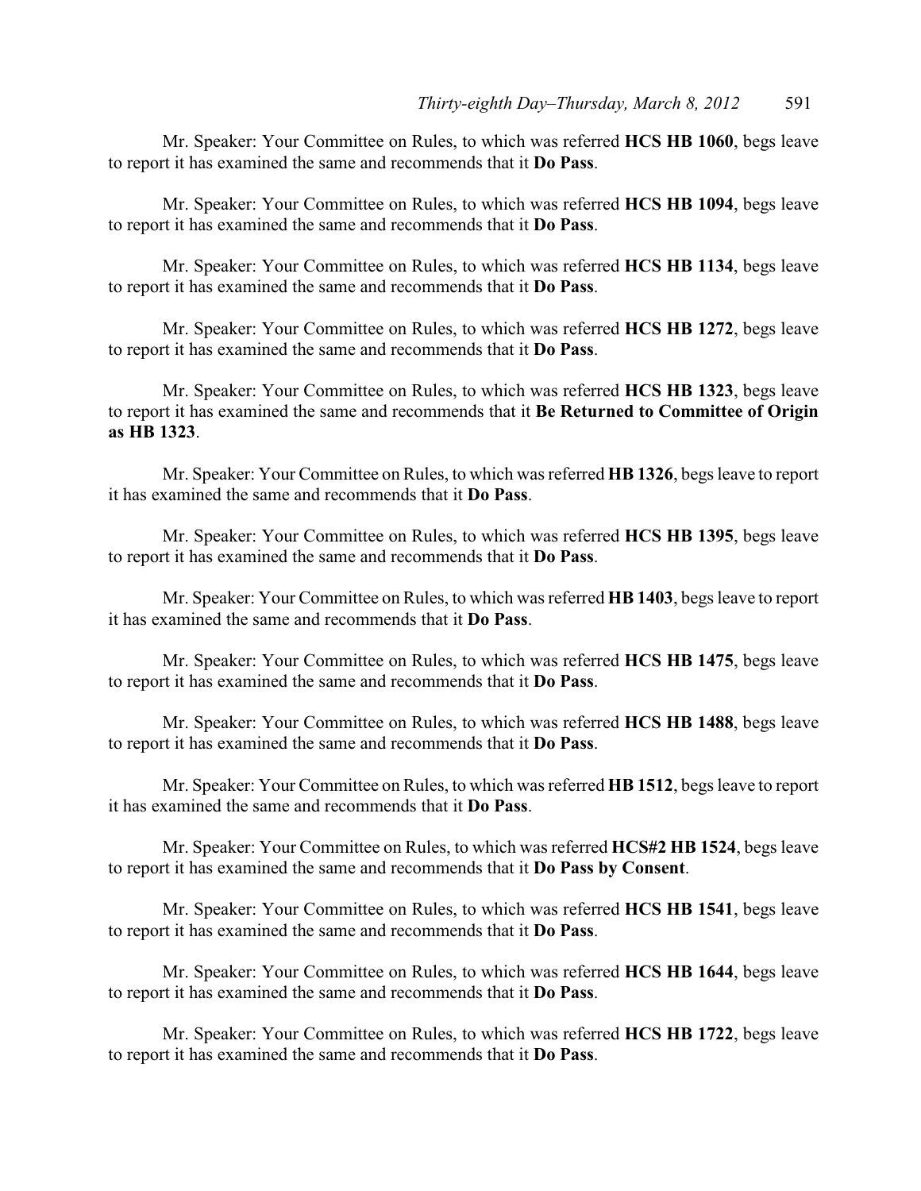Mr. Speaker: Your Committee on Rules, to which was referred **HCS HB 1060**, begs leave to report it has examined the same and recommends that it **Do Pass**.

Mr. Speaker: Your Committee on Rules, to which was referred **HCS HB 1094**, begs leave to report it has examined the same and recommends that it **Do Pass**.

Mr. Speaker: Your Committee on Rules, to which was referred **HCS HB 1134**, begs leave to report it has examined the same and recommends that it **Do Pass**.

Mr. Speaker: Your Committee on Rules, to which was referred **HCS HB 1272**, begs leave to report it has examined the same and recommends that it **Do Pass**.

Mr. Speaker: Your Committee on Rules, to which was referred **HCS HB 1323**, begs leave to report it has examined the same and recommends that it **Be Returned to Committee of Origin as HB 1323**.

Mr. Speaker: Your Committee on Rules, to which was referred **HB 1326**, begs leave to report it has examined the same and recommends that it **Do Pass**.

Mr. Speaker: Your Committee on Rules, to which was referred **HCS HB 1395**, begs leave to report it has examined the same and recommends that it **Do Pass**.

Mr. Speaker: Your Committee on Rules, to which was referred **HB 1403**, begs leave to report it has examined the same and recommends that it **Do Pass**.

Mr. Speaker: Your Committee on Rules, to which was referred **HCS HB 1475**, begs leave to report it has examined the same and recommends that it **Do Pass**.

Mr. Speaker: Your Committee on Rules, to which was referred **HCS HB 1488**, begs leave to report it has examined the same and recommends that it **Do Pass**.

Mr. Speaker: Your Committee on Rules, to which was referred **HB 1512**, begs leave to report it has examined the same and recommends that it **Do Pass**.

Mr. Speaker: Your Committee on Rules, to which was referred **HCS#2 HB 1524**, begs leave to report it has examined the same and recommends that it **Do Pass by Consent**.

Mr. Speaker: Your Committee on Rules, to which was referred **HCS HB 1541**, begs leave to report it has examined the same and recommends that it **Do Pass**.

Mr. Speaker: Your Committee on Rules, to which was referred **HCS HB 1644**, begs leave to report it has examined the same and recommends that it **Do Pass**.

Mr. Speaker: Your Committee on Rules, to which was referred **HCS HB 1722**, begs leave to report it has examined the same and recommends that it **Do Pass**.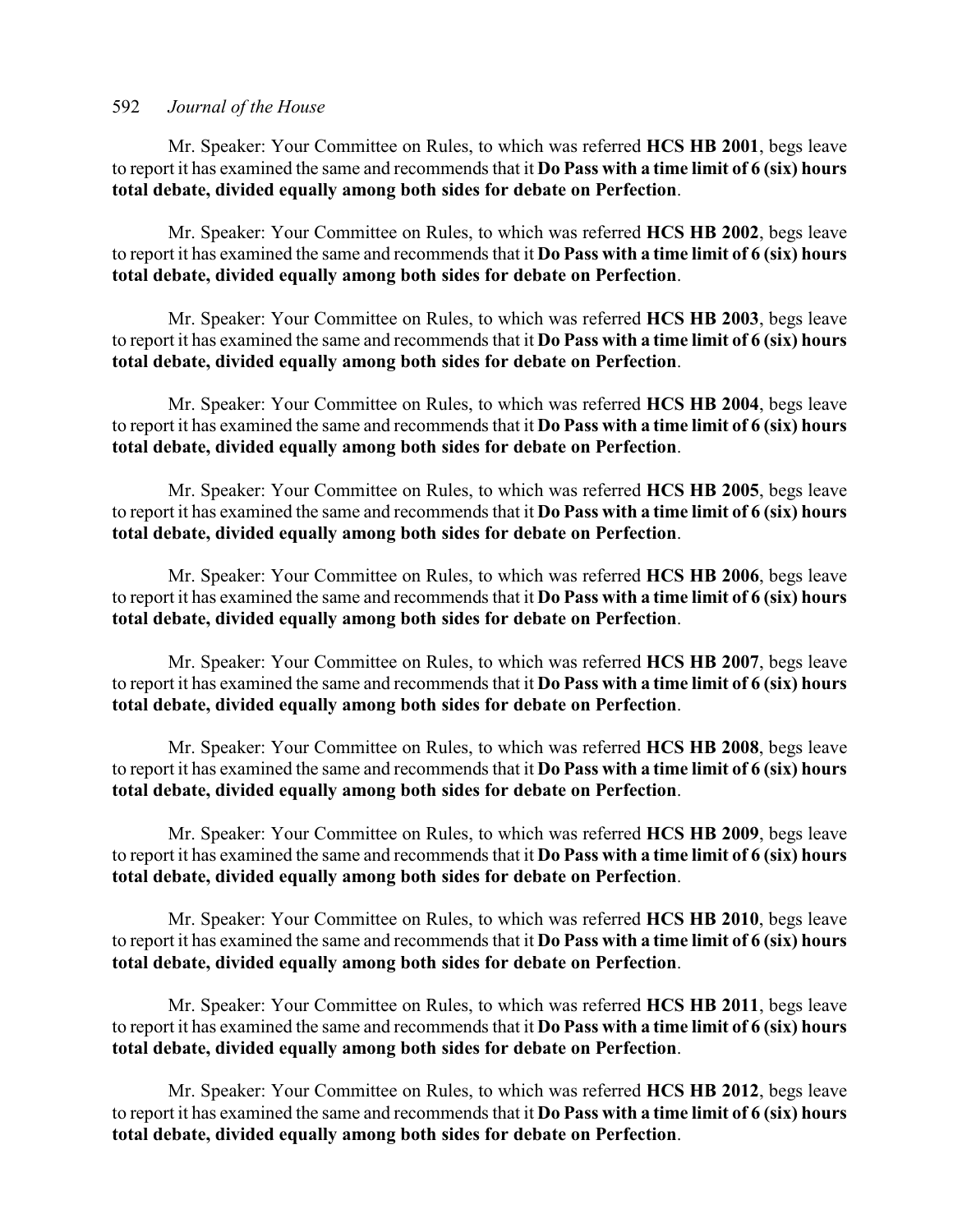Mr. Speaker: Your Committee on Rules, to which was referred **HCS HB 2001**, begs leave to report it has examined the same and recommends that it **Do Pass with a time limit of 6 (six) hours total debate, divided equally among both sides for debate on Perfection**.

Mr. Speaker: Your Committee on Rules, to which was referred **HCS HB 2002**, begs leave to report it has examined the same and recommends that it **Do Pass with a time limit of 6 (six) hours total debate, divided equally among both sides for debate on Perfection**.

Mr. Speaker: Your Committee on Rules, to which was referred **HCS HB 2003**, begs leave to report it has examined the same and recommends that it **Do Pass with a time limit of 6 (six) hours total debate, divided equally among both sides for debate on Perfection**.

Mr. Speaker: Your Committee on Rules, to which was referred **HCS HB 2004**, begs leave to report it has examined the same and recommends that it **Do Pass with a time limit of 6 (six) hours total debate, divided equally among both sides for debate on Perfection**.

Mr. Speaker: Your Committee on Rules, to which was referred **HCS HB 2005**, begs leave to report it has examined the same and recommends that it **Do Pass with a time limit of 6 (six) hours total debate, divided equally among both sides for debate on Perfection**.

Mr. Speaker: Your Committee on Rules, to which was referred **HCS HB 2006**, begs leave to report it has examined the same and recommends that it **Do Pass with a time limit of 6 (six) hours total debate, divided equally among both sides for debate on Perfection**.

Mr. Speaker: Your Committee on Rules, to which was referred **HCS HB 2007**, begs leave to report it has examined the same and recommends that it **Do Pass with a time limit of 6 (six) hours total debate, divided equally among both sides for debate on Perfection**.

Mr. Speaker: Your Committee on Rules, to which was referred **HCS HB 2008**, begs leave to report it has examined the same and recommends that it **Do Pass with a time limit of 6 (six) hours total debate, divided equally among both sides for debate on Perfection**.

Mr. Speaker: Your Committee on Rules, to which was referred **HCS HB 2009**, begs leave to report it has examined the same and recommends that it **Do Pass with a time limit of 6 (six) hours total debate, divided equally among both sides for debate on Perfection**.

Mr. Speaker: Your Committee on Rules, to which was referred **HCS HB 2010**, begs leave to report it has examined the same and recommends that it **Do Pass with a time limit of 6 (six) hours total debate, divided equally among both sides for debate on Perfection**.

Mr. Speaker: Your Committee on Rules, to which was referred **HCS HB 2011**, begs leave to report it has examined the same and recommends that it **Do Pass with a time limit of 6 (six) hours total debate, divided equally among both sides for debate on Perfection**.

Mr. Speaker: Your Committee on Rules, to which was referred **HCS HB 2012**, begs leave to report it has examined the same and recommends that it **Do Pass with a time limit of 6 (six) hours total debate, divided equally among both sides for debate on Perfection**.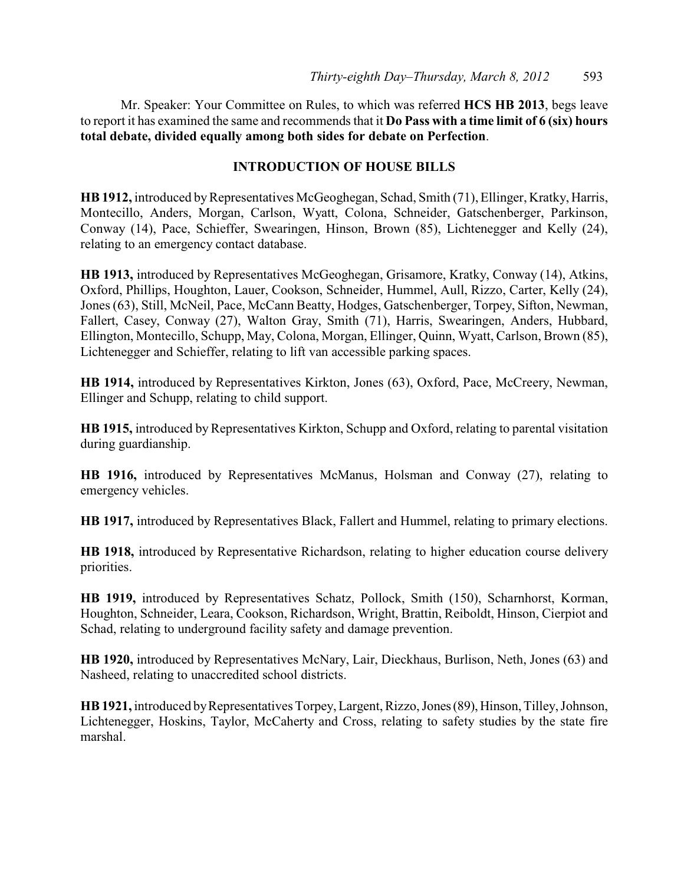Mr. Speaker: Your Committee on Rules, to which was referred **HCS HB 2013**, begs leave to report it has examined the same and recommends that it **Do Pass with a time limit of 6 (six) hours total debate, divided equally among both sides for debate on Perfection**.

## INTRODUCTION OF HOUSE BILLS

**HB 1912,** introduced by Representatives McGeoghegan, Schad, Smith (71), Ellinger, Kratky, Harris, Montecillo, Anders, Morgan, Carlson, Wyatt, Colona, Schneider, Gatschenberger, Parkinson, Conway (14), Pace, Schieffer, Swearingen, Hinson, Brown (85), Lichtenegger and Kelly (24), relating to an emergency contact database.

**HB 1913,** introduced by Representatives McGeoghegan, Grisamore, Kratky, Conway (14), Atkins, Oxford, Phillips, Houghton, Lauer, Cookson, Schneider, Hummel, Aull, Rizzo, Carter, Kelly (24), Jones (63), Still, McNeil, Pace, McCann Beatty, Hodges, Gatschenberger, Torpey, Sifton, Newman, Fallert, Casey, Conway (27), Walton Gray, Smith (71), Harris, Swearingen, Anders, Hubbard, Ellington, Montecillo, Schupp, May, Colona, Morgan, Ellinger, Quinn, Wyatt, Carlson, Brown (85), Lichtenegger and Schieffer, relating to lift van accessible parking spaces.

**HB 1914,** introduced by Representatives Kirkton, Jones (63), Oxford, Pace, McCreery, Newman, Ellinger and Schupp, relating to child support.

**HB 1915,** introduced by Representatives Kirkton, Schupp and Oxford, relating to parental visitation during guardianship.

**HB 1916,** introduced by Representatives McManus, Holsman and Conway (27), relating to emergency vehicles.

**HB 1917,** introduced by Representatives Black, Fallert and Hummel, relating to primary elections.

**HB 1918,** introduced by Representative Richardson, relating to higher education course delivery priorities.

**HB 1919,** introduced by Representatives Schatz, Pollock, Smith (150), Scharnhorst, Korman, Houghton, Schneider, Leara, Cookson, Richardson, Wright, Brattin, Reiboldt, Hinson, Cierpiot and Schad, relating to underground facility safety and damage prevention.

**HB 1920,** introduced by Representatives McNary, Lair, Dieckhaus, Burlison, Neth, Jones (63) and Nasheed, relating to unaccredited school districts.

**HB 1921,** introduced by Representatives Torpey, Largent, Rizzo, Jones (89), Hinson, Tilley, Johnson, Lichtenegger, Hoskins, Taylor, McCaherty and Cross, relating to safety studies by the state fire marshal.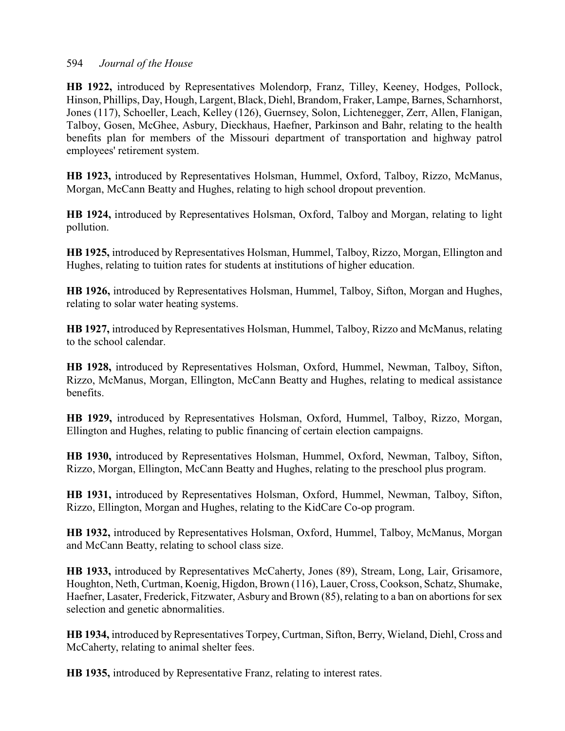**HB 1922,** introduced by Representatives Molendorp, Franz, Tilley, Keeney, Hodges, Pollock, Hinson, Phillips, Day, Hough, Largent, Black, Diehl, Brandom, Fraker, Lampe, Barnes, Scharnhorst, Jones (117), Schoeller, Leach, Kelley (126), Guernsey, Solon, Lichtenegger, Zerr, Allen, Flanigan, Talboy, Gosen, McGhee, Asbury, Dieckhaus, Haefner, Parkinson and Bahr, relating to the health benefits plan for members of the Missouri department of transportation and highway patrol employees' retirement system.

**HB 1923,** introduced by Representatives Holsman, Hummel, Oxford, Talboy, Rizzo, McManus, Morgan, McCann Beatty and Hughes, relating to high school dropout prevention.

**HB 1924,** introduced by Representatives Holsman, Oxford, Talboy and Morgan, relating to light pollution.

**HB 1925,** introduced by Representatives Holsman, Hummel, Talboy, Rizzo, Morgan, Ellington and Hughes, relating to tuition rates for students at institutions of higher education.

**HB 1926,** introduced by Representatives Holsman, Hummel, Talboy, Sifton, Morgan and Hughes, relating to solar water heating systems.

**HB 1927,** introduced by Representatives Holsman, Hummel, Talboy, Rizzo and McManus, relating to the school calendar.

**HB 1928,** introduced by Representatives Holsman, Oxford, Hummel, Newman, Talboy, Sifton, Rizzo, McManus, Morgan, Ellington, McCann Beatty and Hughes, relating to medical assistance benefits.

**HB 1929,** introduced by Representatives Holsman, Oxford, Hummel, Talboy, Rizzo, Morgan, Ellington and Hughes, relating to public financing of certain election campaigns.

**HB 1930,** introduced by Representatives Holsman, Hummel, Oxford, Newman, Talboy, Sifton, Rizzo, Morgan, Ellington, McCann Beatty and Hughes, relating to the preschool plus program.

**HB 1931,** introduced by Representatives Holsman, Oxford, Hummel, Newman, Talboy, Sifton, Rizzo, Ellington, Morgan and Hughes, relating to the KidCare Co-op program.

**HB 1932,** introduced by Representatives Holsman, Oxford, Hummel, Talboy, McManus, Morgan and McCann Beatty, relating to school class size.

**HB 1933,** introduced by Representatives McCaherty, Jones (89), Stream, Long, Lair, Grisamore, Houghton, Neth, Curtman, Koenig, Higdon, Brown (116), Lauer, Cross, Cookson, Schatz, Shumake, Haefner, Lasater, Frederick, Fitzwater, Asbury and Brown (85), relating to a ban on abortions for sex selection and genetic abnormalities.

**HB 1934,** introduced by Representatives Torpey, Curtman, Sifton, Berry, Wieland, Diehl, Cross and McCaherty, relating to animal shelter fees.

**HB 1935,** introduced by Representative Franz, relating to interest rates.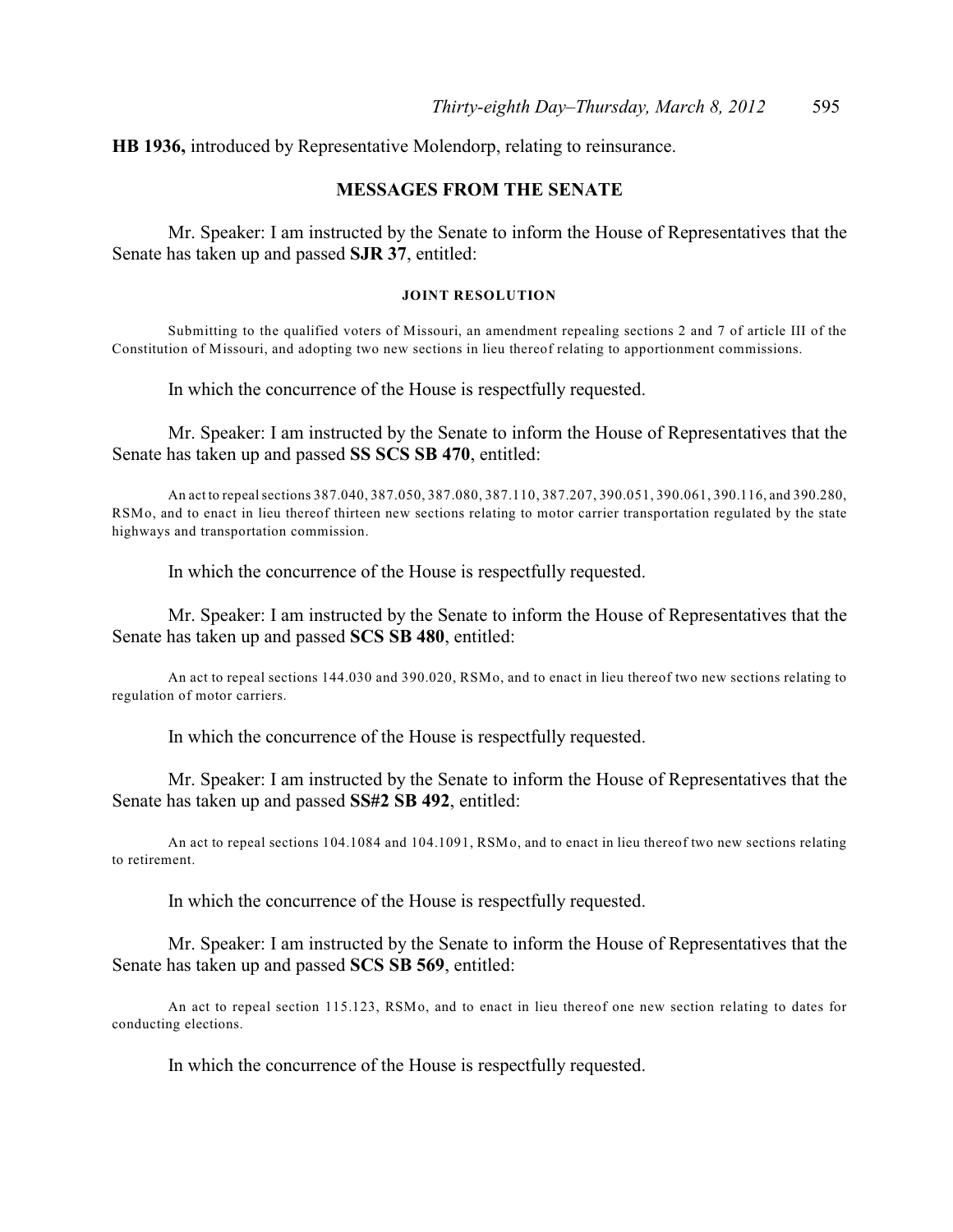**HB 1936,** introduced by Representative Molendorp, relating to reinsurance.

## MESSAGES FROM THE SENATE

Mr. Speaker: I am instructed by the Senate to inform the House of Representatives that the Senate has taken up and passed **SJR 37**, entitled:

#### JOINT RESOLUTION

Submitting to the qualified voters of Missouri, an amendment repealing sections 2 and 7 of article III of the Constitution of Missouri, and adopting two new sections in lieu thereof relating to apportionment commissions.

In which the concurrence of the House is respectfully requested.

Mr. Speaker: I am instructed by the Senate to inform the House of Representatives that the Senate has taken up and passed **SS SCS SB 470**, entitled:

An act to repeal sections 387.040, 387.050, 387.080, 387.110, 387.207, 390.051, 390.061, 390.116, and 390.280, RSMo, and to enact in lieu thereof thirteen new sections relating to motor carrier transportation regulated by the state highways and transportation commission.

In which the concurrence of the House is respectfully requested.

Mr. Speaker: I am instructed by the Senate to inform the House of Representatives that the Senate has taken up and passed **SCS SB 480**, entitled:

An act to repeal sections 144.030 and 390.020, RSMo, and to enact in lieu thereof two new sections relating to regulation of motor carriers.

In which the concurrence of the House is respectfully requested.

Mr. Speaker: I am instructed by the Senate to inform the House of Representatives that the Senate has taken up and passed **SS#2 SB 492**, entitled:

An act to repeal sections 104.1084 and 104.1091, RSMo, and to enact in lieu thereof two new sections relating to retirement.

In which the concurrence of the House is respectfully requested.

Mr. Speaker: I am instructed by the Senate to inform the House of Representatives that the Senate has taken up and passed **SCS SB 569**, entitled:

An act to repeal section 115.123, RSMo, and to enact in lieu thereof one new section relating to dates for conducting elections.

In which the concurrence of the House is respectfully requested.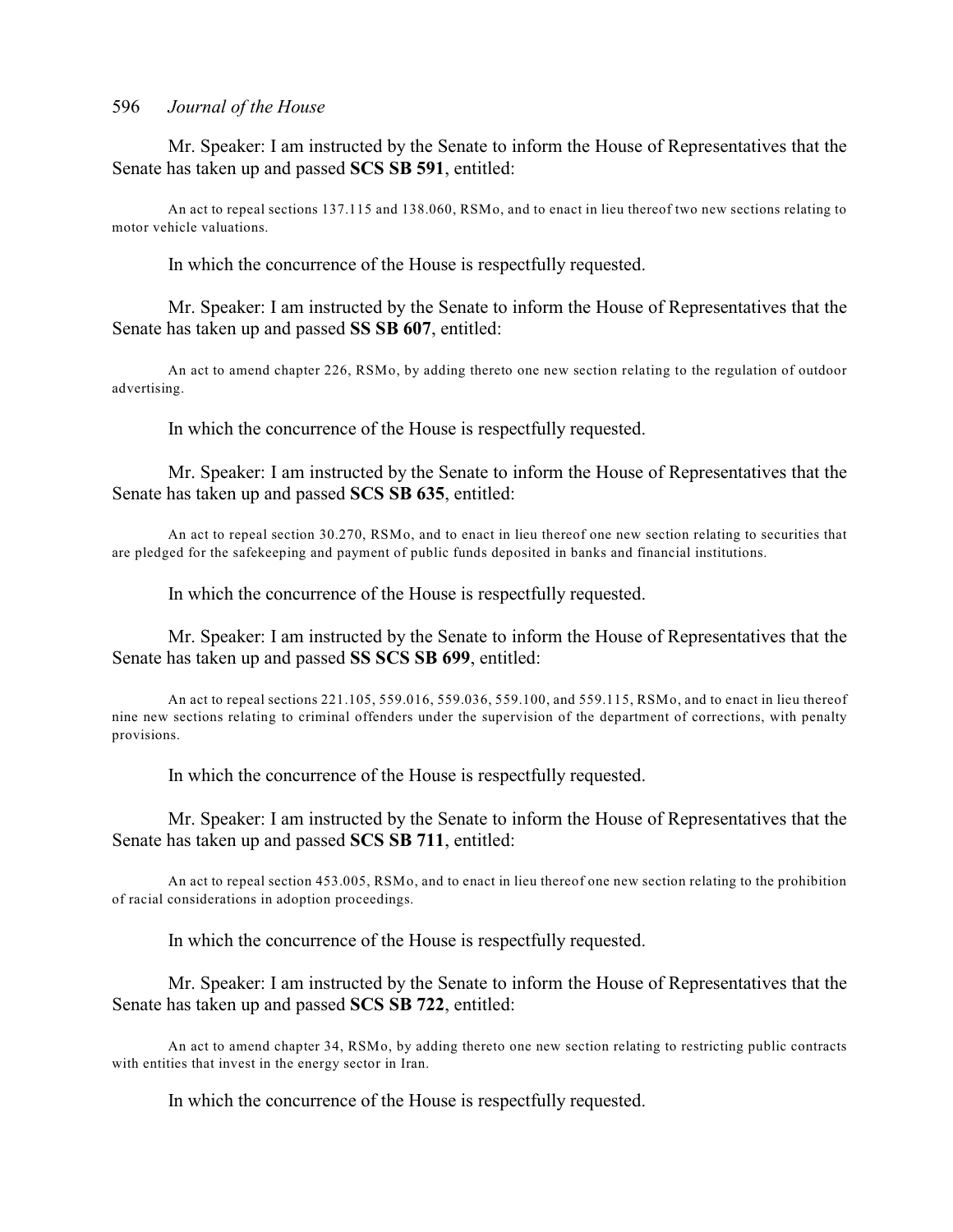Mr. Speaker: I am instructed by the Senate to inform the House of Representatives that the Senate has taken up and passed **SCS SB 591**, entitled:

An act to repeal sections 137.115 and 138.060, RSMo, and to enact in lieu thereof two new sections relating to motor vehicle valuations.

In which the concurrence of the House is respectfully requested.

Mr. Speaker: I am instructed by the Senate to inform the House of Representatives that the Senate has taken up and passed **SS SB 607**, entitled:

An act to amend chapter 226, RSMo, by adding thereto one new section relating to the regulation of outdoor advertising.

In which the concurrence of the House is respectfully requested.

Mr. Speaker: I am instructed by the Senate to inform the House of Representatives that the Senate has taken up and passed **SCS SB 635**, entitled:

An act to repeal section 30.270, RSMo, and to enact in lieu thereof one new section relating to securities that are pledged for the safekeeping and payment of public funds deposited in banks and financial institutions.

In which the concurrence of the House is respectfully requested.

Mr. Speaker: I am instructed by the Senate to inform the House of Representatives that the Senate has taken up and passed **SS SCS SB 699**, entitled:

An act to repeal sections 221.105, 559.016, 559.036, 559.100, and 559.115, RSMo, and to enact in lieu thereof nine new sections relating to criminal offenders under the supervision of the department of corrections, with penalty provisions.

In which the concurrence of the House is respectfully requested.

Mr. Speaker: I am instructed by the Senate to inform the House of Representatives that the Senate has taken up and passed **SCS SB 711**, entitled:

An act to repeal section 453.005, RSMo, and to enact in lieu thereof one new section relating to the prohibition of racial considerations in adoption proceedings.

In which the concurrence of the House is respectfully requested.

Mr. Speaker: I am instructed by the Senate to inform the House of Representatives that the Senate has taken up and passed **SCS SB 722**, entitled:

An act to amend chapter 34, RSMo, by adding thereto one new section relating to restricting public contracts with entities that invest in the energy sector in Iran.

In which the concurrence of the House is respectfully requested.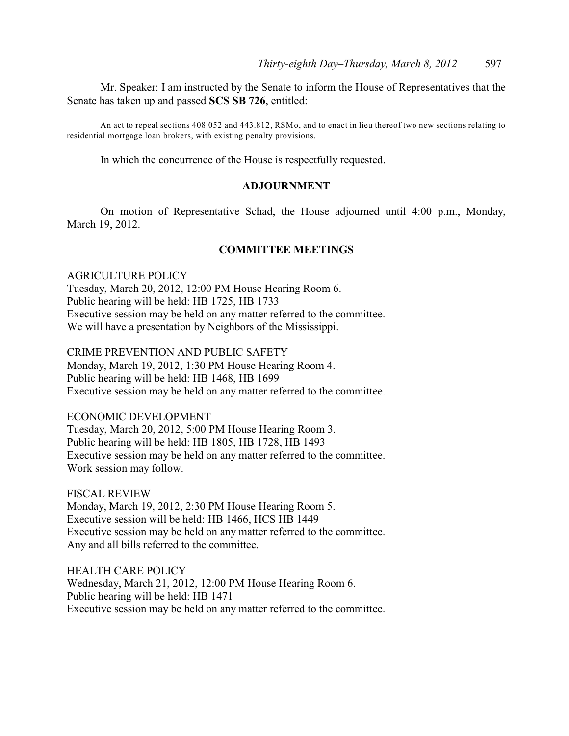Mr. Speaker: I am instructed by the Senate to inform the House of Representatives that the Senate has taken up and passed **SCS SB 726**, entitled:

An act to repeal sections 408.052 and 443.812, RSMo, and to enact in lieu thereof two new sections relating to residential mortgage loan brokers, with existing penalty provisions.

In which the concurrence of the House is respectfully requested.

## ADJOURNMENT

On motion of Representative Schad, the House adjourned until 4:00 p.m., Monday, March 19, 2012.

## COMMITTEE MEETINGS

AGRICULTURE POLICY
Tuesday, March 20, 2012, 12:00 PM House Hearing Room 6.
Public hearing will be held: HB 1725, HB 1733
Executive session may be held on any matter referred to the committee.
We will have a presentation by Neighbors of the Mississippi.

CRIME PREVENTION AND PUBLIC SAFETY
Monday, March 19, 2012, 1:30 PM House Hearing Room 4.
Public hearing will be held: HB 1468, HB 1699
Executive session may be held on any matter referred to the committee.

ECONOMIC DEVELOPMENT
Tuesday, March 20, 2012, 5:00 PM House Hearing Room 3.
Public hearing will be held: HB 1805, HB 1728, HB 1493
Executive session may be held on any matter referred to the committee.
Work session may follow.

FISCAL REVIEW
Monday, March 19, 2012, 2:30 PM House Hearing Room 5.
Executive session will be held: HB 1466, HCS HB 1449
Executive session may be held on any matter referred to the committee.
Any and all bills referred to the committee.

HEALTH CARE POLICY
Wednesday, March 21, 2012, 12:00 PM House Hearing Room 6.
Public hearing will be held: HB 1471
Executive session may be held on any matter referred to the committee.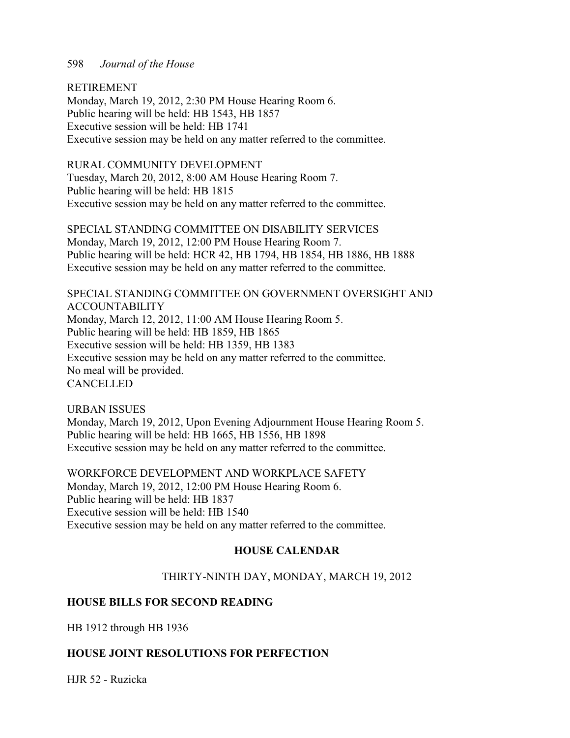RETIREMENT
Monday, March 19, 2012, 2:30 PM House Hearing Room 6.
Public hearing will be held: HB 1543, HB 1857
Executive session will be held: HB 1741
Executive session may be held on any matter referred to the committee.

RURAL COMMUNITY DEVELOPMENT
Tuesday, March 20, 2012, 8:00 AM House Hearing Room 7.
Public hearing will be held: HB 1815
Executive session may be held on any matter referred to the committee.

SPECIAL STANDING COMMITTEE ON DISABILITY SERVICES
Monday, March 19, 2012, 12:00 PM House Hearing Room 7.
Public hearing will be held: HCR 42, HB 1794, HB 1854, HB 1886, HB 1888
Executive session may be held on any matter referred to the committee.

SPECIAL STANDING COMMITTEE ON GOVERNMENT OVERSIGHT AND ACCOUNTABILITY
Monday, March 12, 2012, 11:00 AM House Hearing Room 5.
Public hearing will be held: HB 1859, HB 1865
Executive session will be held: HB 1359, HB 1383
Executive session may be held on any matter referred to the committee.
No meal will be provided.
CANCELLED

URBAN ISSUES
Monday, March 19, 2012, Upon Evening Adjournment House Hearing Room 5.
Public hearing will be held: HB 1665, HB 1556, HB 1898
Executive session may be held on any matter referred to the committee.

WORKFORCE DEVELOPMENT AND WORKPLACE SAFETY
Monday, March 19, 2012, 12:00 PM House Hearing Room 6.
Public hearing will be held: HB 1837
Executive session will be held: HB 1540
Executive session may be held on any matter referred to the committee.

## HOUSE CALENDAR

THIRTY-NINTH DAY, MONDAY, MARCH 19, 2012

### HOUSE BILLS FOR SECOND READING

HB 1912 through HB 1936

### HOUSE JOINT RESOLUTIONS FOR PERFECTION

HJR 52 - Ruzicka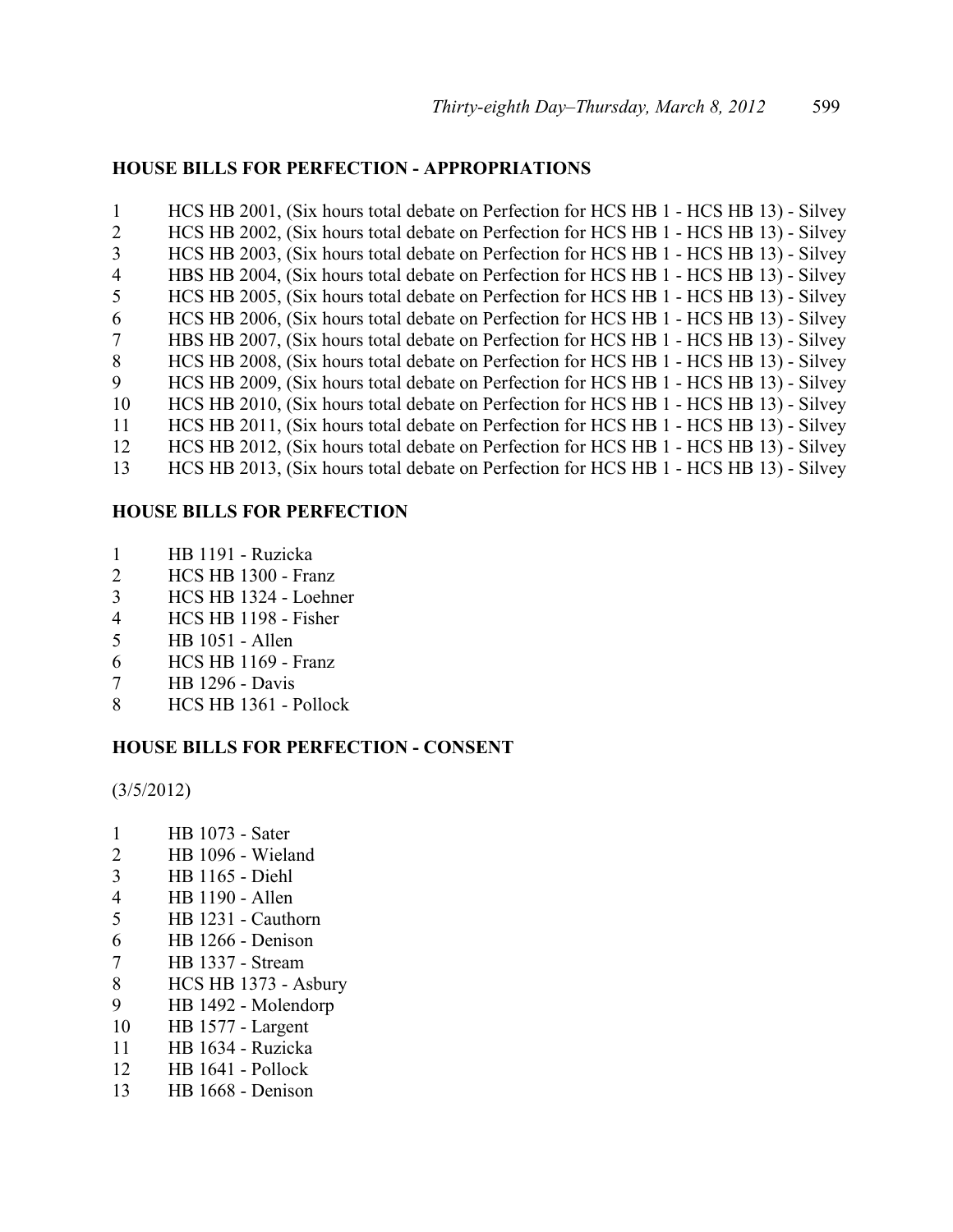**HOUSE BILLS FOR PERFECTION - APPROPRIATIONS**

1 HCS HB 2001, (Six hours total debate on Perfection for HCS HB 1 - HCS HB 13) - Silvey
2 HCS HB 2002, (Six hours total debate on Perfection for HCS HB 1 - HCS HB 13) - Silvey
3 HCS HB 2003, (Six hours total debate on Perfection for HCS HB 1 - HCS HB 13) - Silvey
4 HBS HB 2004, (Six hours total debate on Perfection for HCS HB 1 - HCS HB 13) - Silvey
5 HCS HB 2005, (Six hours total debate on Perfection for HCS HB 1 - HCS HB 13) - Silvey
6 HCS HB 2006, (Six hours total debate on Perfection for HCS HB 1 - HCS HB 13) - Silvey
7 HBS HB 2007, (Six hours total debate on Perfection for HCS HB 1 - HCS HB 13) - Silvey
8 HCS HB 2008, (Six hours total debate on Perfection for HCS HB 1 - HCS HB 13) - Silvey
9 HCS HB 2009, (Six hours total debate on Perfection for HCS HB 1 - HCS HB 13) - Silvey
10 HCS HB 2010, (Six hours total debate on Perfection for HCS HB 1 - HCS HB 13) - Silvey
11 HCS HB 2011, (Six hours total debate on Perfection for HCS HB 1 - HCS HB 13) - Silvey
12 HCS HB 2012, (Six hours total debate on Perfection for HCS HB 1 - HCS HB 13) - Silvey
13 HCS HB 2013, (Six hours total debate on Perfection for HCS HB 1 - HCS HB 13) - Silvey

**HOUSE BILLS FOR PERFECTION**

1 HB 1191 - Ruzicka
2 HCS HB 1300 - Franz
3 HCS HB 1324 - Loehner
4 HCS HB 1198 - Fisher
5 HB 1051 - Allen
6 HCS HB 1169 - Franz
7 HB 1296 - Davis
8 HCS HB 1361 - Pollock

**HOUSE BILLS FOR PERFECTION - CONSENT**

(3/5/2012)

1 HB 1073 - Sater
2 HB 1096 - Wieland
3 HB 1165 - Diehl
4 HB 1190 - Allen
5 HB 1231 - Cauthorn
6 HB 1266 - Denison
7 HB 1337 - Stream
8 HCS HB 1373 - Asbury
9 HB 1492 - Molendorp
10 HB 1577 - Largent
11 HB 1634 - Ruzicka
12 HB 1641 - Pollock
13 HB 1668 - Denison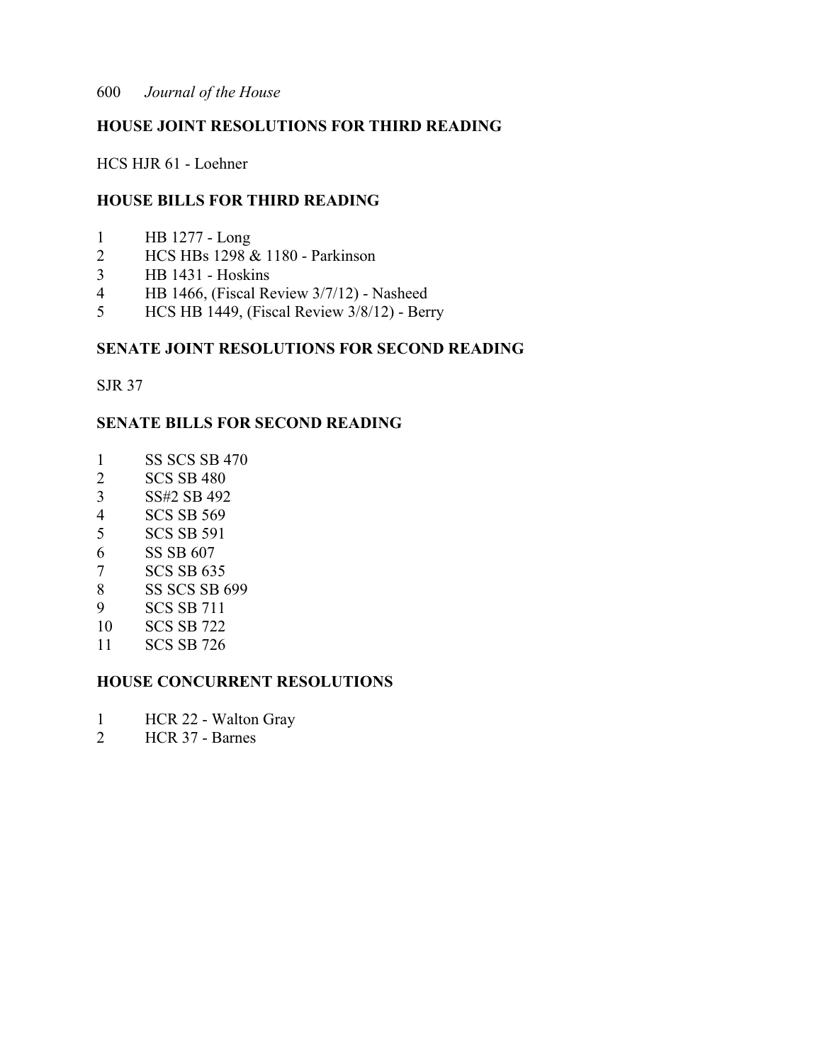## HOUSE JOINT RESOLUTIONS FOR THIRD READING

HCS HJR 61 - Loehner

## HOUSE BILLS FOR THIRD READING

1 HB 1277 - Long
2 HCS HBs 1298 & 1180 - Parkinson
3 HB 1431 - Hoskins
4 HB 1466, (Fiscal Review 3/7/12) - Nasheed
5 HCS HB 1449, (Fiscal Review 3/8/12) - Berry

## SENATE JOINT RESOLUTIONS FOR SECOND READING

SJR 37

## SENATE BILLS FOR SECOND READING

1 SS SCS SB 470
2 SCS SB 480
3 SS#2 SB 492
4 SCS SB 569
5 SCS SB 591
6 SS SB 607
7 SCS SB 635
8 SS SCS SB 699
9 SCS SB 711
10 SCS SB 722
11 SCS SB 726

## HOUSE CONCURRENT RESOLUTIONS

1 HCR 22 - Walton Gray
2 HCR 37 - Barnes